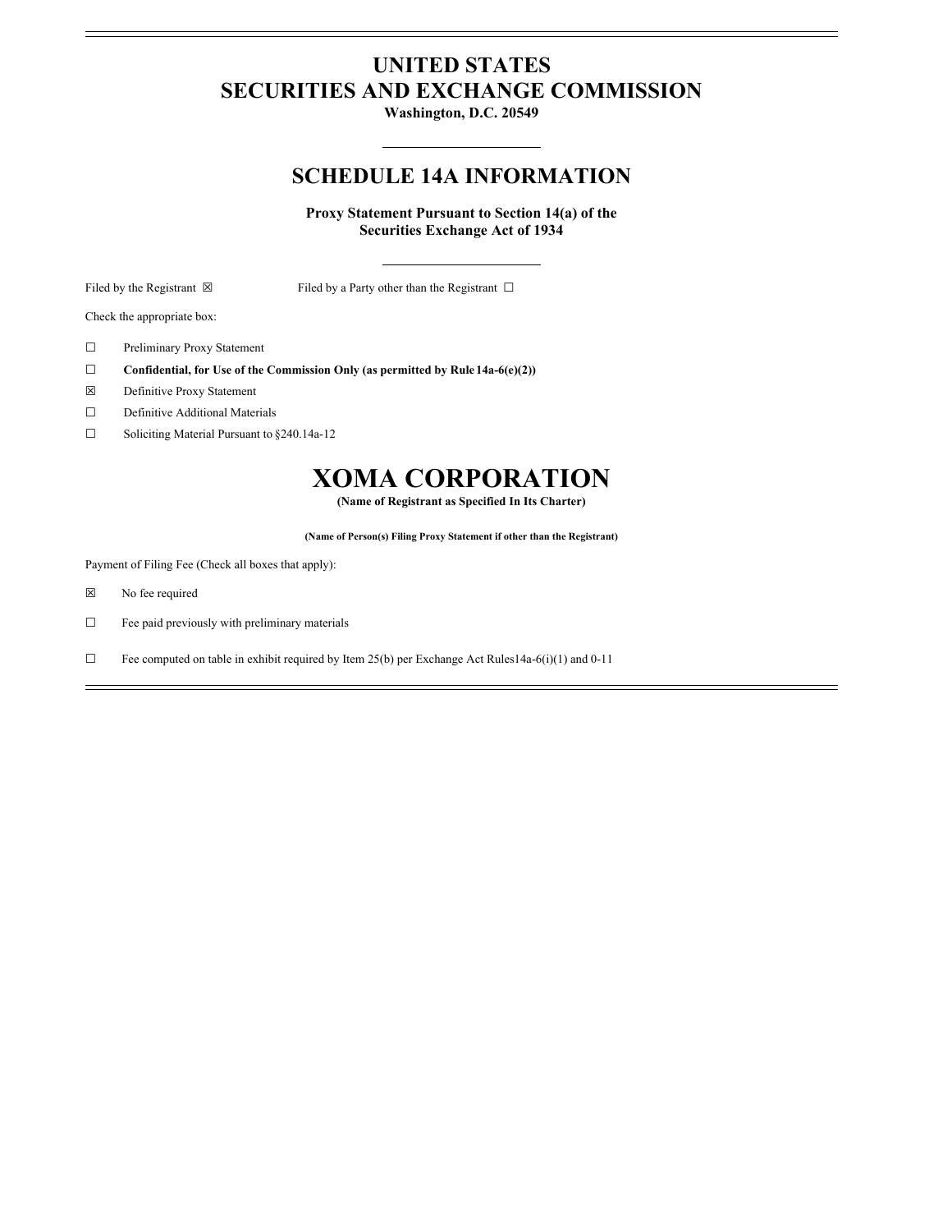# UNITED STATES
# SECURITIES AND EXCHANGE COMMISSION

**Washington, D.C. 20549**

## SCHEDULE 14A INFORMATION

**Proxy Statement Pursuant to Section 14(a) of the Securities Exchange Act of 1934**

Filed by the Registrant ☒ Filed by a Party other than the Registrant ☐

Check the appropriate box:

☐ Preliminary Proxy Statement

☐ **Confidential, for Use of the Commission Only (as permitted by Rule 14a-6(e)(2))**

☒ Definitive Proxy Statement

☐ Definitive Additional Materials

☐ Soliciting Material Pursuant to §240.14a-12

# XOMA CORPORATION

**(Name of Registrant as Specified In Its Charter)**

**(Name of Person(s) Filing Proxy Statement if other than the Registrant)**

Payment of Filing Fee (Check all boxes that apply):

☒ No fee required

☐ Fee paid previously with preliminary materials

☐ Fee computed on table in exhibit required by Item 25(b) per Exchange Act Rules14a-6(i)(1) and 0-11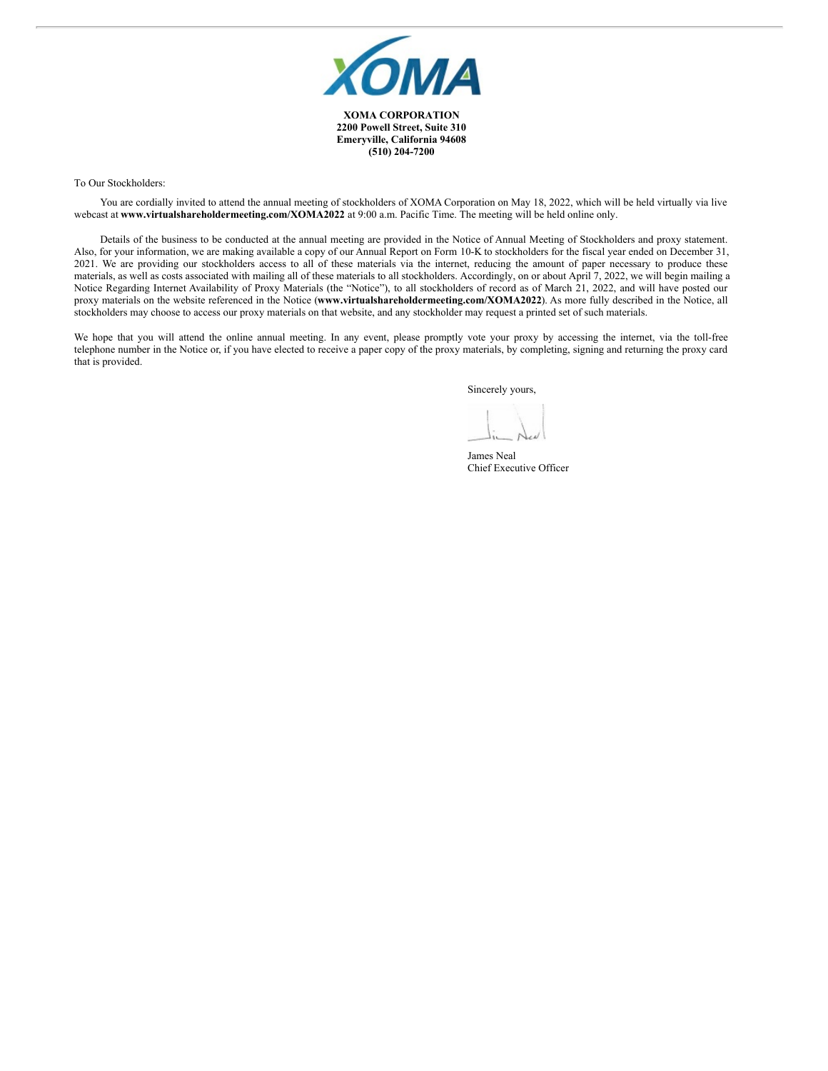**XOMA CORPORATION**
**2200 Powell Street, Suite 310**
**Emeryville, California 94608**
**(510) 204-7200**

To Our Stockholders:

You are cordially invited to attend the annual meeting of stockholders of XOMA Corporation on May 18, 2022, which will be held virtually via live webcast at **www.virtualshareholdermeeting.com/XOMA2022** at 9:00 a.m. Pacific Time. The meeting will be held online only.

Details of the business to be conducted at the annual meeting are provided in the Notice of Annual Meeting of Stockholders and proxy statement. Also, for your information, we are making available a copy of our Annual Report on Form 10-K to stockholders for the fiscal year ended on December 31, 2021. We are providing our stockholders access to all of these materials via the internet, reducing the amount of paper necessary to produce these materials, as well as costs associated with mailing all of these materials to all stockholders. Accordingly, on or about April 7, 2022, we will begin mailing a Notice Regarding Internet Availability of Proxy Materials (the "Notice"), to all stockholders of record as of March 21, 2022, and will have posted our proxy materials on the website referenced in the Notice (**www.virtualshareholdermeeting.com/XOMA2022**). As more fully described in the Notice, all stockholders may choose to access our proxy materials on that website, and any stockholder may request a printed set of such materials.

We hope that you will attend the online annual meeting. In any event, please promptly vote your proxy by accessing the internet, via the toll-free telephone number in the Notice or, if you have elected to receive a paper copy of the proxy materials, by completing, signing and returning the proxy card that is provided.

Sincerely yours,

James Neal
Chief Executive Officer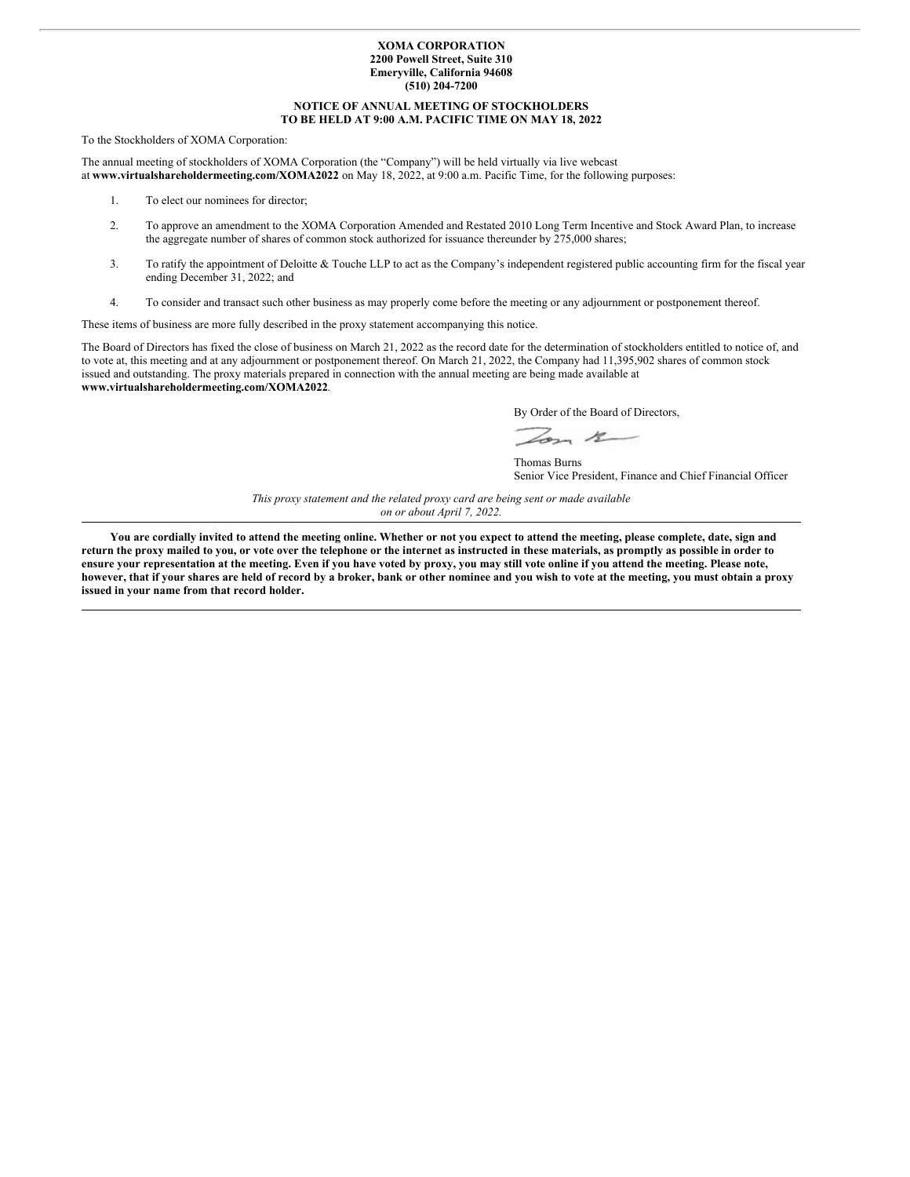**XOMA CORPORATION**
**2200 Powell Street, Suite 310**
**Emeryville, California 94608**
**(510) 204-7200**

## NOTICE OF ANNUAL MEETING OF STOCKHOLDERS TO BE HELD AT 9:00 A.M. PACIFIC TIME ON MAY 18, 2022

To the Stockholders of XOMA Corporation:

The annual meeting of stockholders of XOMA Corporation (the "Company") will be held virtually via live webcast at **www.virtualshareholdermeeting.com/XOMA2022** on May 18, 2022, at 9:00 a.m. Pacific Time, for the following purposes:

1. To elect our nominees for director;
2. To approve an amendment to the XOMA Corporation Amended and Restated 2010 Long Term Incentive and Stock Award Plan, to increase the aggregate number of shares of common stock authorized for issuance thereunder by 275,000 shares;
3. To ratify the appointment of Deloitte & Touche LLP to act as the Company's independent registered public accounting firm for the fiscal year ending December 31, 2022; and
4. To consider and transact such other business as may properly come before the meeting or any adjournment or postponement thereof.

These items of business are more fully described in the proxy statement accompanying this notice.

The Board of Directors has fixed the close of business on March 21, 2022 as the record date for the determination of stockholders entitled to notice of, and to vote at, this meeting and at any adjournment or postponement thereof. On March 21, 2022, the Company had 11,395,902 shares of common stock issued and outstanding. The proxy materials prepared in connection with the annual meeting are being made available at **www.virtualshareholdermeeting.com/XOMA2022**.

By Order of the Board of Directors,

Thomas Burns
Senior Vice President, Finance and Chief Financial Officer

*This proxy statement and the related proxy card are being sent or made available on or about April 7, 2022.*

---

**You are cordially invited to attend the meeting online. Whether or not you expect to attend the meeting, please complete, date, sign and return the proxy mailed to you, or vote over the telephone or the internet as instructed in these materials, as promptly as possible in order to ensure your representation at the meeting. Even if you have voted by proxy, you may still vote online if you attend the meeting. Please note, however, that if your shares are held of record by a broker, bank or other nominee and you wish to vote at the meeting, you must obtain a proxy issued in your name from that record holder.**

---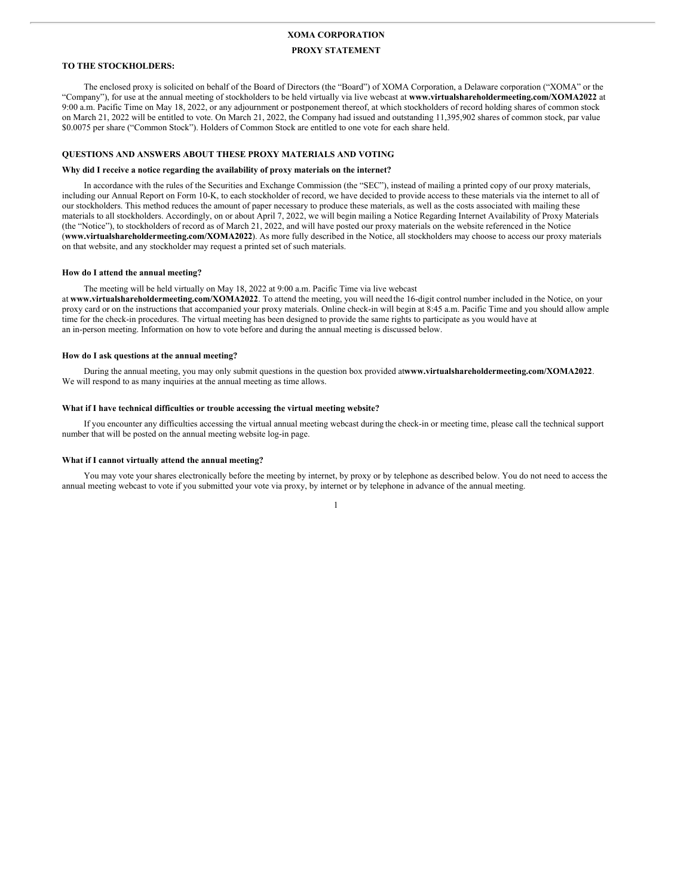# XOMA CORPORATION

## PROXY STATEMENT

**TO THE STOCKHOLDERS:**

The enclosed proxy is solicited on behalf of the Board of Directors (the "Board") of XOMA Corporation, a Delaware corporation ("XOMA" or the "Company"), for use at the annual meeting of stockholders to be held virtually via live webcast at **www.virtualshareholdermeeting.com/XOMA2022** at 9:00 a.m. Pacific Time on May 18, 2022, or any adjournment or postponement thereof, at which stockholders of record holding shares of common stock on March 21, 2022 will be entitled to vote. On March 21, 2022, the Company had issued and outstanding 11,395,902 shares of common stock, par value $0.0075 per share ("Common Stock"). Holders of Common Stock are entitled to one vote for each share held.

### QUESTIONS AND ANSWERS ABOUT THESE PROXY MATERIALS AND VOTING

**Why did I receive a notice regarding the availability of proxy materials on the internet?**

In accordance with the rules of the Securities and Exchange Commission (the "SEC"), instead of mailing a printed copy of our proxy materials, including our Annual Report on Form 10-K, to each stockholder of record, we have decided to provide access to these materials via the internet to all of our stockholders. This method reduces the amount of paper necessary to produce these materials, as well as the costs associated with mailing these materials to all stockholders. Accordingly, on or about April 7, 2022, we will begin mailing a Notice Regarding Internet Availability of Proxy Materials (the "Notice"), to stockholders of record as of March 21, 2022, and will have posted our proxy materials on the website referenced in the Notice (**www.virtualshareholdermeeting.com/XOMA2022**). As more fully described in the Notice, all stockholders may choose to access our proxy materials on that website, and any stockholder may request a printed set of such materials.

**How do I attend the annual meeting?**

The meeting will be held virtually on May 18, 2022 at 9:00 a.m. Pacific Time via live webcast at **www.virtualshareholdermeeting.com/XOMA2022**. To attend the meeting, you will need the 16-digit control number included in the Notice, on your proxy card or on the instructions that accompanied your proxy materials. Online check-in will begin at 8:45 a.m. Pacific Time and you should allow ample time for the check-in procedures. The virtual meeting has been designed to provide the same rights to participate as you would have at an in-person meeting. Information on how to vote before and during the annual meeting is discussed below.

**How do I ask questions at the annual meeting?**

During the annual meeting, you may only submit questions in the question box provided at **www.virtualshareholdermeeting.com/XOMA2022**. We will respond to as many inquiries at the annual meeting as time allows.

**What if I have technical difficulties or trouble accessing the virtual meeting website?**

If you encounter any difficulties accessing the virtual annual meeting webcast during the check-in or meeting time, please call the technical support number that will be posted on the annual meeting website log-in page.

**What if I cannot virtually attend the annual meeting?**

You may vote your shares electronically before the meeting by internet, by proxy or by telephone as described below. You do not need to access the annual meeting webcast to vote if you submitted your vote via proxy, by internet or by telephone in advance of the annual meeting.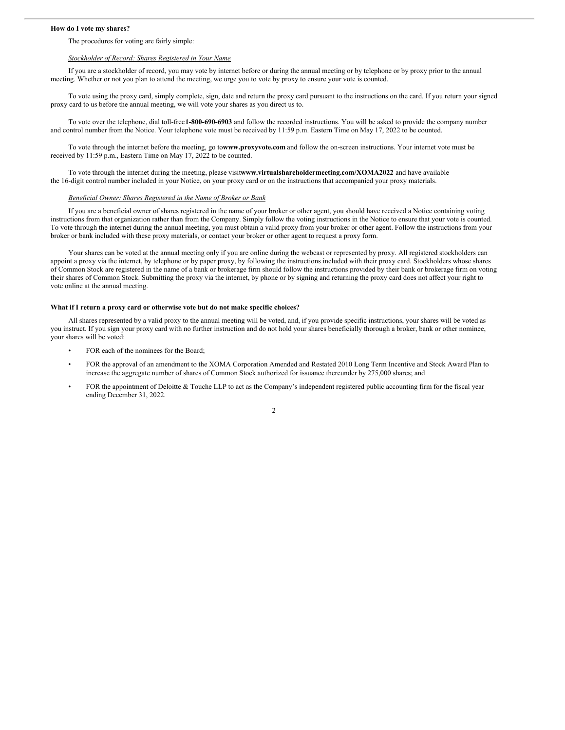**How do I vote my shares?**

The procedures for voting are fairly simple:

*Stockholder of Record: Shares Registered in Your Name*

If you are a stockholder of record, you may vote by internet before or during the annual meeting or by telephone or by proxy prior to the annual meeting. Whether or not you plan to attend the meeting, we urge you to vote by proxy to ensure your vote is counted.

To vote using the proxy card, simply complete, sign, date and return the proxy card pursuant to the instructions on the card. If you return your signed proxy card to us before the annual meeting, we will vote your shares as you direct us to.

To vote over the telephone, dial toll-free **1-800-690-6903** and follow the recorded instructions. You will be asked to provide the company number and control number from the Notice. Your telephone vote must be received by 11:59 p.m. Eastern Time on May 17, 2022 to be counted.

To vote through the internet before the meeting, go to **www.proxyvote.com** and follow the on-screen instructions. Your internet vote must be received by 11:59 p.m., Eastern Time on May 17, 2022 to be counted.

To vote through the internet during the meeting, please visit **www.virtualshareholdermeeting.com/XOMA2022** and have available the 16-digit control number included in your Notice, on your proxy card or on the instructions that accompanied your proxy materials.

*Beneficial Owner: Shares Registered in the Name of Broker or Bank*

If you are a beneficial owner of shares registered in the name of your broker or other agent, you should have received a Notice containing voting instructions from that organization rather than from the Company. Simply follow the voting instructions in the Notice to ensure that your vote is counted. To vote through the internet during the annual meeting, you must obtain a valid proxy from your broker or other agent. Follow the instructions from your broker or bank included with these proxy materials, or contact your broker or other agent to request a proxy form.

Your shares can be voted at the annual meeting only if you are online during the webcast or represented by proxy. All registered stockholders can appoint a proxy via the internet, by telephone or by paper proxy, by following the instructions included with their proxy card. Stockholders whose shares of Common Stock are registered in the name of a bank or brokerage firm should follow the instructions provided by their bank or brokerage firm on voting their shares of Common Stock. Submitting the proxy via the internet, by phone or by signing and returning the proxy card does not affect your right to vote online at the annual meeting.

**What if I return a proxy card or otherwise vote but do not make specific choices?**

All shares represented by a valid proxy to the annual meeting will be voted, and, if you provide specific instructions, your shares will be voted as you instruct. If you sign your proxy card with no further instruction and do not hold your shares beneficially thorough a broker, bank or other nominee, your shares will be voted:

- FOR each of the nominees for the Board;
- FOR the approval of an amendment to the XOMA Corporation Amended and Restated 2010 Long Term Incentive and Stock Award Plan to increase the aggregate number of shares of Common Stock authorized for issuance thereunder by 275,000 shares; and
- FOR the appointment of Deloitte & Touche LLP to act as the Company's independent registered public accounting firm for the fiscal year ending December 31, 2022.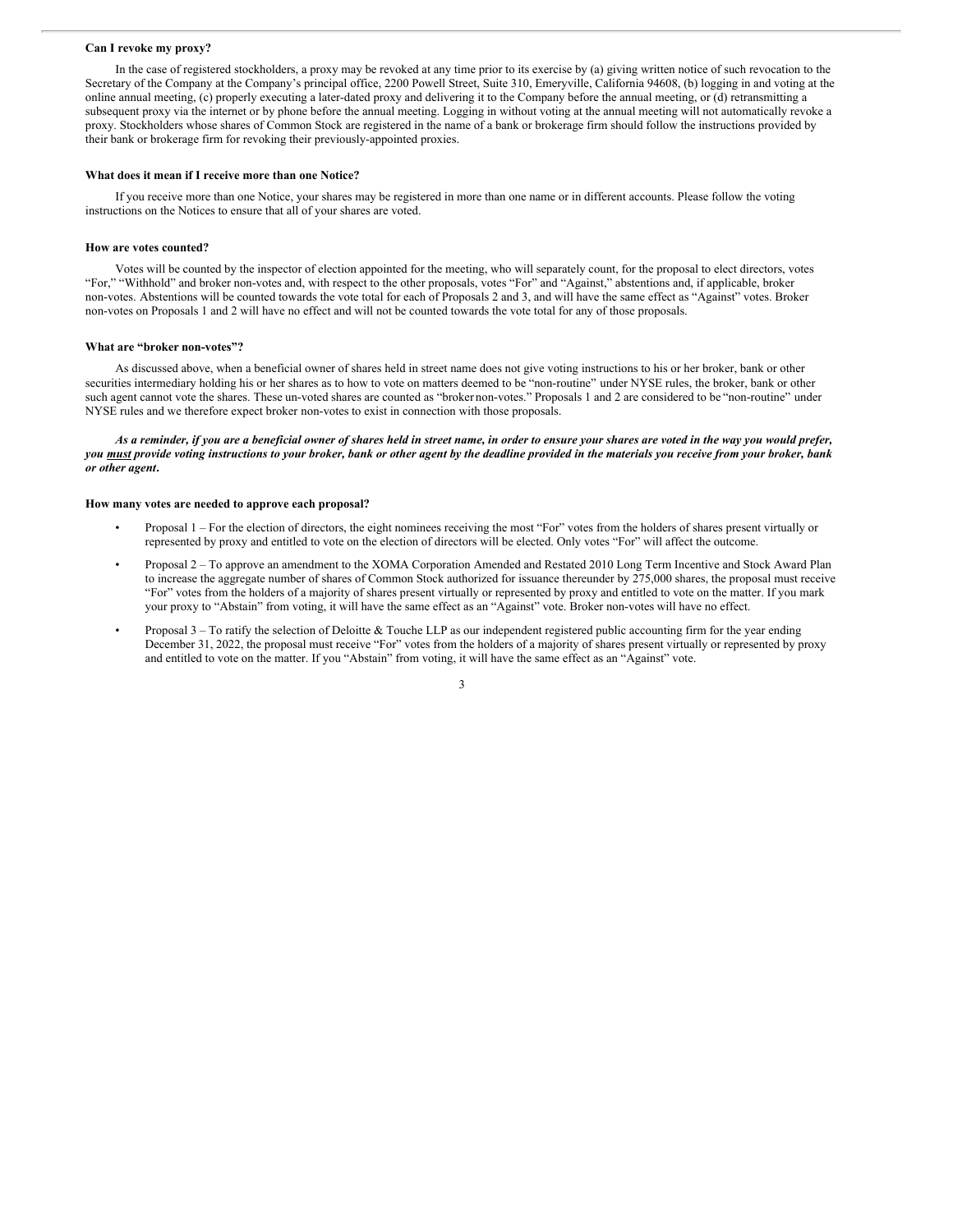**Can I revoke my proxy?**

In the case of registered stockholders, a proxy may be revoked at any time prior to its exercise by (a) giving written notice of such revocation to the Secretary of the Company at the Company's principal office, 2200 Powell Street, Suite 310, Emeryville, California 94608, (b) logging in and voting at the online annual meeting, (c) properly executing a later-dated proxy and delivering it to the Company before the annual meeting, or (d) retransmitting a subsequent proxy via the internet or by phone before the annual meeting. Logging in without voting at the annual meeting will not automatically revoke a proxy. Stockholders whose shares of Common Stock are registered in the name of a bank or brokerage firm should follow the instructions provided by their bank or brokerage firm for revoking their previously-appointed proxies.

**What does it mean if I receive more than one Notice?**

If you receive more than one Notice, your shares may be registered in more than one name or in different accounts. Please follow the voting instructions on the Notices to ensure that all of your shares are voted.

**How are votes counted?**

Votes will be counted by the inspector of election appointed for the meeting, who will separately count, for the proposal to elect directors, votes "For," "Withhold" and broker non-votes and, with respect to the other proposals, votes "For" and "Against," abstentions and, if applicable, broker non-votes. Abstentions will be counted towards the vote total for each of Proposals 2 and 3, and will have the same effect as "Against" votes. Broker non-votes on Proposals 1 and 2 will have no effect and will not be counted towards the vote total for any of those proposals.

**What are "broker non-votes"?**

As discussed above, when a beneficial owner of shares held in street name does not give voting instructions to his or her broker, bank or other securities intermediary holding his or her shares as to how to vote on matters deemed to be "non-routine" under NYSE rules, the broker, bank or other such agent cannot vote the shares. These un-voted shares are counted as "broker non-votes." Proposals 1 and 2 are considered to be "non-routine" under NYSE rules and we therefore expect broker non-votes to exist in connection with those proposals.

***As a reminder, if you are a beneficial owner of shares held in street name, in order to ensure your shares are voted in the way you would prefer, you must provide voting instructions to your broker, bank or other agent by the deadline provided in the materials you receive from your broker, bank or other agent.***

**How many votes are needed to approve each proposal?**

- Proposal 1 – For the election of directors, the eight nominees receiving the most "For" votes from the holders of shares present virtually or represented by proxy and entitled to vote on the election of directors will be elected. Only votes "For" will affect the outcome.
- Proposal 2 – To approve an amendment to the XOMA Corporation Amended and Restated 2010 Long Term Incentive and Stock Award Plan to increase the aggregate number of shares of Common Stock authorized for issuance thereunder by 275,000 shares, the proposal must receive "For" votes from the holders of a majority of shares present virtually or represented by proxy and entitled to vote on the matter. If you mark your proxy to "Abstain" from voting, it will have the same effect as an "Against" vote. Broker non-votes will have no effect.
- Proposal 3 – To ratify the selection of Deloitte & Touche LLP as our independent registered public accounting firm for the year ending December 31, 2022, the proposal must receive "For" votes from the holders of a majority of shares present virtually or represented by proxy and entitled to vote on the matter. If you "Abstain" from voting, it will have the same effect as an "Against" vote.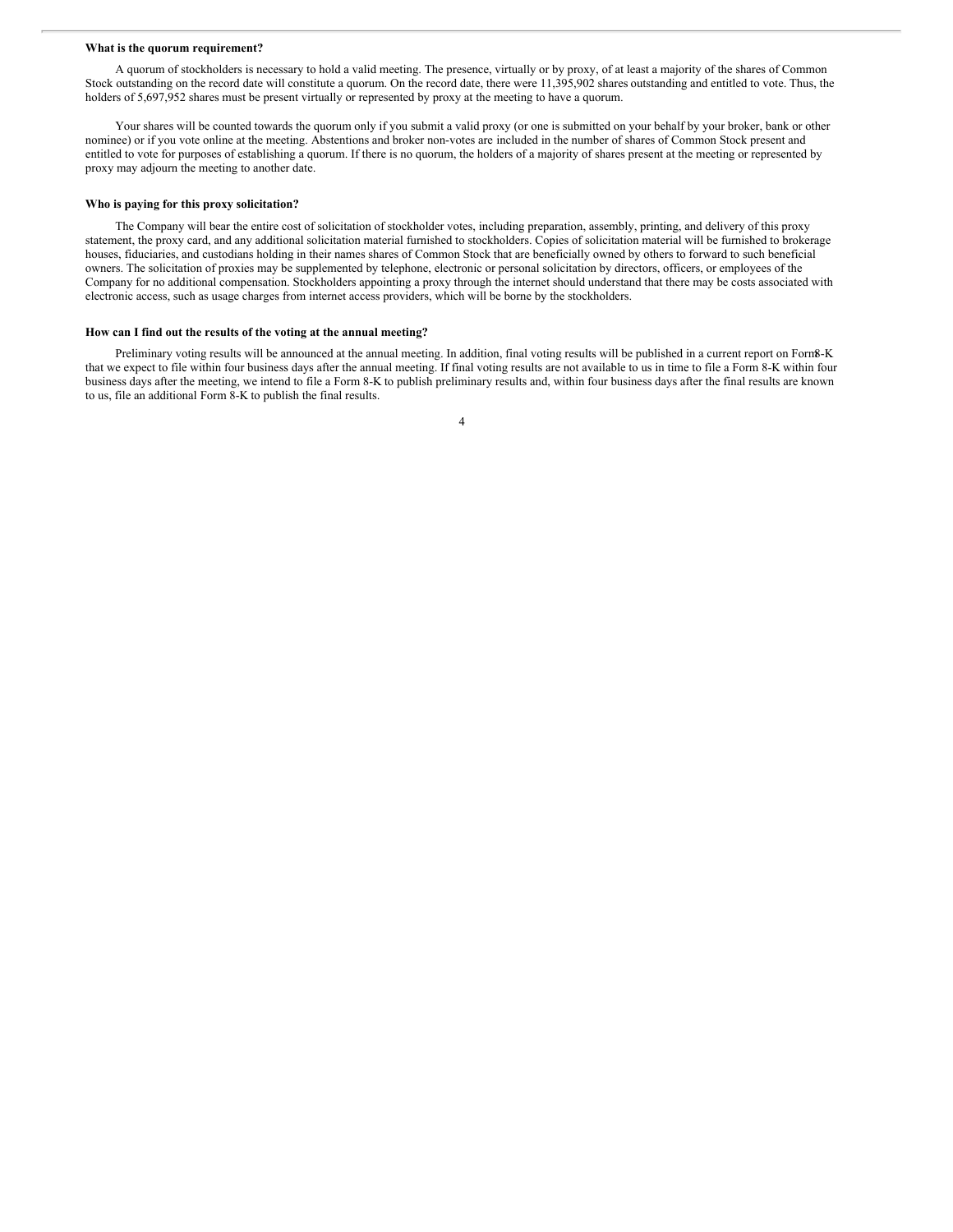**What is the quorum requirement?**

A quorum of stockholders is necessary to hold a valid meeting. The presence, virtually or by proxy, of at least a majority of the shares of Common Stock outstanding on the record date will constitute a quorum. On the record date, there were 11,395,902 shares outstanding and entitled to vote. Thus, the holders of 5,697,952 shares must be present virtually or represented by proxy at the meeting to have a quorum.

Your shares will be counted towards the quorum only if you submit a valid proxy (or one is submitted on your behalf by your broker, bank or other nominee) or if you vote online at the meeting. Abstentions and broker non-votes are included in the number of shares of Common Stock present and entitled to vote for purposes of establishing a quorum. If there is no quorum, the holders of a majority of shares present at the meeting or represented by proxy may adjourn the meeting to another date.

**Who is paying for this proxy solicitation?**

The Company will bear the entire cost of solicitation of stockholder votes, including preparation, assembly, printing, and delivery of this proxy statement, the proxy card, and any additional solicitation material furnished to stockholders. Copies of solicitation material will be furnished to brokerage houses, fiduciaries, and custodians holding in their names shares of Common Stock that are beneficially owned by others to forward to such beneficial owners. The solicitation of proxies may be supplemented by telephone, electronic or personal solicitation by directors, officers, or employees of the Company for no additional compensation. Stockholders appointing a proxy through the internet should understand that there may be costs associated with electronic access, such as usage charges from internet access providers, which will be borne by the stockholders.

**How can I find out the results of the voting at the annual meeting?**

Preliminary voting results will be announced at the annual meeting. In addition, final voting results will be published in a current report on Form 8-K that we expect to file within four business days after the annual meeting. If final voting results are not available to us in time to file a Form 8-K within four business days after the meeting, we intend to file a Form 8-K to publish preliminary results and, within four business days after the final results are known to us, file an additional Form 8-K to publish the final results.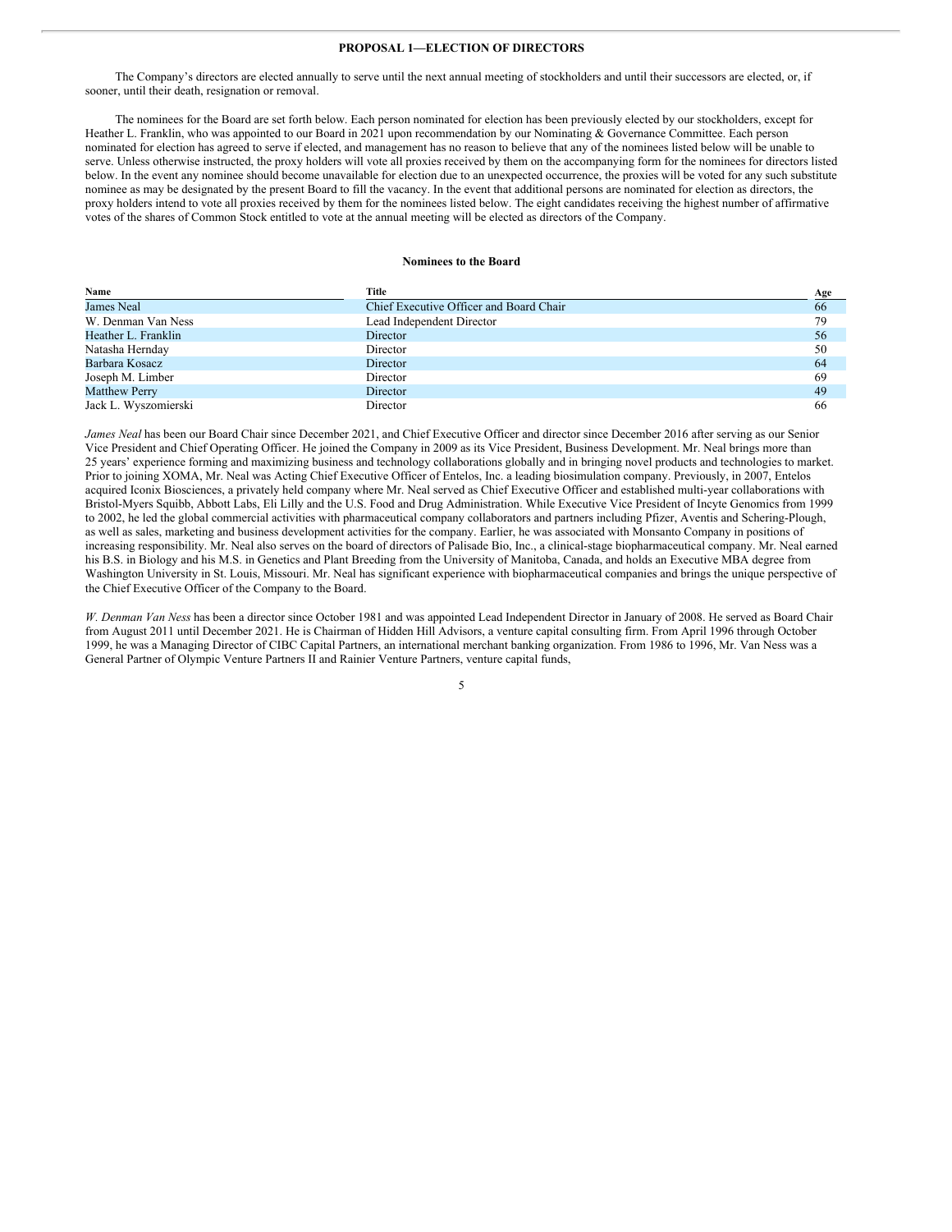## PROPOSAL 1—ELECTION OF DIRECTORS

The Company's directors are elected annually to serve until the next annual meeting of stockholders and until their successors are elected, or, if sooner, until their death, resignation or removal.

The nominees for the Board are set forth below. Each person nominated for election has been previously elected by our stockholders, except for Heather L. Franklin, who was appointed to our Board in 2021 upon recommendation by our Nominating & Governance Committee. Each person nominated for election has agreed to serve if elected, and management has no reason to believe that any of the nominees listed below will be unable to serve. Unless otherwise instructed, the proxy holders will vote all proxies received by them on the accompanying form for the nominees for directors listed below. In the event any nominee should become unavailable for election due to an unexpected occurrence, the proxies will be voted for any such substitute nominee as may be designated by the present Board to fill the vacancy. In the event that additional persons are nominated for election as directors, the proxy holders intend to vote all proxies received by them for the nominees listed below. The eight candidates receiving the highest number of affirmative votes of the shares of Common Stock entitled to vote at the annual meeting will be elected as directors of the Company.

### Nominees to the Board

| Name | Title | Age |
|---|---|---|
| James Neal | Chief Executive Officer and Board Chair | 66 |
| W. Denman Van Ness | Lead Independent Director | 79 |
| Heather L. Franklin | Director | 56 |
| Natasha Hernday | Director | 50 |
| Barbara Kosacz | Director | 64 |
| Joseph M. Limber | Director | 69 |
| Matthew Perry | Director | 49 |
| Jack L. Wyszomierski | Director | 66 |

*James Neal* has been our Board Chair since December 2021, and Chief Executive Officer and director since December 2016 after serving as our Senior Vice President and Chief Operating Officer. He joined the Company in 2009 as its Vice President, Business Development. Mr. Neal brings more than 25 years' experience forming and maximizing business and technology collaborations globally and in bringing novel products and technologies to market. Prior to joining XOMA, Mr. Neal was Acting Chief Executive Officer of Entelos, Inc. a leading biosimulation company. Previously, in 2007, Entelos acquired Iconix Biosciences, a privately held company where Mr. Neal served as Chief Executive Officer and established multi-year collaborations with Bristol-Myers Squibb, Abbott Labs, Eli Lilly and the U.S. Food and Drug Administration. While Executive Vice President of Incyte Genomics from 1999 to 2002, he led the global commercial activities with pharmaceutical company collaborators and partners including Pfizer, Aventis and Schering-Plough, as well as sales, marketing and business development activities for the company. Earlier, he was associated with Monsanto Company in positions of increasing responsibility. Mr. Neal also serves on the board of directors of Palisade Bio, Inc., a clinical-stage biopharmaceutical company. Mr. Neal earned his B.S. in Biology and his M.S. in Genetics and Plant Breeding from the University of Manitoba, Canada, and holds an Executive MBA degree from Washington University in St. Louis, Missouri. Mr. Neal has significant experience with biopharmaceutical companies and brings the unique perspective of the Chief Executive Officer of the Company to the Board.

*W. Denman Van Ness* has been a director since October 1981 and was appointed Lead Independent Director in January of 2008. He served as Board Chair from August 2011 until December 2021. He is Chairman of Hidden Hill Advisors, a venture capital consulting firm. From April 1996 through October 1999, he was a Managing Director of CIBC Capital Partners, an international merchant banking organization. From 1986 to 1996, Mr. Van Ness was a General Partner of Olympic Venture Partners II and Rainier Venture Partners, venture capital funds,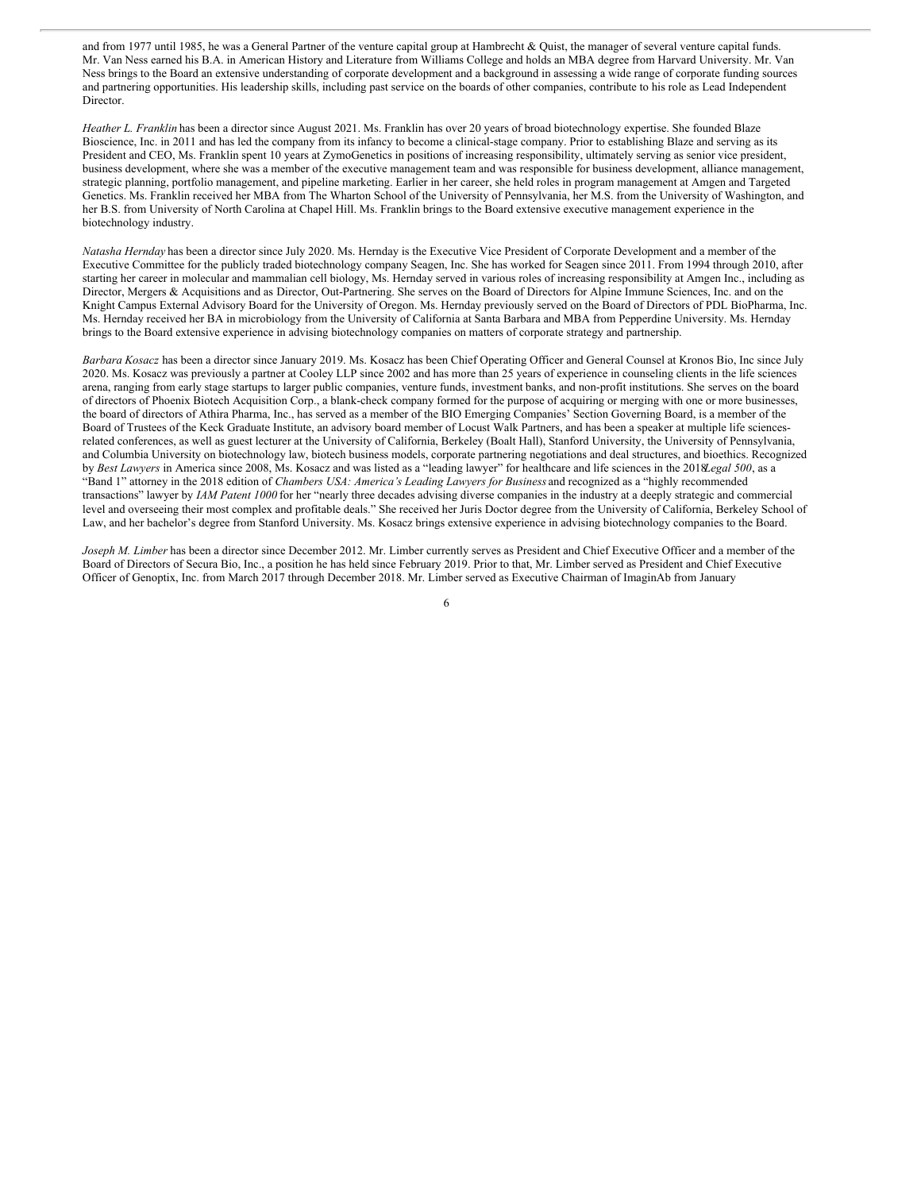and from 1977 until 1985, he was a General Partner of the venture capital group at Hambrecht & Quist, the manager of several venture capital funds. Mr. Van Ness earned his B.A. in American History and Literature from Williams College and holds an MBA degree from Harvard University. Mr. Van Ness brings to the Board an extensive understanding of corporate development and a background in assessing a wide range of corporate funding sources and partnering opportunities. His leadership skills, including past service on the boards of other companies, contribute to his role as Lead Independent Director.

*Heather L. Franklin* has been a director since August 2021. Ms. Franklin has over 20 years of broad biotechnology expertise. She founded Blaze Bioscience, Inc. in 2011 and has led the company from its infancy to become a clinical-stage company. Prior to establishing Blaze and serving as its President and CEO, Ms. Franklin spent 10 years at ZymoGenetics in positions of increasing responsibility, ultimately serving as senior vice president, business development, where she was a member of the executive management team and was responsible for business development, alliance management, strategic planning, portfolio management, and pipeline marketing. Earlier in her career, she held roles in program management at Amgen and Targeted Genetics. Ms. Franklin received her MBA from The Wharton School of the University of Pennsylvania, her M.S. from the University of Washington, and her B.S. from University of North Carolina at Chapel Hill. Ms. Franklin brings to the Board extensive executive management experience in the biotechnology industry.

*Natasha Hernday* has been a director since July 2020. Ms. Hernday is the Executive Vice President of Corporate Development and a member of the Executive Committee for the publicly traded biotechnology company Seagen, Inc. She has worked for Seagen since 2011. From 1994 through 2010, after starting her career in molecular and mammalian cell biology, Ms. Hernday served in various roles of increasing responsibility at Amgen Inc., including as Director, Mergers & Acquisitions and as Director, Out-Partnering. She serves on the Board of Directors for Alpine Immune Sciences, Inc. and on the Knight Campus External Advisory Board for the University of Oregon. Ms. Hernday previously served on the Board of Directors of PDL BioPharma, Inc. Ms. Hernday received her BA in microbiology from the University of California at Santa Barbara and MBA from Pepperdine University. Ms. Hernday brings to the Board extensive experience in advising biotechnology companies on matters of corporate strategy and partnership.

*Barbara Kosacz* has been a director since January 2019. Ms. Kosacz has been Chief Operating Officer and General Counsel at Kronos Bio, Inc since July 2020. Ms. Kosacz was previously a partner at Cooley LLP since 2002 and has more than 25 years of experience in counseling clients in the life sciences arena, ranging from early stage startups to larger public companies, venture funds, investment banks, and non-profit institutions. She serves on the board of directors of Phoenix Biotech Acquisition Corp., a blank-check company formed for the purpose of acquiring or merging with one or more businesses, the board of directors of Athira Pharma, Inc., has served as a member of the BIO Emerging Companies' Section Governing Board, is a member of the Board of Trustees of the Keck Graduate Institute, an advisory board member of Locust Walk Partners, and has been a speaker at multiple life sciences-related conferences, as well as guest lecturer at the University of California, Berkeley (Boalt Hall), Stanford University, the University of Pennsylvania, and Columbia University on biotechnology law, biotech business models, corporate partnering negotiations and deal structures, and bioethics. Recognized by *Best Lawyers* in America since 2008, Ms. Kosacz and was listed as a "leading lawyer" for healthcare and life sciences in the 2018 *Legal 500*, as a "Band 1" attorney in the 2018 edition of *Chambers USA: America's Leading Lawyers for Business* and recognized as a "highly recommended transactions" lawyer by *IAM Patent 1000* for her "nearly three decades advising diverse companies in the industry at a deeply strategic and commercial level and overseeing their most complex and profitable deals." She received her Juris Doctor degree from the University of California, Berkeley School of Law, and her bachelor's degree from Stanford University. Ms. Kosacz brings extensive experience in advising biotechnology companies to the Board.

*Joseph M. Limber* has been a director since December 2012. Mr. Limber currently serves as President and Chief Executive Officer and a member of the Board of Directors of Secura Bio, Inc., a position he has held since February 2019. Prior to that, Mr. Limber served as President and Chief Executive Officer of Genoptix, Inc. from March 2017 through December 2018. Mr. Limber served as Executive Chairman of ImaginAb from January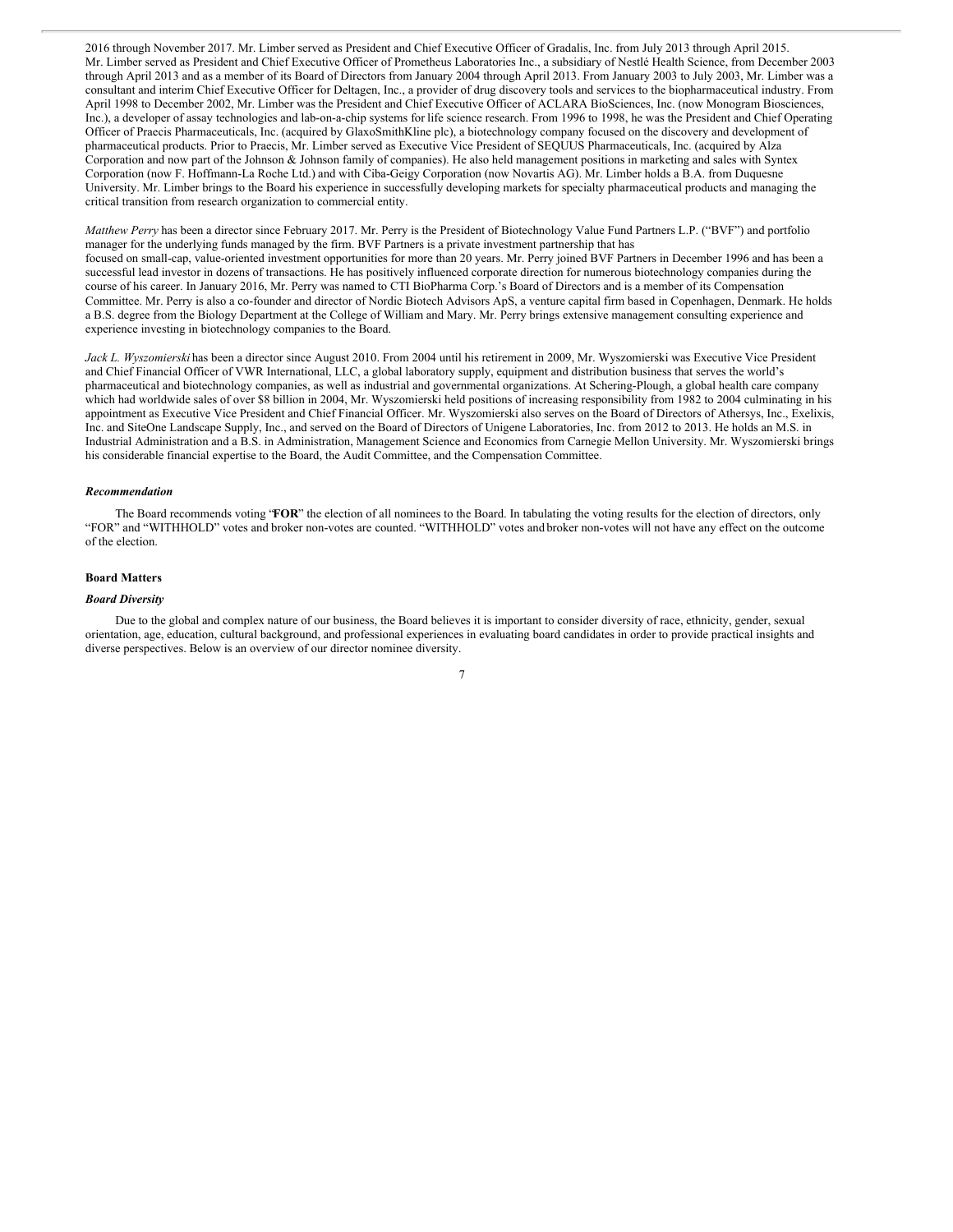2016 through November 2017. Mr. Limber served as President and Chief Executive Officer of Gradalis, Inc. from July 2013 through April 2015. Mr. Limber served as President and Chief Executive Officer of Prometheus Laboratories Inc., a subsidiary of Nestlé Health Science, from December 2003 through April 2013 and as a member of its Board of Directors from January 2004 through April 2013. From January 2003 to July 2003, Mr. Limber was a consultant and interim Chief Executive Officer for Deltagen, Inc., a provider of drug discovery tools and services to the biopharmaceutical industry. From April 1998 to December 2002, Mr. Limber was the President and Chief Executive Officer of ACLARA BioSciences, Inc. (now Monogram Biosciences, Inc.), a developer of assay technologies and lab-on-a-chip systems for life science research. From 1996 to 1998, he was the President and Chief Operating Officer of Praecis Pharmaceuticals, Inc. (acquired by GlaxoSmithKline plc), a biotechnology company focused on the discovery and development of pharmaceutical products. Prior to Praecis, Mr. Limber served as Executive Vice President of SEQUUS Pharmaceuticals, Inc. (acquired by Alza Corporation and now part of the Johnson & Johnson family of companies). He also held management positions in marketing and sales with Syntex Corporation (now F. Hoffmann-La Roche Ltd.) and with Ciba-Geigy Corporation (now Novartis AG). Mr. Limber holds a B.A. from Duquesne University. Mr. Limber brings to the Board his experience in successfully developing markets for specialty pharmaceutical products and managing the critical transition from research organization to commercial entity.

*Matthew Perry* has been a director since February 2017. Mr. Perry is the President of Biotechnology Value Fund Partners L.P. ("BVF") and portfolio manager for the underlying funds managed by the firm. BVF Partners is a private investment partnership that has focused on small-cap, value-oriented investment opportunities for more than 20 years. Mr. Perry joined BVF Partners in December 1996 and has been a successful lead investor in dozens of transactions. He has positively influenced corporate direction for numerous biotechnology companies during the course of his career. In January 2016, Mr. Perry was named to CTI BioPharma Corp.'s Board of Directors and is a member of its Compensation Committee. Mr. Perry is also a co-founder and director of Nordic Biotech Advisors ApS, a venture capital firm based in Copenhagen, Denmark. He holds a B.S. degree from the Biology Department at the College of William and Mary. Mr. Perry brings extensive management consulting experience and experience investing in biotechnology companies to the Board.

*Jack L. Wyszomierski* has been a director since August 2010. From 2004 until his retirement in 2009, Mr. Wyszomierski was Executive Vice President and Chief Financial Officer of VWR International, LLC, a global laboratory supply, equipment and distribution business that serves the world's pharmaceutical and biotechnology companies, as well as industrial and governmental organizations. At Schering-Plough, a global health care company which had worldwide sales of over $8 billion in 2004, Mr. Wyszomierski held positions of increasing responsibility from 1982 to 2004 culminating in his appointment as Executive Vice President and Chief Financial Officer. Mr. Wyszomierski also serves on the Board of Directors of Athersys, Inc., Exelixis, Inc. and SiteOne Landscape Supply, Inc., and served on the Board of Directors of Unigene Laboratories, Inc. from 2012 to 2013. He holds an M.S. in Industrial Administration and a B.S. in Administration, Management Science and Economics from Carnegie Mellon University. Mr. Wyszomierski brings his considerable financial expertise to the Board, the Audit Committee, and the Compensation Committee.

***Recommendation***

The Board recommends voting "**FOR**" the election of all nominees to the Board. In tabulating the voting results for the election of directors, only "FOR" and "WITHHOLD" votes and broker non-votes are counted. "WITHHOLD" votes and broker non-votes will not have any effect on the outcome of the election.

**Board Matters**

***Board Diversity***

Due to the global and complex nature of our business, the Board believes it is important to consider diversity of race, ethnicity, gender, sexual orientation, age, education, cultural background, and professional experiences in evaluating board candidates in order to provide practical insights and diverse perspectives. Below is an overview of our director nominee diversity.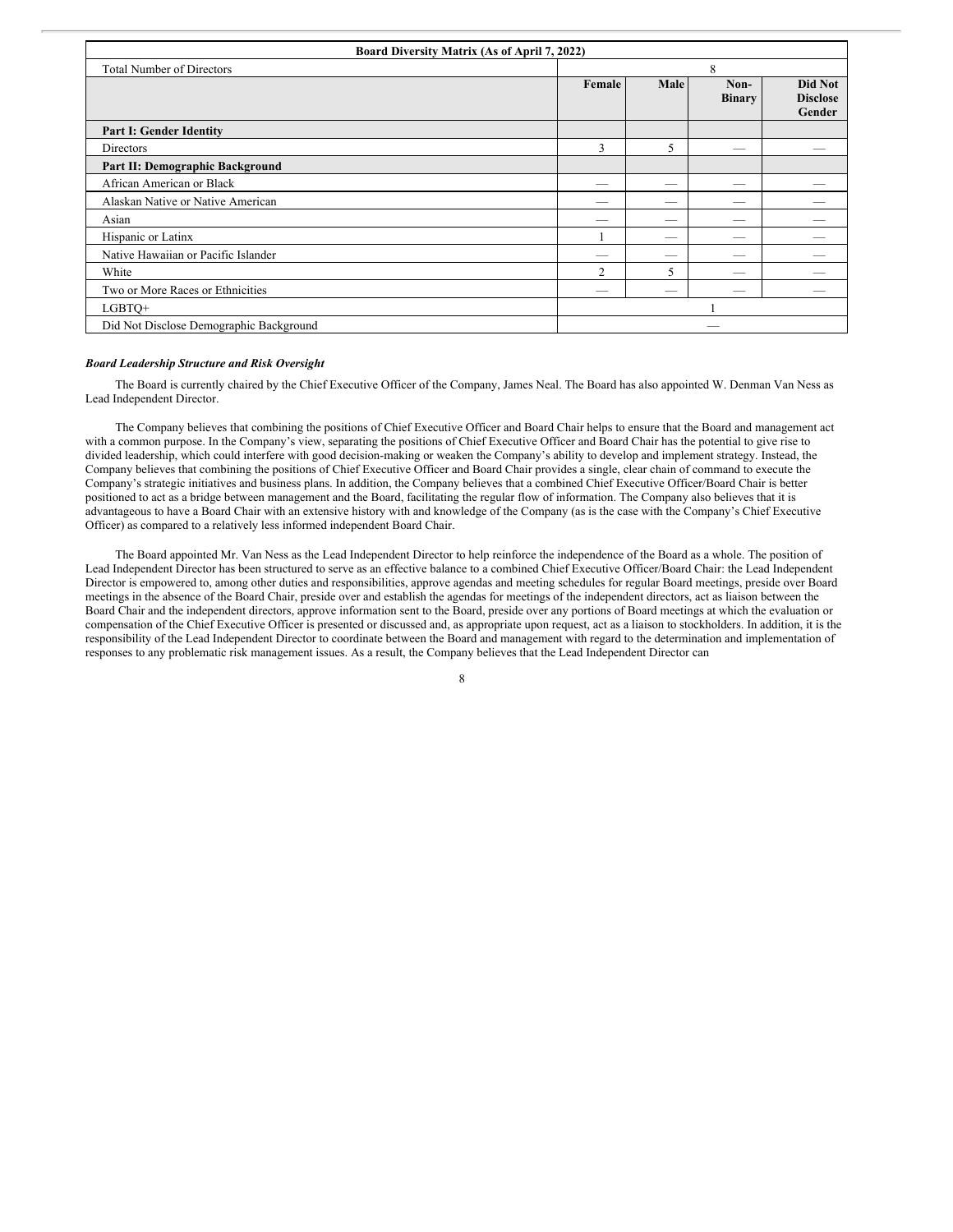| Board Diversity Matrix (As of April 7, 2022) | | | | |
|---|---|---|---|---|
| Total Number of Directors | 8 | | | |
| | Female | Male | Non-Binary | Did Not Disclose Gender |
| **Part I: Gender Identity** | | | | |
| Directors | 3 | 5 | — | — |
| **Part II: Demographic Background** | | | | |
| African American or Black | — | — | — | — |
| Alaskan Native or Native American | — | — | — | — |
| Asian | — | — | — | — |
| Hispanic or Latinx | 1 | — | — | — |
| Native Hawaiian or Pacific Islander | — | — | — | — |
| White | 2 | 5 | — | — |
| Two or More Races or Ethnicities | — | — | — | — |
| LGBTQ+ | 1 | | | |
| Did Not Disclose Demographic Background | — | | | |

***Board Leadership Structure and Risk Oversight***

The Board is currently chaired by the Chief Executive Officer of the Company, James Neal. The Board has also appointed W. Denman Van Ness as Lead Independent Director.

The Company believes that combining the positions of Chief Executive Officer and Board Chair helps to ensure that the Board and management act with a common purpose. In the Company's view, separating the positions of Chief Executive Officer and Board Chair has the potential to give rise to divided leadership, which could interfere with good decision-making or weaken the Company's ability to develop and implement strategy. Instead, the Company believes that combining the positions of Chief Executive Officer and Board Chair provides a single, clear chain of command to execute the Company's strategic initiatives and business plans. In addition, the Company believes that a combined Chief Executive Officer/Board Chair is better positioned to act as a bridge between management and the Board, facilitating the regular flow of information. The Company also believes that it is advantageous to have a Board Chair with an extensive history with and knowledge of the Company (as is the case with the Company's Chief Executive Officer) as compared to a relatively less informed independent Board Chair.

The Board appointed Mr. Van Ness as the Lead Independent Director to help reinforce the independence of the Board as a whole. The position of Lead Independent Director has been structured to serve as an effective balance to a combined Chief Executive Officer/Board Chair: the Lead Independent Director is empowered to, among other duties and responsibilities, approve agendas and meeting schedules for regular Board meetings, preside over Board meetings in the absence of the Board Chair, preside over and establish the agendas for meetings of the independent directors, act as liaison between the Board Chair and the independent directors, approve information sent to the Board, preside over any portions of Board meetings at which the evaluation or compensation of the Chief Executive Officer is presented or discussed and, as appropriate upon request, act as a liaison to stockholders. In addition, it is the responsibility of the Lead Independent Director to coordinate between the Board and management with regard to the determination and implementation of responses to any problematic risk management issues. As a result, the Company believes that the Lead Independent Director can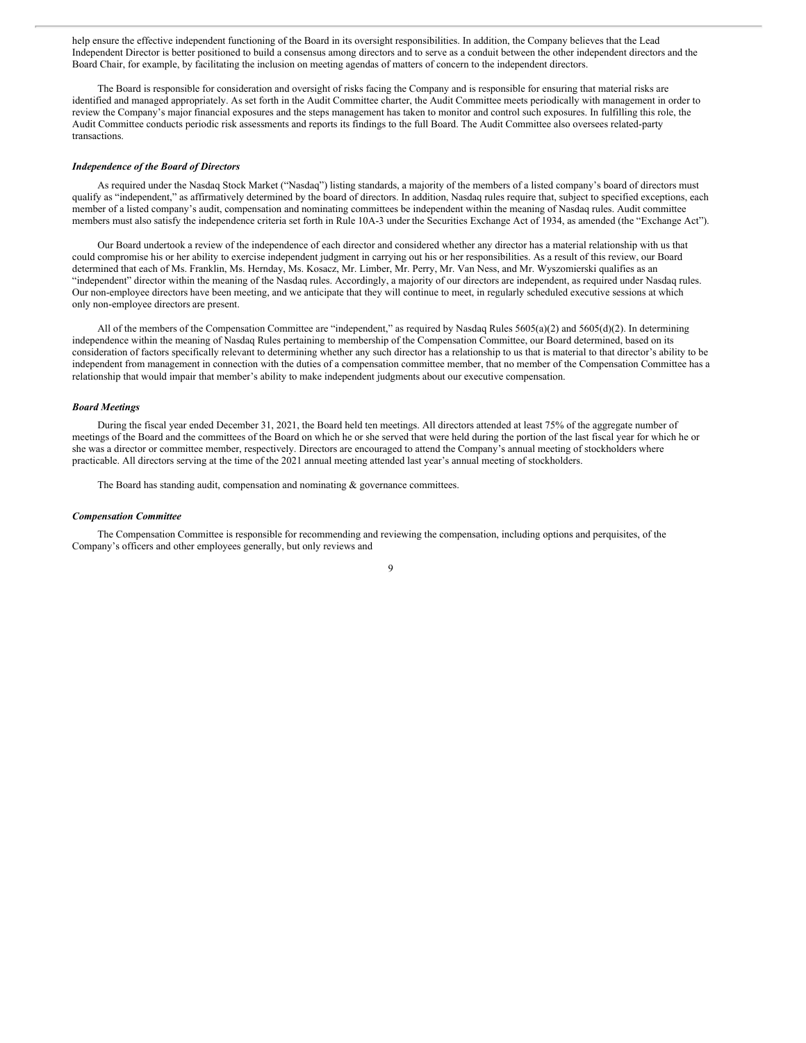help ensure the effective independent functioning of the Board in its oversight responsibilities. In addition, the Company believes that the Lead Independent Director is better positioned to build a consensus among directors and to serve as a conduit between the other independent directors and the Board Chair, for example, by facilitating the inclusion on meeting agendas of matters of concern to the independent directors.

The Board is responsible for consideration and oversight of risks facing the Company and is responsible for ensuring that material risks are identified and managed appropriately. As set forth in the Audit Committee charter, the Audit Committee meets periodically with management in order to review the Company's major financial exposures and the steps management has taken to monitor and control such exposures. In fulfilling this role, the Audit Committee conducts periodic risk assessments and reports its findings to the full Board. The Audit Committee also oversees related-party transactions.

***Independence of the Board of Directors***

As required under the Nasdaq Stock Market ("Nasdaq") listing standards, a majority of the members of a listed company's board of directors must qualify as "independent," as affirmatively determined by the board of directors. In addition, Nasdaq rules require that, subject to specified exceptions, each member of a listed company's audit, compensation and nominating committees be independent within the meaning of Nasdaq rules. Audit committee members must also satisfy the independence criteria set forth in Rule 10A-3 under the Securities Exchange Act of 1934, as amended (the "Exchange Act").

Our Board undertook a review of the independence of each director and considered whether any director has a material relationship with us that could compromise his or her ability to exercise independent judgment in carrying out his or her responsibilities. As a result of this review, our Board determined that each of Ms. Franklin, Ms. Hernday, Ms. Kosacz, Mr. Limber, Mr. Perry, Mr. Van Ness, and Mr. Wyszomierski qualifies as an "independent" director within the meaning of the Nasdaq rules. Accordingly, a majority of our directors are independent, as required under Nasdaq rules. Our non-employee directors have been meeting, and we anticipate that they will continue to meet, in regularly scheduled executive sessions at which only non-employee directors are present.

All of the members of the Compensation Committee are "independent," as required by Nasdaq Rules 5605(a)(2) and 5605(d)(2). In determining independence within the meaning of Nasdaq Rules pertaining to membership of the Compensation Committee, our Board determined, based on its consideration of factors specifically relevant to determining whether any such director has a relationship to us that is material to that director's ability to be independent from management in connection with the duties of a compensation committee member, that no member of the Compensation Committee has a relationship that would impair that member's ability to make independent judgments about our executive compensation.

***Board Meetings***

During the fiscal year ended December 31, 2021, the Board held ten meetings. All directors attended at least 75% of the aggregate number of meetings of the Board and the committees of the Board on which he or she served that were held during the portion of the last fiscal year for which he or she was a director or committee member, respectively. Directors are encouraged to attend the Company's annual meeting of stockholders where practicable. All directors serving at the time of the 2021 annual meeting attended last year's annual meeting of stockholders.

The Board has standing audit, compensation and nominating & governance committees.

***Compensation Committee***

The Compensation Committee is responsible for recommending and reviewing the compensation, including options and perquisites, of the Company's officers and other employees generally, but only reviews and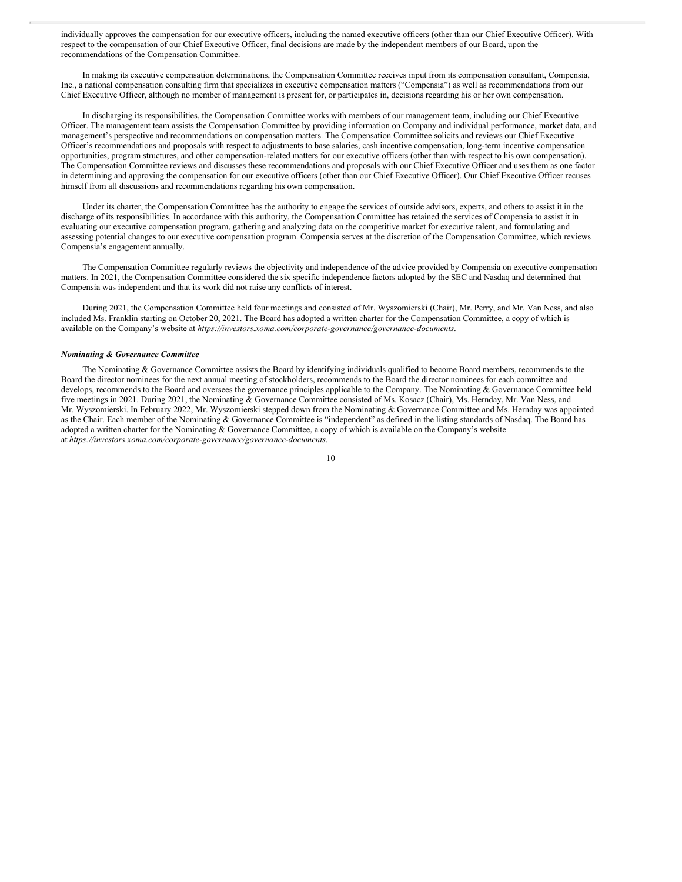individually approves the compensation for our executive officers, including the named executive officers (other than our Chief Executive Officer). With respect to the compensation of our Chief Executive Officer, final decisions are made by the independent members of our Board, upon the recommendations of the Compensation Committee.

In making its executive compensation determinations, the Compensation Committee receives input from its compensation consultant, Compensia, Inc., a national compensation consulting firm that specializes in executive compensation matters ("Compensia") as well as recommendations from our Chief Executive Officer, although no member of management is present for, or participates in, decisions regarding his or her own compensation.

In discharging its responsibilities, the Compensation Committee works with members of our management team, including our Chief Executive Officer. The management team assists the Compensation Committee by providing information on Company and individual performance, market data, and management's perspective and recommendations on compensation matters. The Compensation Committee solicits and reviews our Chief Executive Officer's recommendations and proposals with respect to adjustments to base salaries, cash incentive compensation, long-term incentive compensation opportunities, program structures, and other compensation-related matters for our executive officers (other than with respect to his own compensation). The Compensation Committee reviews and discusses these recommendations and proposals with our Chief Executive Officer and uses them as one factor in determining and approving the compensation for our executive officers (other than our Chief Executive Officer). Our Chief Executive Officer recuses himself from all discussions and recommendations regarding his own compensation.

Under its charter, the Compensation Committee has the authority to engage the services of outside advisors, experts, and others to assist it in the discharge of its responsibilities. In accordance with this authority, the Compensation Committee has retained the services of Compensia to assist it in evaluating our executive compensation program, gathering and analyzing data on the competitive market for executive talent, and formulating and assessing potential changes to our executive compensation program. Compensia serves at the discretion of the Compensation Committee, which reviews Compensia's engagement annually.

The Compensation Committee regularly reviews the objectivity and independence of the advice provided by Compensia on executive compensation matters. In 2021, the Compensation Committee considered the six specific independence factors adopted by the SEC and Nasdaq and determined that Compensia was independent and that its work did not raise any conflicts of interest.

During 2021, the Compensation Committee held four meetings and consisted of Mr. Wyszomierski (Chair), Mr. Perry, and Mr. Van Ness, and also included Ms. Franklin starting on October 20, 2021. The Board has adopted a written charter for the Compensation Committee, a copy of which is available on the Company's website at *https://investors.xoma.com/corporate-governance/governance-documents*.

***Nominating & Governance Committee***

The Nominating & Governance Committee assists the Board by identifying individuals qualified to become Board members, recommends to the Board the director nominees for the next annual meeting of stockholders, recommends to the Board the director nominees for each committee and develops, recommends to the Board and oversees the governance principles applicable to the Company. The Nominating & Governance Committee held five meetings in 2021. During 2021, the Nominating & Governance Committee consisted of Ms. Kosacz (Chair), Ms. Hernday, Mr. Van Ness, and Mr. Wyszomierski. In February 2022, Mr. Wyszomierski stepped down from the Nominating & Governance Committee and Ms. Hernday was appointed as the Chair. Each member of the Nominating & Governance Committee is "independent" as defined in the listing standards of Nasdaq. The Board has adopted a written charter for the Nominating & Governance Committee, a copy of which is available on the Company's website at *https://investors.xoma.com/corporate-governance/governance-documents*.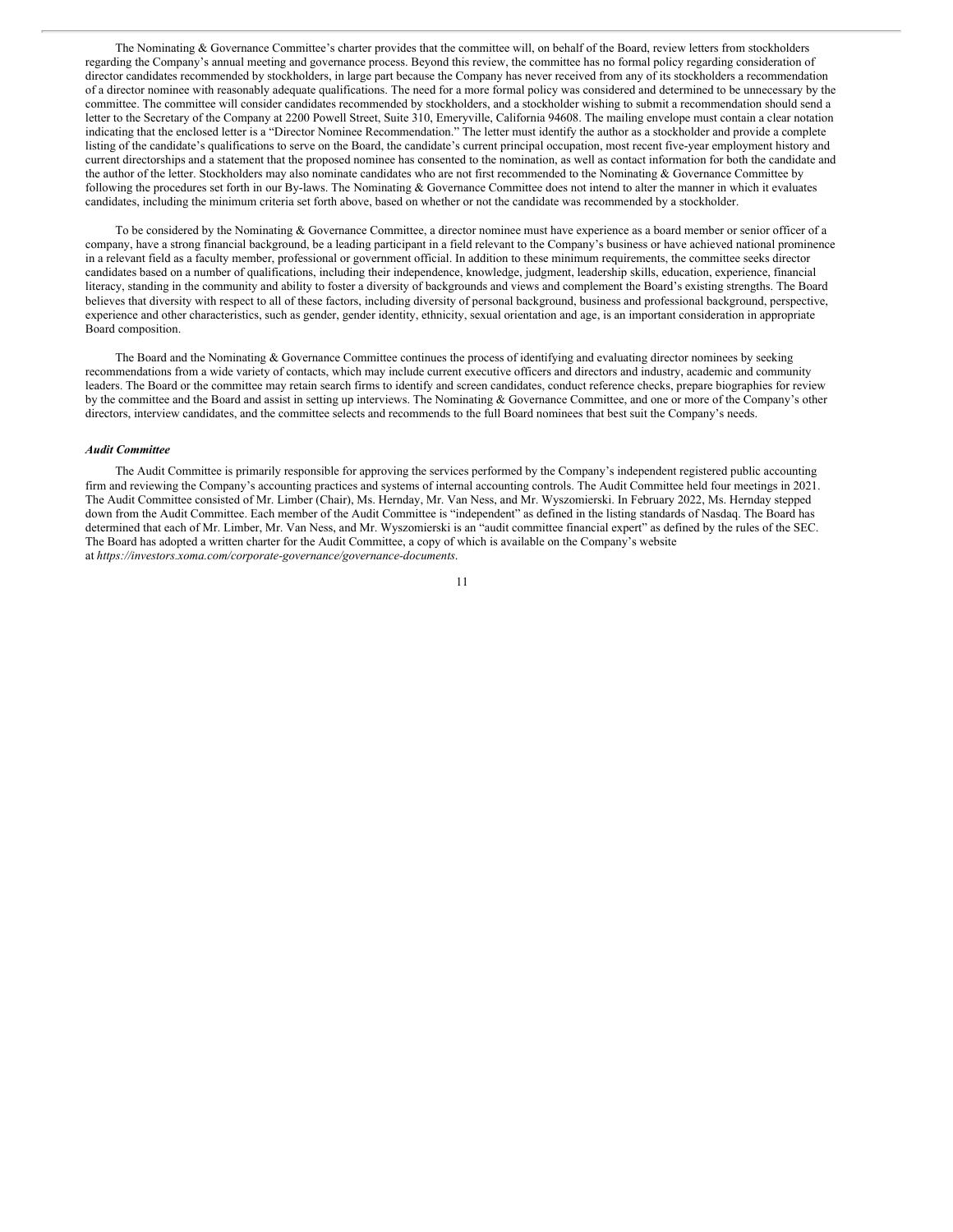The Nominating & Governance Committee's charter provides that the committee will, on behalf of the Board, review letters from stockholders regarding the Company's annual meeting and governance process. Beyond this review, the committee has no formal policy regarding consideration of director candidates recommended by stockholders, in large part because the Company has never received from any of its stockholders a recommendation of a director nominee with reasonably adequate qualifications. The need for a more formal policy was considered and determined to be unnecessary by the committee. The committee will consider candidates recommended by stockholders, and a stockholder wishing to submit a recommendation should send a letter to the Secretary of the Company at 2200 Powell Street, Suite 310, Emeryville, California 94608. The mailing envelope must contain a clear notation indicating that the enclosed letter is a "Director Nominee Recommendation." The letter must identify the author as a stockholder and provide a complete listing of the candidate's qualifications to serve on the Board, the candidate's current principal occupation, most recent five-year employment history and current directorships and a statement that the proposed nominee has consented to the nomination, as well as contact information for both the candidate and the author of the letter. Stockholders may also nominate candidates who are not first recommended to the Nominating & Governance Committee by following the procedures set forth in our By-laws. The Nominating & Governance Committee does not intend to alter the manner in which it evaluates candidates, including the minimum criteria set forth above, based on whether or not the candidate was recommended by a stockholder.

To be considered by the Nominating & Governance Committee, a director nominee must have experience as a board member or senior officer of a company, have a strong financial background, be a leading participant in a field relevant to the Company's business or have achieved national prominence in a relevant field as a faculty member, professional or government official. In addition to these minimum requirements, the committee seeks director candidates based on a number of qualifications, including their independence, knowledge, judgment, leadership skills, education, experience, financial literacy, standing in the community and ability to foster a diversity of backgrounds and views and complement the Board's existing strengths. The Board believes that diversity with respect to all of these factors, including diversity of personal background, business and professional background, perspective, experience and other characteristics, such as gender, gender identity, ethnicity, sexual orientation and age, is an important consideration in appropriate Board composition.

The Board and the Nominating & Governance Committee continues the process of identifying and evaluating director nominees by seeking recommendations from a wide variety of contacts, which may include current executive officers and directors and industry, academic and community leaders. The Board or the committee may retain search firms to identify and screen candidates, conduct reference checks, prepare biographies for review by the committee and the Board and assist in setting up interviews. The Nominating & Governance Committee, and one or more of the Company's other directors, interview candidates, and the committee selects and recommends to the full Board nominees that best suit the Company's needs.

***Audit Committee***

The Audit Committee is primarily responsible for approving the services performed by the Company's independent registered public accounting firm and reviewing the Company's accounting practices and systems of internal accounting controls. The Audit Committee held four meetings in 2021. The Audit Committee consisted of Mr. Limber (Chair), Ms. Hernday, Mr. Van Ness, and Mr. Wyszomierski. In February 2022, Ms. Hernday stepped down from the Audit Committee. Each member of the Audit Committee is "independent" as defined in the listing standards of Nasdaq. The Board has determined that each of Mr. Limber, Mr. Van Ness, and Mr. Wyszomierski is an "audit committee financial expert" as defined by the rules of the SEC. The Board has adopted a written charter for the Audit Committee, a copy of which is available on the Company's website at *https://investors.xoma.com/corporate-governance/governance-documents*.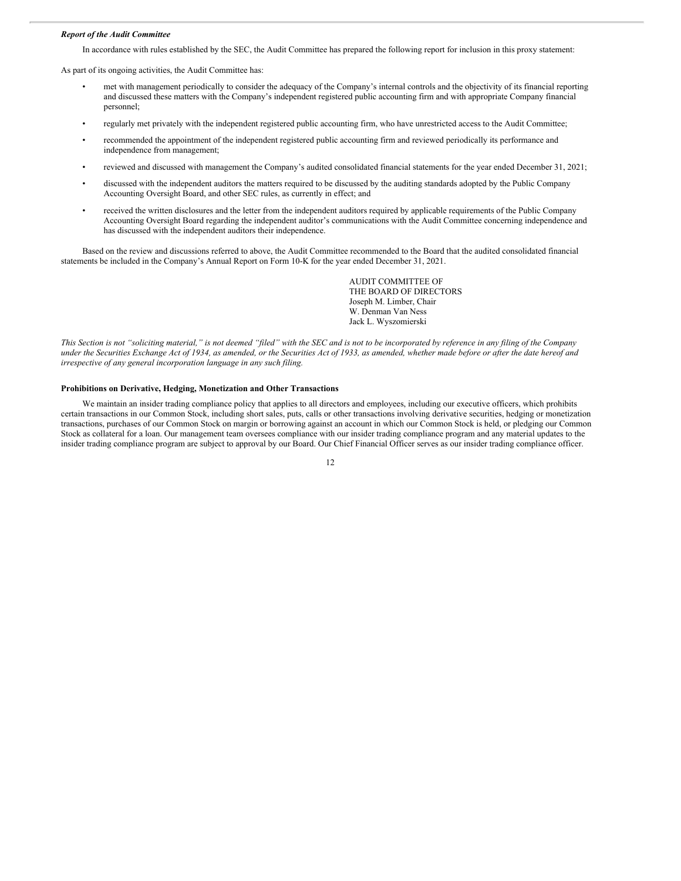***Report of the Audit Committee***

In accordance with rules established by the SEC, the Audit Committee has prepared the following report for inclusion in this proxy statement:

As part of its ongoing activities, the Audit Committee has:

- met with management periodically to consider the adequacy of the Company's internal controls and the objectivity of its financial reporting and discussed these matters with the Company's independent registered public accounting firm and with appropriate Company financial personnel;
- regularly met privately with the independent registered public accounting firm, who have unrestricted access to the Audit Committee;
- recommended the appointment of the independent registered public accounting firm and reviewed periodically its performance and independence from management;
- reviewed and discussed with management the Company's audited consolidated financial statements for the year ended December 31, 2021;
- discussed with the independent auditors the matters required to be discussed by the auditing standards adopted by the Public Company Accounting Oversight Board, and other SEC rules, as currently in effect; and
- received the written disclosures and the letter from the independent auditors required by applicable requirements of the Public Company Accounting Oversight Board regarding the independent auditor's communications with the Audit Committee concerning independence and has discussed with the independent auditors their independence.

Based on the review and discussions referred to above, the Audit Committee recommended to the Board that the audited consolidated financial statements be included in the Company's Annual Report on Form 10-K for the year ended December 31, 2021.

AUDIT COMMITTEE OF
THE BOARD OF DIRECTORS
Joseph M. Limber, Chair
W. Denman Van Ness
Jack L. Wyszomierski

*This Section is not "soliciting material," is not deemed "filed" with the SEC and is not to be incorporated by reference in any filing of the Company under the Securities Exchange Act of 1934, as amended, or the Securities Act of 1933, as amended, whether made before or after the date hereof and irrespective of any general incorporation language in any such filing.*

**Prohibitions on Derivative, Hedging, Monetization and Other Transactions**

We maintain an insider trading compliance policy that applies to all directors and employees, including our executive officers, which prohibits certain transactions in our Common Stock, including short sales, puts, calls or other transactions involving derivative securities, hedging or monetization transactions, purchases of our Common Stock on margin or borrowing against an account in which our Common Stock is held, or pledging our Common Stock as collateral for a loan. Our management team oversees compliance with our insider trading compliance program and any material updates to the insider trading compliance program are subject to approval by our Board. Our Chief Financial Officer serves as our insider trading compliance officer.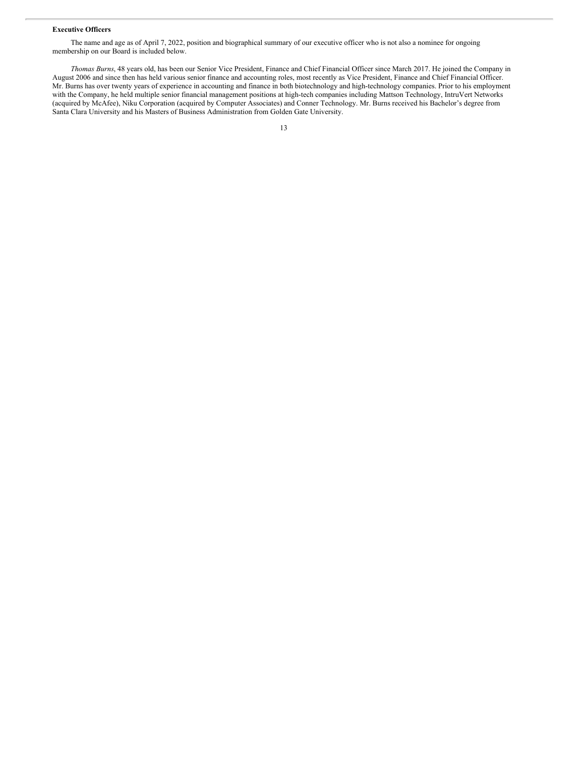**Executive Officers**

The name and age as of April 7, 2022, position and biographical summary of our executive officer who is not also a nominee for ongoing membership on our Board is included below.

*Thomas Burns*, 48 years old, has been our Senior Vice President, Finance and Chief Financial Officer since March 2017. He joined the Company in August 2006 and since then has held various senior finance and accounting roles, most recently as Vice President, Finance and Chief Financial Officer. Mr. Burns has over twenty years of experience in accounting and finance in both biotechnology and high-technology companies. Prior to his employment with the Company, he held multiple senior financial management positions at high-tech companies including Mattson Technology, IntruVert Networks (acquired by McAfee), Niku Corporation (acquired by Computer Associates) and Conner Technology. Mr. Burns received his Bachelor's degree from Santa Clara University and his Masters of Business Administration from Golden Gate University.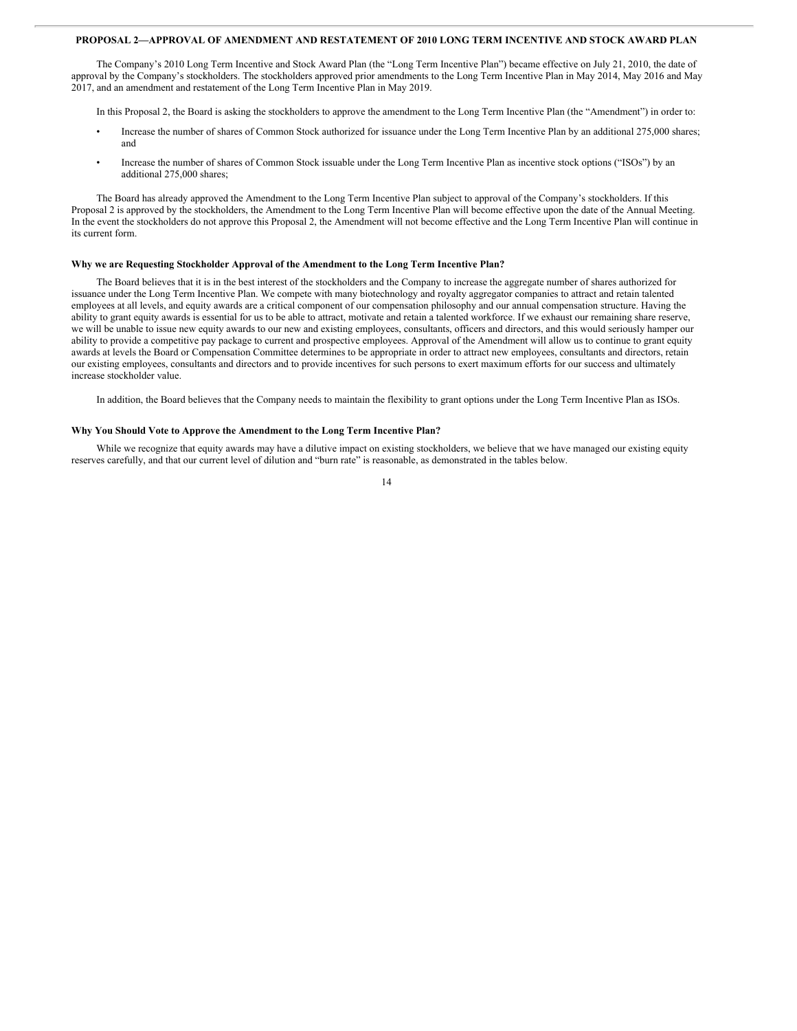## PROPOSAL 2—APPROVAL OF AMENDMENT AND RESTATEMENT OF 2010 LONG TERM INCENTIVE AND STOCK AWARD PLAN

The Company's 2010 Long Term Incentive and Stock Award Plan (the "Long Term Incentive Plan") became effective on July 21, 2010, the date of approval by the Company's stockholders. The stockholders approved prior amendments to the Long Term Incentive Plan in May 2014, May 2016 and May 2017, and an amendment and restatement of the Long Term Incentive Plan in May 2019.

In this Proposal 2, the Board is asking the stockholders to approve the amendment to the Long Term Incentive Plan (the "Amendment") in order to:

- Increase the number of shares of Common Stock authorized for issuance under the Long Term Incentive Plan by an additional 275,000 shares; and
- Increase the number of shares of Common Stock issuable under the Long Term Incentive Plan as incentive stock options ("ISOs") by an additional 275,000 shares;

The Board has already approved the Amendment to the Long Term Incentive Plan subject to approval of the Company's stockholders. If this Proposal 2 is approved by the stockholders, the Amendment to the Long Term Incentive Plan will become effective upon the date of the Annual Meeting. In the event the stockholders do not approve this Proposal 2, the Amendment will not become effective and the Long Term Incentive Plan will continue in its current form.

### Why we are Requesting Stockholder Approval of the Amendment to the Long Term Incentive Plan?

The Board believes that it is in the best interest of the stockholders and the Company to increase the aggregate number of shares authorized for issuance under the Long Term Incentive Plan. We compete with many biotechnology and royalty aggregator companies to attract and retain talented employees at all levels, and equity awards are a critical component of our compensation philosophy and our annual compensation structure. Having the ability to grant equity awards is essential for us to be able to attract, motivate and retain a talented workforce. If we exhaust our remaining share reserve, we will be unable to issue new equity awards to our new and existing employees, consultants, officers and directors, and this would seriously hamper our ability to provide a competitive pay package to current and prospective employees. Approval of the Amendment will allow us to continue to grant equity awards at levels the Board or Compensation Committee determines to be appropriate in order to attract new employees, consultants and directors, retain our existing employees, consultants and directors and to provide incentives for such persons to exert maximum efforts for our success and ultimately increase stockholder value.

In addition, the Board believes that the Company needs to maintain the flexibility to grant options under the Long Term Incentive Plan as ISOs.

### Why You Should Vote to Approve the Amendment to the Long Term Incentive Plan?

While we recognize that equity awards may have a dilutive impact on existing stockholders, we believe that we have managed our existing equity reserves carefully, and that our current level of dilution and "burn rate" is reasonable, as demonstrated in the tables below.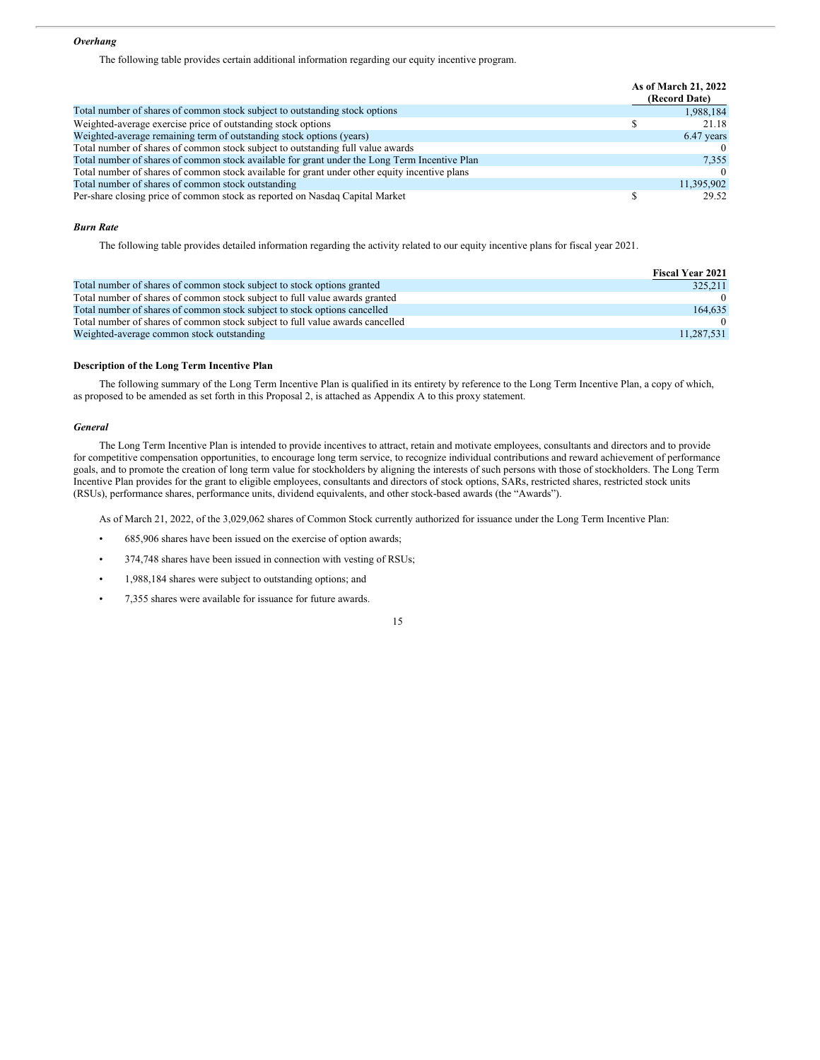*Overhang*

The following table provides certain additional information regarding our equity incentive program.

| | As of March 21, 2022 (Record Date) |
|---|---|
| Total number of shares of common stock subject to outstanding stock options | 1,988,184 |
| Weighted-average exercise price of outstanding stock options | $ 21.18 |
| Weighted-average remaining term of outstanding stock options (years) | 6.47 years |
| Total number of shares of common stock subject to outstanding full value awards | 0 |
| Total number of shares of common stock available for grant under the Long Term Incentive Plan | 7,355 |
| Total number of shares of common stock available for grant under other equity incentive plans | 0 |
| Total number of shares of common stock outstanding | 11,395,902 |
| Per-share closing price of common stock as reported on Nasdaq Capital Market | $ 29.52 |

*Burn Rate*

The following table provides detailed information regarding the activity related to our equity incentive plans for fiscal year 2021.

| | Fiscal Year 2021 |
|---|---|
| Total number of shares of common stock subject to stock options granted | 325,211 |
| Total number of shares of common stock subject to full value awards granted | 0 |
| Total number of shares of common stock subject to stock options cancelled | 164,635 |
| Total number of shares of common stock subject to full value awards cancelled | 0 |
| Weighted-average common stock outstanding | 11,287,531 |

**Description of the Long Term Incentive Plan**

The following summary of the Long Term Incentive Plan is qualified in its entirety by reference to the Long Term Incentive Plan, a copy of which, as proposed to be amended as set forth in this Proposal 2, is attached as Appendix A to this proxy statement.

*General*

The Long Term Incentive Plan is intended to provide incentives to attract, retain and motivate employees, consultants and directors and to provide for competitive compensation opportunities, to encourage long term service, to recognize individual contributions and reward achievement of performance goals, and to promote the creation of long term value for stockholders by aligning the interests of such persons with those of stockholders. The Long Term Incentive Plan provides for the grant to eligible employees, consultants and directors of stock options, SARs, restricted shares, restricted stock units (RSUs), performance shares, performance units, dividend equivalents, and other stock-based awards (the "Awards").

As of March 21, 2022, of the 3,029,062 shares of Common Stock currently authorized for issuance under the Long Term Incentive Plan:

- 685,906 shares have been issued on the exercise of option awards;
- 374,748 shares have been issued in connection with vesting of RSUs;
- 1,988,184 shares were subject to outstanding options; and
- 7,355 shares were available for issuance for future awards.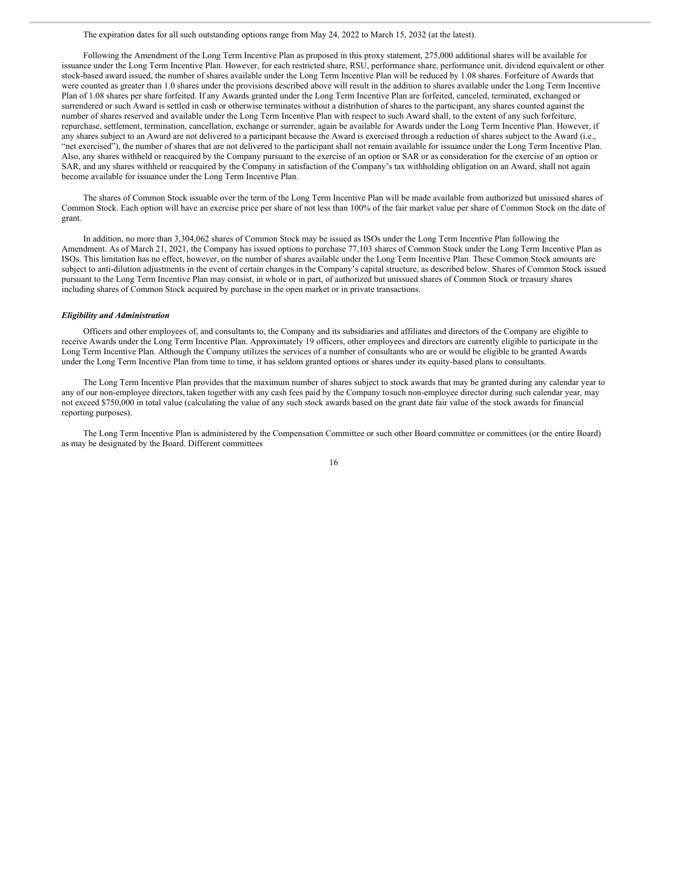The expiration dates for all such outstanding options range from May 24, 2022 to March 15, 2032 (at the latest).

Following the Amendment of the Long Term Incentive Plan as proposed in this proxy statement, 275,000 additional shares will be available for issuance under the Long Term Incentive Plan. However, for each restricted share, RSU, performance share, performance unit, dividend equivalent or other stock-based award issued, the number of shares available under the Long Term Incentive Plan will be reduced by 1.08 shares. Forfeiture of Awards that were counted as greater than 1.0 shares under the provisions described above will result in the addition to shares available under the Long Term Incentive Plan of 1.08 shares per share forfeited. If any Awards granted under the Long Term Incentive Plan are forfeited, canceled, terminated, exchanged or surrendered or such Award is settled in cash or otherwise terminates without a distribution of shares to the participant, any shares counted against the number of shares reserved and available under the Long Term Incentive Plan with respect to such Award shall, to the extent of any such forfeiture, repurchase, settlement, termination, cancellation, exchange or surrender, again be available for Awards under the Long Term Incentive Plan. However, if any shares subject to an Award are not delivered to a participant because the Award is exercised through a reduction of shares subject to the Award (i.e., "net exercised"), the number of shares that are not delivered to the participant shall not remain available for issuance under the Long Term Incentive Plan. Also, any shares withheld or reacquired by the Company pursuant to the exercise of an option or SAR or as consideration for the exercise of an option or SAR, and any shares withheld or reacquired by the Company in satisfaction of the Company's tax withholding obligation on an Award, shall not again become available for issuance under the Long Term Incentive Plan.

The shares of Common Stock issuable over the term of the Long Term Incentive Plan will be made available from authorized but unissued shares of Common Stock. Each option will have an exercise price per share of not less than 100% of the fair market value per share of Common Stock on the date of grant.

In addition, no more than 3,304,062 shares of Common Stock may be issued as ISOs under the Long Term Incentive Plan following the Amendment. As of March 21, 2021, the Company has issued options to purchase 77,103 shares of Common Stock under the Long Term Incentive Plan as ISOs. This limitation has no effect, however, on the number of shares available under the Long Term Incentive Plan. These Common Stock amounts are subject to anti-dilution adjustments in the event of certain changes in the Company's capital structure, as described below. Shares of Common Stock issued pursuant to the Long Term Incentive Plan may consist, in whole or in part, of authorized but unissued shares of Common Stock or treasury shares including shares of Common Stock acquired by purchase in the open market or in private transactions.

***Eligibility and Administration***

Officers and other employees of, and consultants to, the Company and its subsidiaries and affiliates and directors of the Company are eligible to receive Awards under the Long Term Incentive Plan. Approximately 19 officers, other employees and directors are currently eligible to participate in the Long Term Incentive Plan. Although the Company utilizes the services of a number of consultants who are or would be eligible to be granted Awards under the Long Term Incentive Plan from time to time, it has seldom granted options or shares under its equity-based plans to consultants.

The Long Term Incentive Plan provides that the maximum number of shares subject to stock awards that may be granted during any calendar year to any of our non-employee directors, taken together with any cash fees paid by the Company tosuch non-employee director during such calendar year, may not exceed $750,000 in total value (calculating the value of any such stock awards based on the grant date fair value of the stock awards for financial reporting purposes).

The Long Term Incentive Plan is administered by the Compensation Committee or such other Board committee or committees (or the entire Board) as may be designated by the Board. Different committees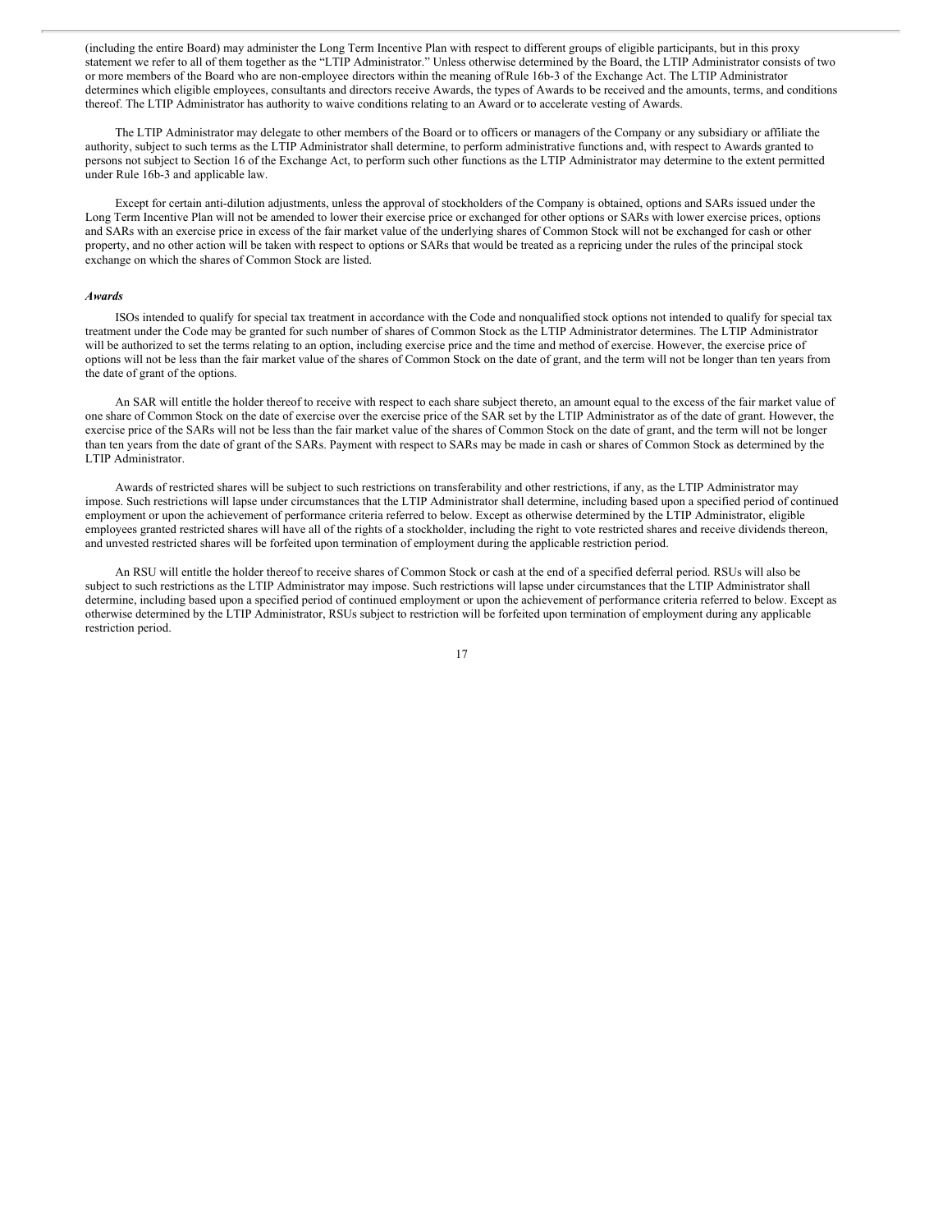(including the entire Board) may administer the Long Term Incentive Plan with respect to different groups of eligible participants, but in this proxy statement we refer to all of them together as the "LTIP Administrator." Unless otherwise determined by the Board, the LTIP Administrator consists of two or more members of the Board who are non-employee directors within the meaning of Rule 16b-3 of the Exchange Act. The LTIP Administrator determines which eligible employees, consultants and directors receive Awards, the types of Awards to be received and the amounts, terms, and conditions thereof. The LTIP Administrator has authority to waive conditions relating to an Award or to accelerate vesting of Awards.

The LTIP Administrator may delegate to other members of the Board or to officers or managers of the Company or any subsidiary or affiliate the authority, subject to such terms as the LTIP Administrator shall determine, to perform administrative functions and, with respect to Awards granted to persons not subject to Section 16 of the Exchange Act, to perform such other functions as the LTIP Administrator may determine to the extent permitted under Rule 16b-3 and applicable law.

Except for certain anti-dilution adjustments, unless the approval of stockholders of the Company is obtained, options and SARs issued under the Long Term Incentive Plan will not be amended to lower their exercise price or exchanged for other options or SARs with lower exercise prices, options and SARs with an exercise price in excess of the fair market value of the underlying shares of Common Stock will not be exchanged for cash or other property, and no other action will be taken with respect to options or SARs that would be treated as a repricing under the rules of the principal stock exchange on which the shares of Common Stock are listed.

***Awards***

ISOs intended to qualify for special tax treatment in accordance with the Code and nonqualified stock options not intended to qualify for special tax treatment under the Code may be granted for such number of shares of Common Stock as the LTIP Administrator determines. The LTIP Administrator will be authorized to set the terms relating to an option, including exercise price and the time and method of exercise. However, the exercise price of options will not be less than the fair market value of the shares of Common Stock on the date of grant, and the term will not be longer than ten years from the date of grant of the options.

An SAR will entitle the holder thereof to receive with respect to each share subject thereto, an amount equal to the excess of the fair market value of one share of Common Stock on the date of exercise over the exercise price of the SAR set by the LTIP Administrator as of the date of grant. However, the exercise price of the SARs will not be less than the fair market value of the shares of Common Stock on the date of grant, and the term will not be longer than ten years from the date of grant of the SARs. Payment with respect to SARs may be made in cash or shares of Common Stock as determined by the LTIP Administrator.

Awards of restricted shares will be subject to such restrictions on transferability and other restrictions, if any, as the LTIP Administrator may impose. Such restrictions will lapse under circumstances that the LTIP Administrator shall determine, including based upon a specified period of continued employment or upon the achievement of performance criteria referred to below. Except as otherwise determined by the LTIP Administrator, eligible employees granted restricted shares will have all of the rights of a stockholder, including the right to vote restricted shares and receive dividends thereon, and unvested restricted shares will be forfeited upon termination of employment during the applicable restriction period.

An RSU will entitle the holder thereof to receive shares of Common Stock or cash at the end of a specified deferral period. RSUs will also be subject to such restrictions as the LTIP Administrator may impose. Such restrictions will lapse under circumstances that the LTIP Administrator shall determine, including based upon a specified period of continued employment or upon the achievement of performance criteria referred to below. Except as otherwise determined by the LTIP Administrator, RSUs subject to restriction will be forfeited upon termination of employment during any applicable restriction period.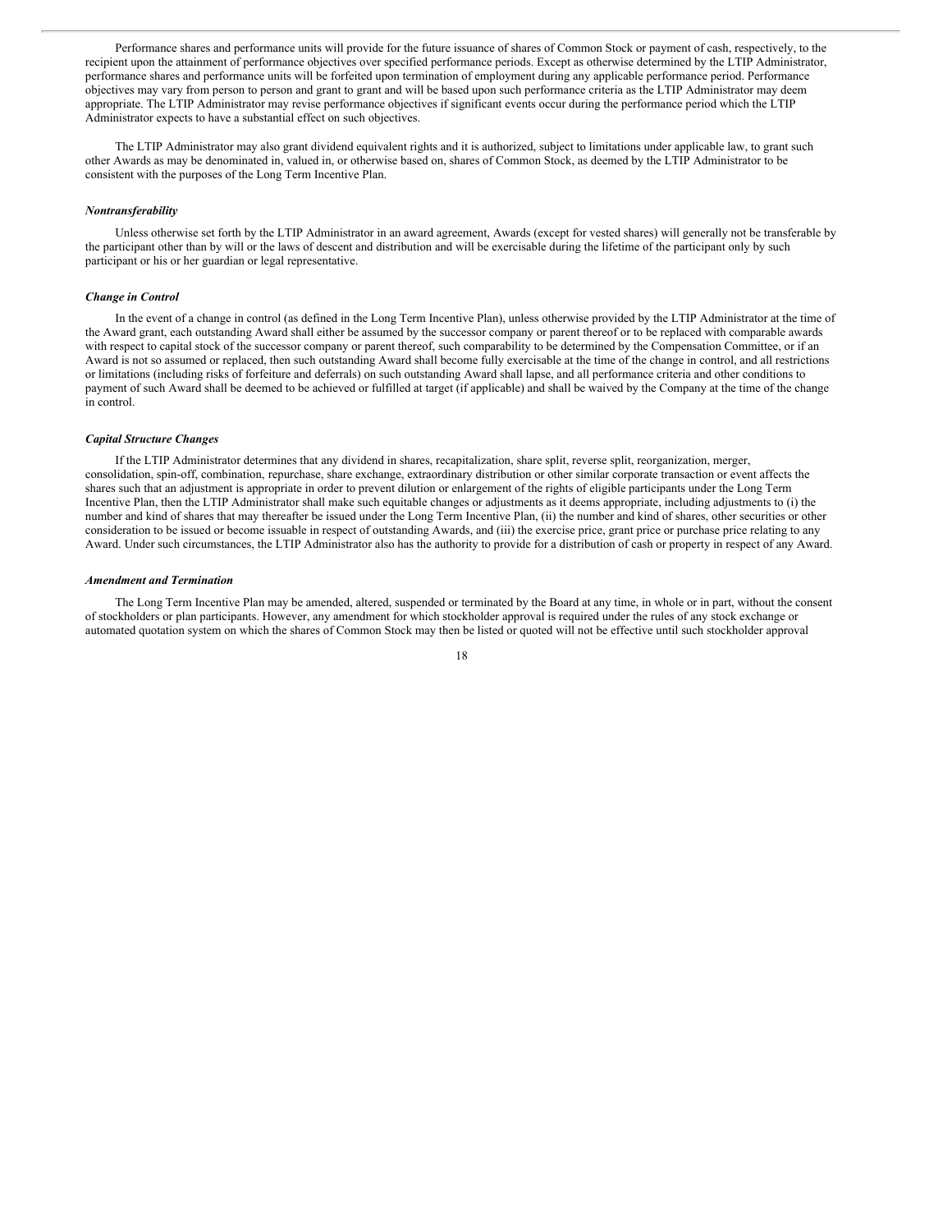Performance shares and performance units will provide for the future issuance of shares of Common Stock or payment of cash, respectively, to the recipient upon the attainment of performance objectives over specified performance periods. Except as otherwise determined by the LTIP Administrator, performance shares and performance units will be forfeited upon termination of employment during any applicable performance period. Performance objectives may vary from person to person and grant to grant and will be based upon such performance criteria as the LTIP Administrator may deem appropriate. The LTIP Administrator may revise performance objectives if significant events occur during the performance period which the LTIP Administrator expects to have a substantial effect on such objectives.

The LTIP Administrator may also grant dividend equivalent rights and it is authorized, subject to limitations under applicable law, to grant such other Awards as may be denominated in, valued in, or otherwise based on, shares of Common Stock, as deemed by the LTIP Administrator to be consistent with the purposes of the Long Term Incentive Plan.

***Nontransferability***

Unless otherwise set forth by the LTIP Administrator in an award agreement, Awards (except for vested shares) will generally not be transferable by the participant other than by will or the laws of descent and distribution and will be exercisable during the lifetime of the participant only by such participant or his or her guardian or legal representative.

***Change in Control***

In the event of a change in control (as defined in the Long Term Incentive Plan), unless otherwise provided by the LTIP Administrator at the time of the Award grant, each outstanding Award shall either be assumed by the successor company or parent thereof or to be replaced with comparable awards with respect to capital stock of the successor company or parent thereof, such comparability to be determined by the Compensation Committee, or if an Award is not so assumed or replaced, then such outstanding Award shall become fully exercisable at the time of the change in control, and all restrictions or limitations (including risks of forfeiture and deferrals) on such outstanding Award shall lapse, and all performance criteria and other conditions to payment of such Award shall be deemed to be achieved or fulfilled at target (if applicable) and shall be waived by the Company at the time of the change in control.

***Capital Structure Changes***

If the LTIP Administrator determines that any dividend in shares, recapitalization, share split, reverse split, reorganization, merger, consolidation, spin-off, combination, repurchase, share exchange, extraordinary distribution or other similar corporate transaction or event affects the shares such that an adjustment is appropriate in order to prevent dilution or enlargement of the rights of eligible participants under the Long Term Incentive Plan, then the LTIP Administrator shall make such equitable changes or adjustments as it deems appropriate, including adjustments to (i) the number and kind of shares that may thereafter be issued under the Long Term Incentive Plan, (ii) the number and kind of shares, other securities or other consideration to be issued or become issuable in respect of outstanding Awards, and (iii) the exercise price, grant price or purchase price relating to any Award. Under such circumstances, the LTIP Administrator also has the authority to provide for a distribution of cash or property in respect of any Award.

***Amendment and Termination***

The Long Term Incentive Plan may be amended, altered, suspended or terminated by the Board at any time, in whole or in part, without the consent of stockholders or plan participants. However, any amendment for which stockholder approval is required under the rules of any stock exchange or automated quotation system on which the shares of Common Stock may then be listed or quoted will not be effective until such stockholder approval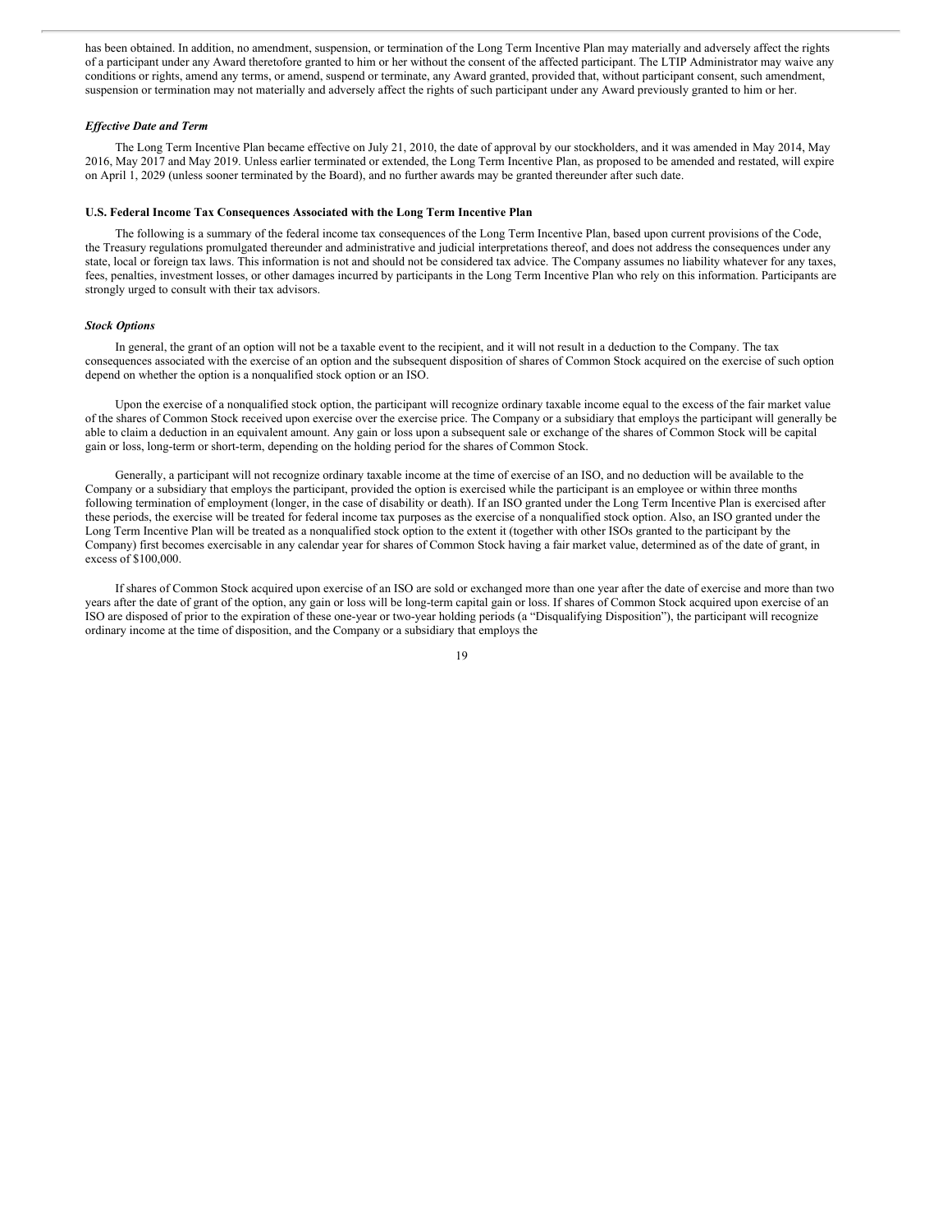has been obtained. In addition, no amendment, suspension, or termination of the Long Term Incentive Plan may materially and adversely affect the rights of a participant under any Award theretofore granted to him or her without the consent of the affected participant. The LTIP Administrator may waive any conditions or rights, amend any terms, or amend, suspend or terminate, any Award granted, provided that, without participant consent, such amendment, suspension or termination may not materially and adversely affect the rights of such participant under any Award previously granted to him or her.

***Effective Date and Term***

The Long Term Incentive Plan became effective on July 21, 2010, the date of approval by our stockholders, and it was amended in May 2014, May 2016, May 2017 and May 2019. Unless earlier terminated or extended, the Long Term Incentive Plan, as proposed to be amended and restated, will expire on April 1, 2029 (unless sooner terminated by the Board), and no further awards may be granted thereunder after such date.

**U.S. Federal Income Tax Consequences Associated with the Long Term Incentive Plan**

The following is a summary of the federal income tax consequences of the Long Term Incentive Plan, based upon current provisions of the Code, the Treasury regulations promulgated thereunder and administrative and judicial interpretations thereof, and does not address the consequences under any state, local or foreign tax laws. This information is not and should not be considered tax advice. The Company assumes no liability whatever for any taxes, fees, penalties, investment losses, or other damages incurred by participants in the Long Term Incentive Plan who rely on this information. Participants are strongly urged to consult with their tax advisors.

***Stock Options***

In general, the grant of an option will not be a taxable event to the recipient, and it will not result in a deduction to the Company. The tax consequences associated with the exercise of an option and the subsequent disposition of shares of Common Stock acquired on the exercise of such option depend on whether the option is a nonqualified stock option or an ISO.

Upon the exercise of a nonqualified stock option, the participant will recognize ordinary taxable income equal to the excess of the fair market value of the shares of Common Stock received upon exercise over the exercise price. The Company or a subsidiary that employs the participant will generally be able to claim a deduction in an equivalent amount. Any gain or loss upon a subsequent sale or exchange of the shares of Common Stock will be capital gain or loss, long-term or short-term, depending on the holding period for the shares of Common Stock.

Generally, a participant will not recognize ordinary taxable income at the time of exercise of an ISO, and no deduction will be available to the Company or a subsidiary that employs the participant, provided the option is exercised while the participant is an employee or within three months following termination of employment (longer, in the case of disability or death). If an ISO granted under the Long Term Incentive Plan is exercised after these periods, the exercise will be treated for federal income tax purposes as the exercise of a nonqualified stock option. Also, an ISO granted under the Long Term Incentive Plan will be treated as a nonqualified stock option to the extent it (together with other ISOs granted to the participant by the Company) first becomes exercisable in any calendar year for shares of Common Stock having a fair market value, determined as of the date of grant, in excess of $100,000.

If shares of Common Stock acquired upon exercise of an ISO are sold or exchanged more than one year after the date of exercise and more than two years after the date of grant of the option, any gain or loss will be long-term capital gain or loss. If shares of Common Stock acquired upon exercise of an ISO are disposed of prior to the expiration of these one-year or two-year holding periods (a "Disqualifying Disposition"), the participant will recognize ordinary income at the time of disposition, and the Company or a subsidiary that employs the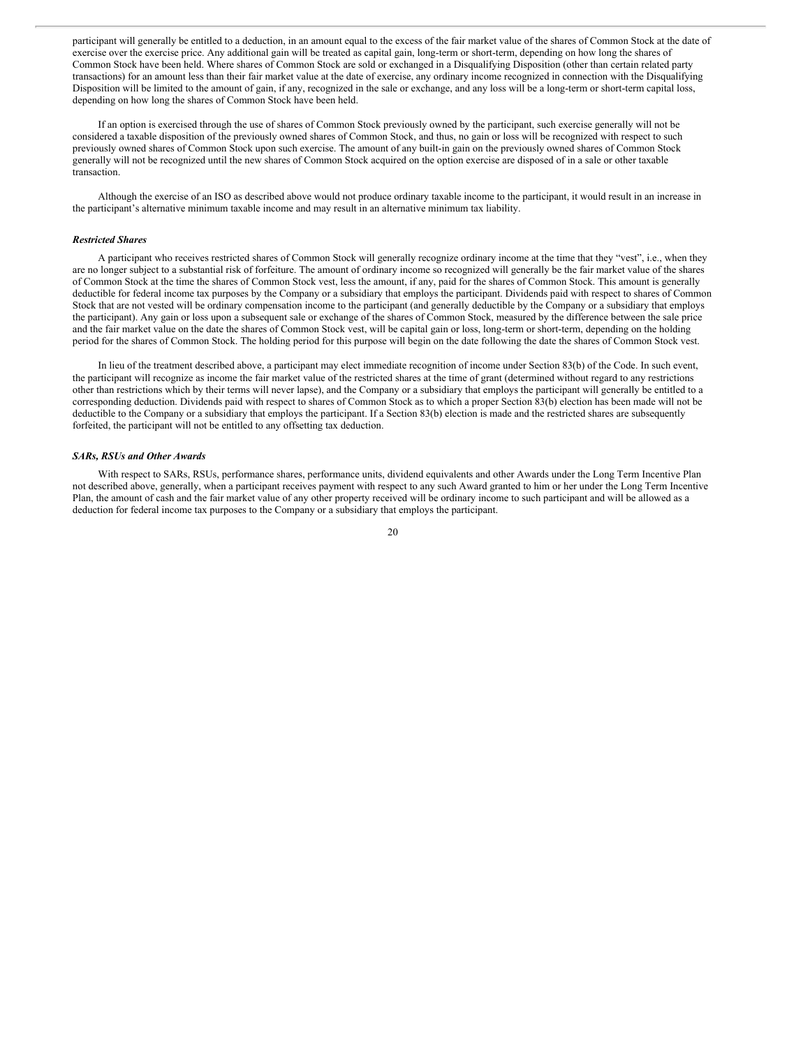participant will generally be entitled to a deduction, in an amount equal to the excess of the fair market value of the shares of Common Stock at the date of exercise over the exercise price. Any additional gain will be treated as capital gain, long-term or short-term, depending on how long the shares of Common Stock have been held. Where shares of Common Stock are sold or exchanged in a Disqualifying Disposition (other than certain related party transactions) for an amount less than their fair market value at the date of exercise, any ordinary income recognized in connection with the Disqualifying Disposition will be limited to the amount of gain, if any, recognized in the sale or exchange, and any loss will be a long-term or short-term capital loss, depending on how long the shares of Common Stock have been held.

If an option is exercised through the use of shares of Common Stock previously owned by the participant, such exercise generally will not be considered a taxable disposition of the previously owned shares of Common Stock, and thus, no gain or loss will be recognized with respect to such previously owned shares of Common Stock upon such exercise. The amount of any built-in gain on the previously owned shares of Common Stock generally will not be recognized until the new shares of Common Stock acquired on the option exercise are disposed of in a sale or other taxable transaction.

Although the exercise of an ISO as described above would not produce ordinary taxable income to the participant, it would result in an increase in the participant's alternative minimum taxable income and may result in an alternative minimum tax liability.

***Restricted Shares***

A participant who receives restricted shares of Common Stock will generally recognize ordinary income at the time that they "vest", i.e., when they are no longer subject to a substantial risk of forfeiture. The amount of ordinary income so recognized will generally be the fair market value of the shares of Common Stock at the time the shares of Common Stock vest, less the amount, if any, paid for the shares of Common Stock. This amount is generally deductible for federal income tax purposes by the Company or a subsidiary that employs the participant. Dividends paid with respect to shares of Common Stock that are not vested will be ordinary compensation income to the participant (and generally deductible by the Company or a subsidiary that employs the participant). Any gain or loss upon a subsequent sale or exchange of the shares of Common Stock, measured by the difference between the sale price and the fair market value on the date the shares of Common Stock vest, will be capital gain or loss, long-term or short-term, depending on the holding period for the shares of Common Stock. The holding period for this purpose will begin on the date following the date the shares of Common Stock vest.

In lieu of the treatment described above, a participant may elect immediate recognition of income under Section 83(b) of the Code. In such event, the participant will recognize as income the fair market value of the restricted shares at the time of grant (determined without regard to any restrictions other than restrictions which by their terms will never lapse), and the Company or a subsidiary that employs the participant will generally be entitled to a corresponding deduction. Dividends paid with respect to shares of Common Stock as to which a proper Section 83(b) election has been made will not be deductible to the Company or a subsidiary that employs the participant. If a Section 83(b) election is made and the restricted shares are subsequently forfeited, the participant will not be entitled to any offsetting tax deduction.

***SARs, RSUs and Other Awards***

With respect to SARs, RSUs, performance shares, performance units, dividend equivalents and other Awards under the Long Term Incentive Plan not described above, generally, when a participant receives payment with respect to any such Award granted to him or her under the Long Term Incentive Plan, the amount of cash and the fair market value of any other property received will be ordinary income to such participant and will be allowed as a deduction for federal income tax purposes to the Company or a subsidiary that employs the participant.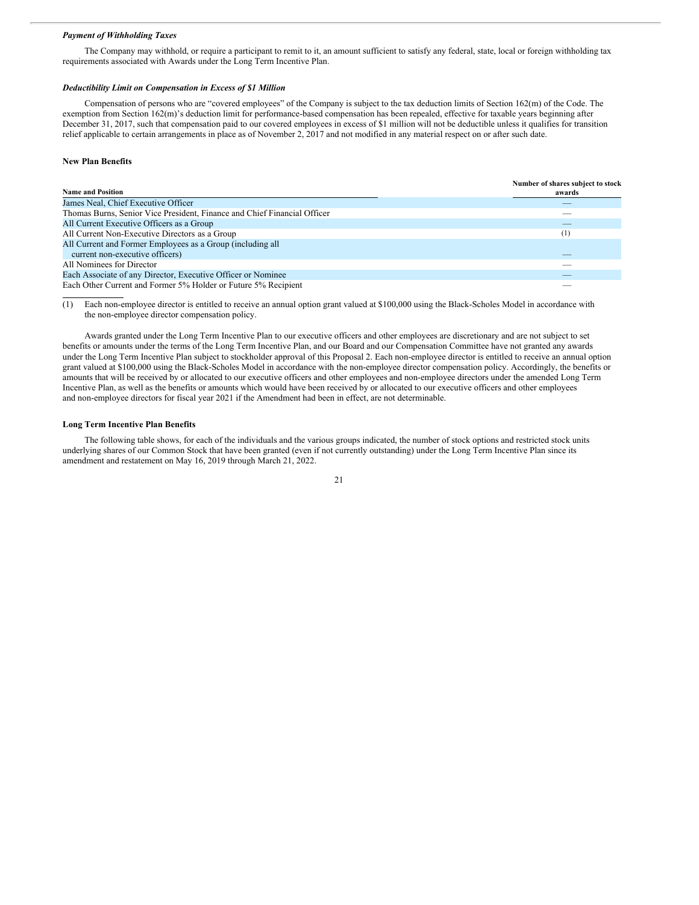***Payment of Withholding Taxes***

The Company may withhold, or require a participant to remit to it, an amount sufficient to satisfy any federal, state, local or foreign withholding tax requirements associated with Awards under the Long Term Incentive Plan.

***Deductibility Limit on Compensation in Excess of $1 Million***

Compensation of persons who are “covered employees” of the Company is subject to the tax deduction limits of Section 162(m) of the Code. The exemption from Section 162(m)’s deduction limit for performance-based compensation has been repealed, effective for taxable years beginning after December 31, 2017, such that compensation paid to our covered employees in excess of $1 million will not be deductible unless it qualifies for transition relief applicable to certain arrangements in place as of November 2, 2017 and not modified in any material respect on or after such date.

**New Plan Benefits**

| Name and Position | Number of shares subject to stock awards |
|---|---|
| James Neal, Chief Executive Officer | — |
| Thomas Burns, Senior Vice President, Finance and Chief Financial Officer | — |
| All Current Executive Officers as a Group | — |
| All Current Non-Executive Directors as a Group | (1) |
| All Current and Former Employees as a Group (including all current non-executive officers) | — |
| All Nominees for Director | — |
| Each Associate of any Director, Executive Officer or Nominee | — |
| Each Other Current and Former 5% Holder or Future 5% Recipient | — |

(1) Each non-employee director is entitled to receive an annual option grant valued at $100,000 using the Black-Scholes Model in accordance with the non-employee director compensation policy.

Awards granted under the Long Term Incentive Plan to our executive officers and other employees are discretionary and are not subject to set benefits or amounts under the terms of the Long Term Incentive Plan, and our Board and our Compensation Committee have not granted any awards under the Long Term Incentive Plan subject to stockholder approval of this Proposal 2. Each non-employee director is entitled to receive an annual option grant valued at $100,000 using the Black-Scholes Model in accordance with the non-employee director compensation policy. Accordingly, the benefits or amounts that will be received by or allocated to our executive officers and other employees and non-employee directors under the amended Long Term Incentive Plan, as well as the benefits or amounts which would have been received by or allocated to our executive officers and other employees and non-employee directors for fiscal year 2021 if the Amendment had been in effect, are not determinable.

**Long Term Incentive Plan Benefits**

The following table shows, for each of the individuals and the various groups indicated, the number of stock options and restricted stock units underlying shares of our Common Stock that have been granted (even if not currently outstanding) under the Long Term Incentive Plan since its amendment and restatement on May 16, 2019 through March 21, 2022.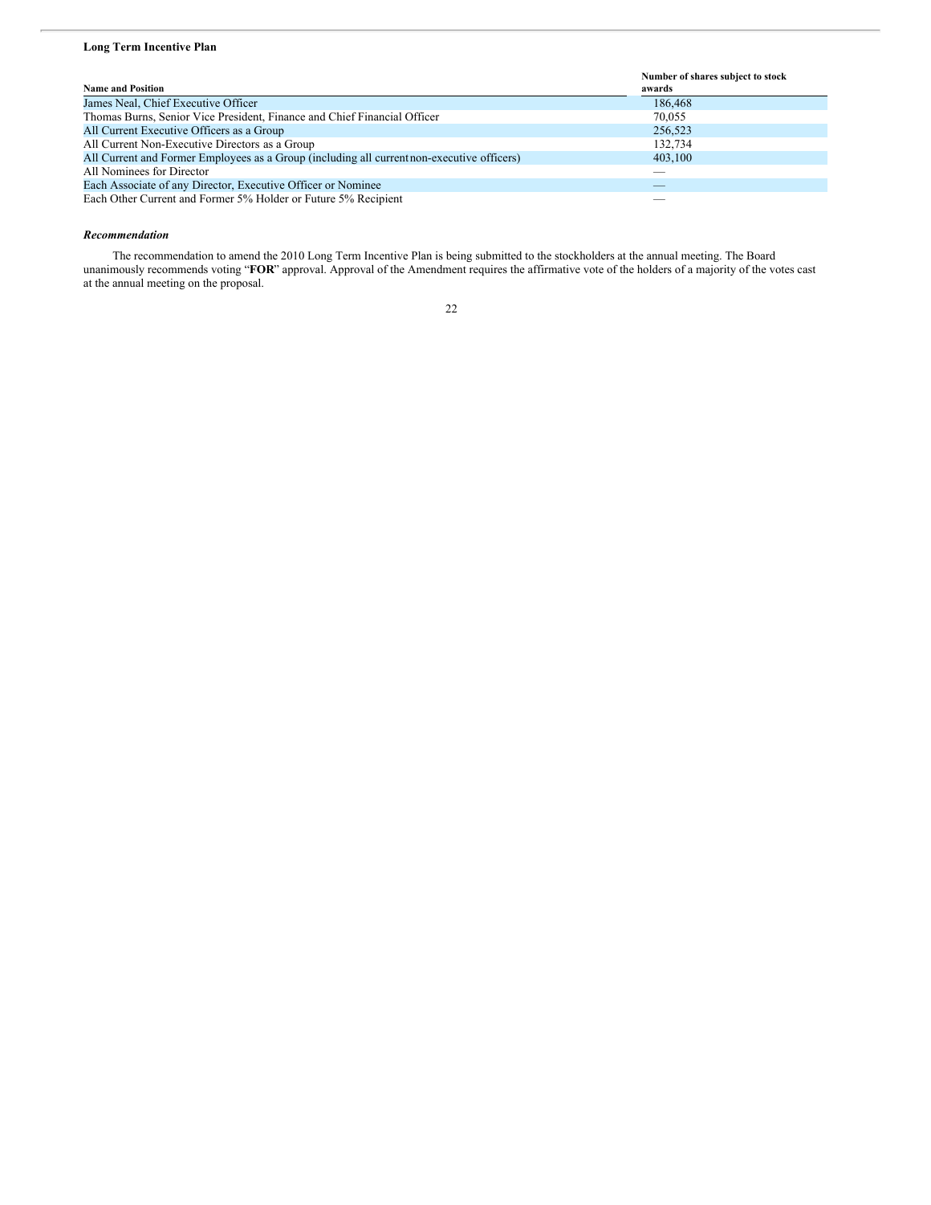**Long Term Incentive Plan**

| Name and Position | Number of shares subject to stock awards |
|---|---|
| James Neal, Chief Executive Officer | 186,468 |
| Thomas Burns, Senior Vice President, Finance and Chief Financial Officer | 70,055 |
| All Current Executive Officers as a Group | 256,523 |
| All Current Non-Executive Directors as a Group | 132,734 |
| All Current and Former Employees as a Group (including all current non-executive officers) | 403,100 |
| All Nominees for Director | — |
| Each Associate of any Director, Executive Officer or Nominee | — |
| Each Other Current and Former 5% Holder or Future 5% Recipient | — |

***Recommendation***

The recommendation to amend the 2010 Long Term Incentive Plan is being submitted to the stockholders at the annual meeting. The Board unanimously recommends voting "**FOR**" approval. Approval of the Amendment requires the affirmative vote of the holders of a majority of the votes cast at the annual meeting on the proposal.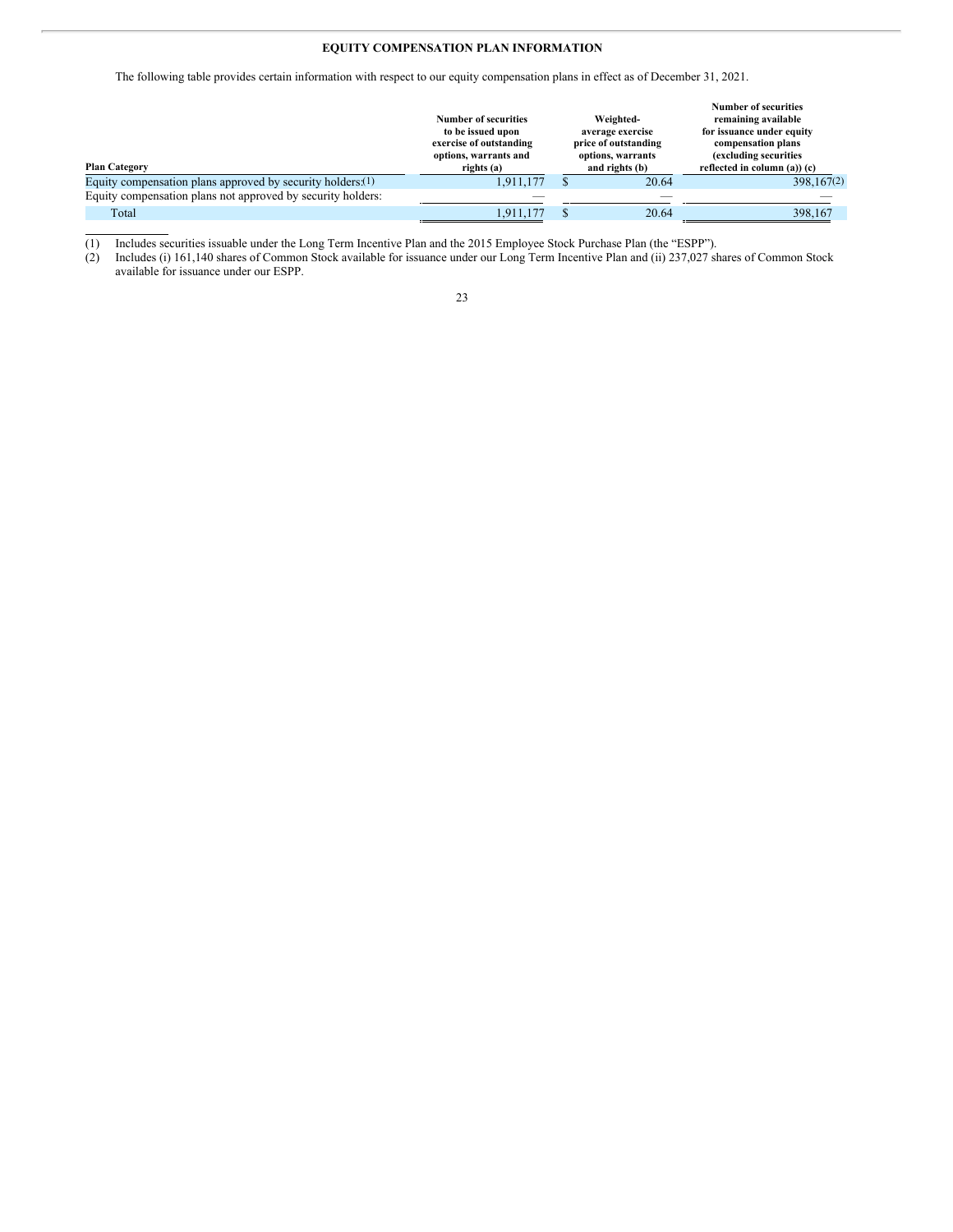## EQUITY COMPENSATION PLAN INFORMATION

The following table provides certain information with respect to our equity compensation plans in effect as of December 31, 2021.

| Plan Category | Number of securities to be issued upon exercise of outstanding options, warrants and rights (a) | Weighted-average exercise price of outstanding options, warrants and rights (b) | Number of securities remaining available for issuance under equity compensation plans (excluding securities reflected in column (a)) (c) |
|---|---|---|---|
| Equity compensation plans approved by security holders:(1) | 1,911,177 | $ 20.64 | 398,167(2) |
| Equity compensation plans not approved by security holders: | — | — | — |
| Total | 1,911,177 | $ 20.64 | 398,167 |

(1) Includes securities issuable under the Long Term Incentive Plan and the 2015 Employee Stock Purchase Plan (the "ESPP").

(2) Includes (i) 161,140 shares of Common Stock available for issuance under our Long Term Incentive Plan and (ii) 237,027 shares of Common Stock available for issuance under our ESPP.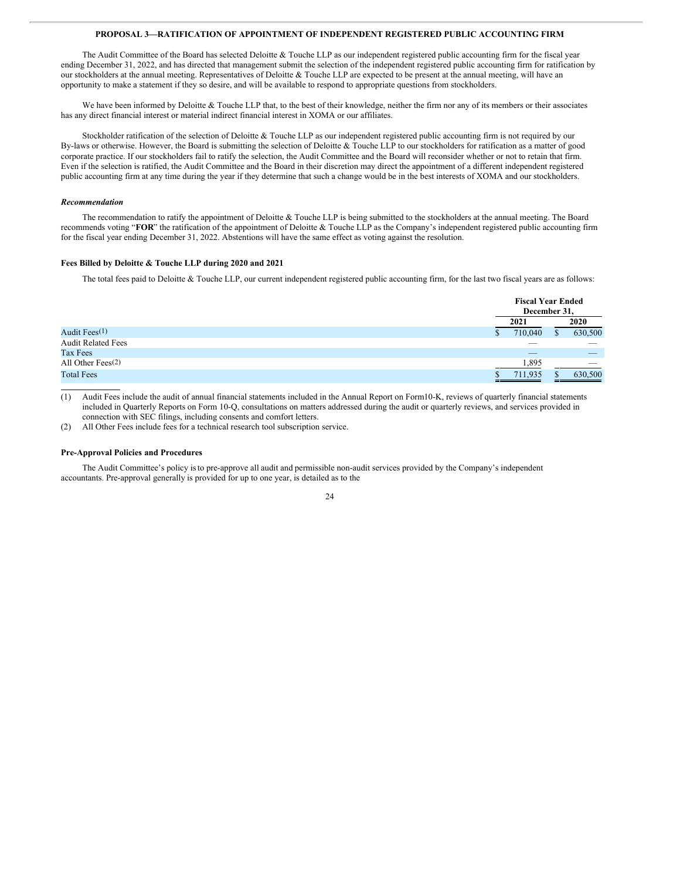## PROPOSAL 3—RATIFICATION OF APPOINTMENT OF INDEPENDENT REGISTERED PUBLIC ACCOUNTING FIRM

The Audit Committee of the Board has selected Deloitte & Touche LLP as our independent registered public accounting firm for the fiscal year ending December 31, 2022, and has directed that management submit the selection of the independent registered public accounting firm for ratification by our stockholders at the annual meeting. Representatives of Deloitte & Touche LLP are expected to be present at the annual meeting, will have an opportunity to make a statement if they so desire, and will be available to respond to appropriate questions from stockholders.

We have been informed by Deloitte & Touche LLP that, to the best of their knowledge, neither the firm nor any of its members or their associates has any direct financial interest or material indirect financial interest in XOMA or our affiliates.

Stockholder ratification of the selection of Deloitte & Touche LLP as our independent registered public accounting firm is not required by our By-laws or otherwise. However, the Board is submitting the selection of Deloitte & Touche LLP to our stockholders for ratification as a matter of good corporate practice. If our stockholders fail to ratify the selection, the Audit Committee and the Board will reconsider whether or not to retain that firm. Even if the selection is ratified, the Audit Committee and the Board in their discretion may direct the appointment of a different independent registered public accounting firm at any time during the year if they determine that such a change would be in the best interests of XOMA and our stockholders.

***Recommendation***

The recommendation to ratify the appointment of Deloitte & Touche LLP is being submitted to the stockholders at the annual meeting. The Board recommends voting "**FOR**" the ratification of the appointment of Deloitte & Touche LLP as the Company's independent registered public accounting firm for the fiscal year ending December 31, 2022. Abstentions will have the same effect as voting against the resolution.

**Fees Billed by Deloitte & Touche LLP during 2020 and 2021**

The total fees paid to Deloitte & Touche LLP, our current independent registered public accounting firm, for the last two fiscal years are as follows:

| | Fiscal Year Ended December 31, | |
|---|---|---|
| | **2021** | **2020** |
| Audit Fees(1) | $ 710,040 | $ 630,500 |
| Audit Related Fees | — | — |
| Tax Fees | — | — |
| All Other Fees(2) | 1,895 | — |
| Total Fees | $ 711,935 | $ 630,500 |

(1) Audit Fees include the audit of annual financial statements included in the Annual Report on Form10-K, reviews of quarterly financial statements included in Quarterly Reports on Form 10-Q, consultations on matters addressed during the audit or quarterly reviews, and services provided in connection with SEC filings, including consents and comfort letters.

(2) All Other Fees include fees for a technical research tool subscription service.

**Pre-Approval Policies and Procedures**

The Audit Committee's policy is to pre-approve all audit and permissible non-audit services provided by the Company's independent accountants. Pre-approval generally is provided for up to one year, is detailed as to the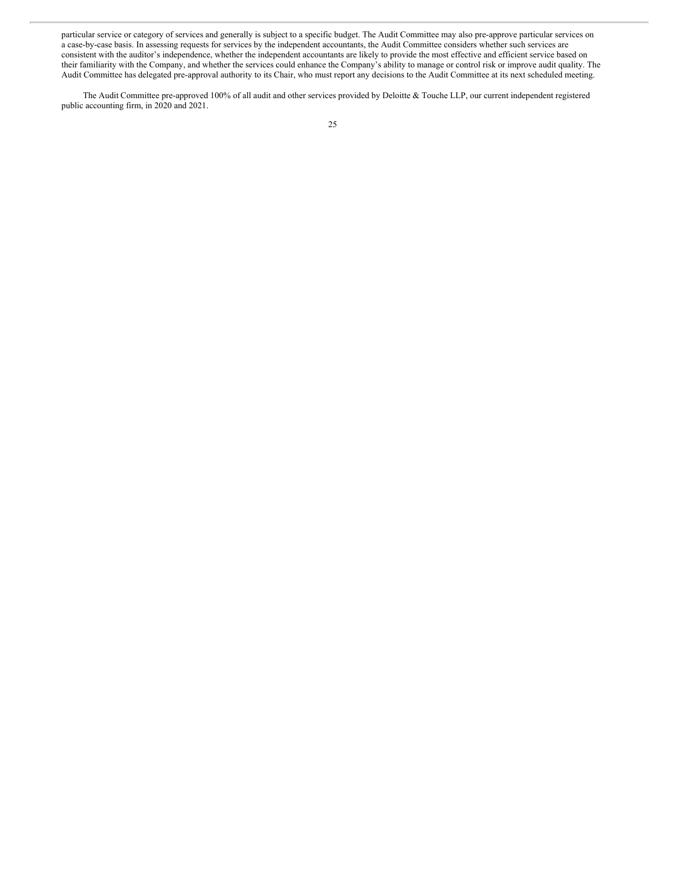particular service or category of services and generally is subject to a specific budget. The Audit Committee may also pre-approve particular services on a case-by-case basis. In assessing requests for services by the independent accountants, the Audit Committee considers whether such services are consistent with the auditor's independence, whether the independent accountants are likely to provide the most effective and efficient service based on their familiarity with the Company, and whether the services could enhance the Company's ability to manage or control risk or improve audit quality. The Audit Committee has delegated pre-approval authority to its Chair, who must report any decisions to the Audit Committee at its next scheduled meeting.

The Audit Committee pre-approved 100% of all audit and other services provided by Deloitte & Touche LLP, our current independent registered public accounting firm, in 2020 and 2021.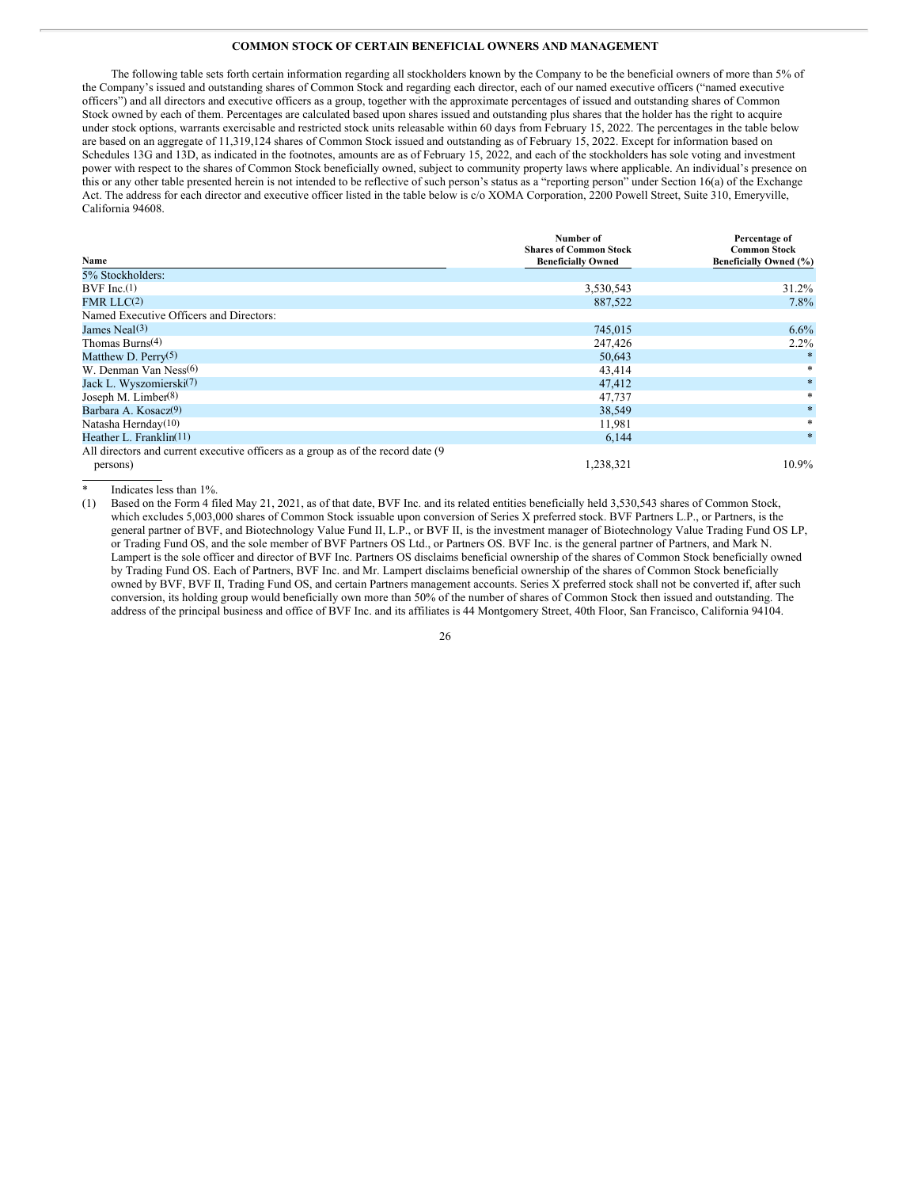**COMMON STOCK OF CERTAIN BENEFICIAL OWNERS AND MANAGEMENT**

The following table sets forth certain information regarding all stockholders known by the Company to be the beneficial owners of more than 5% of the Company's issued and outstanding shares of Common Stock and regarding each director, each of our named executive officers ("named executive officers") and all directors and executive officers as a group, together with the approximate percentages of issued and outstanding shares of Common Stock owned by each of them. Percentages are calculated based upon shares issued and outstanding plus shares that the holder has the right to acquire under stock options, warrants exercisable and restricted stock units releasable within 60 days from February 15, 2022. The percentages in the table below are based on an aggregate of 11,319,124 shares of Common Stock issued and outstanding as of February 15, 2022. Except for information based on Schedules 13G and 13D, as indicated in the footnotes, amounts are as of February 15, 2022, and each of the stockholders has sole voting and investment power with respect to the shares of Common Stock beneficially owned, subject to community property laws where applicable. An individual's presence on this or any other table presented herein is not intended to be reflective of such person's status as a "reporting person" under Section 16(a) of the Exchange Act. The address for each director and executive officer listed in the table below is c/o XOMA Corporation, 2200 Powell Street, Suite 310, Emeryville, California 94608.

| Name | Number of Shares of Common Stock Beneficially Owned | Percentage of Common Stock Beneficially Owned (%) |
|---|---|---|
| 5% Stockholders: | | |
| BVF Inc.(1) | 3,530,543 | 31.2% |
| FMR LLC(2) | 887,522 | 7.8% |
| Named Executive Officers and Directors: | | |
| James Neal(3) | 745,015 | 6.6% |
| Thomas Burns(4) | 247,426 | 2.2% |
| Matthew D. Perry(5) | 50,643 | * |
| W. Denman Van Ness(6) | 43,414 | * |
| Jack L. Wyszomierski(7) | 47,412 | * |
| Joseph M. Limber(8) | 47,737 | * |
| Barbara A. Kosacz(9) | 38,549 | * |
| Natasha Hernday(10) | 11,981 | * |
| Heather L. Franklin(11) | 6,144 | * |
| All directors and current executive officers as a group as of the record date (9 persons) | 1,238,321 | 10.9% |

\* Indicates less than 1%.

(1) Based on the Form 4 filed May 21, 2021, as of that date, BVF Inc. and its related entities beneficially held 3,530,543 shares of Common Stock, which excludes 5,003,000 shares of Common Stock issuable upon conversion of Series X preferred stock. BVF Partners L.P., or Partners, is the general partner of BVF, and Biotechnology Value Fund II, L.P., or BVF II, is the investment manager of Biotechnology Value Trading Fund OS LP, or Trading Fund OS, and the sole member of BVF Partners OS Ltd., or Partners OS. BVF Inc. is the general partner of Partners, and Mark N. Lampert is the sole officer and director of BVF Inc. Partners OS disclaims beneficial ownership of the shares of Common Stock beneficially owned by Trading Fund OS. Each of Partners, BVF Inc. and Mr. Lampert disclaims beneficial ownership of the shares of Common Stock beneficially owned by BVF, BVF II, Trading Fund OS, and certain Partners management accounts. Series X preferred stock shall not be converted if, after such conversion, its holding group would beneficially own more than 50% of the number of shares of Common Stock then issued and outstanding. The address of the principal business and office of BVF Inc. and its affiliates is 44 Montgomery Street, 40th Floor, San Francisco, California 94104.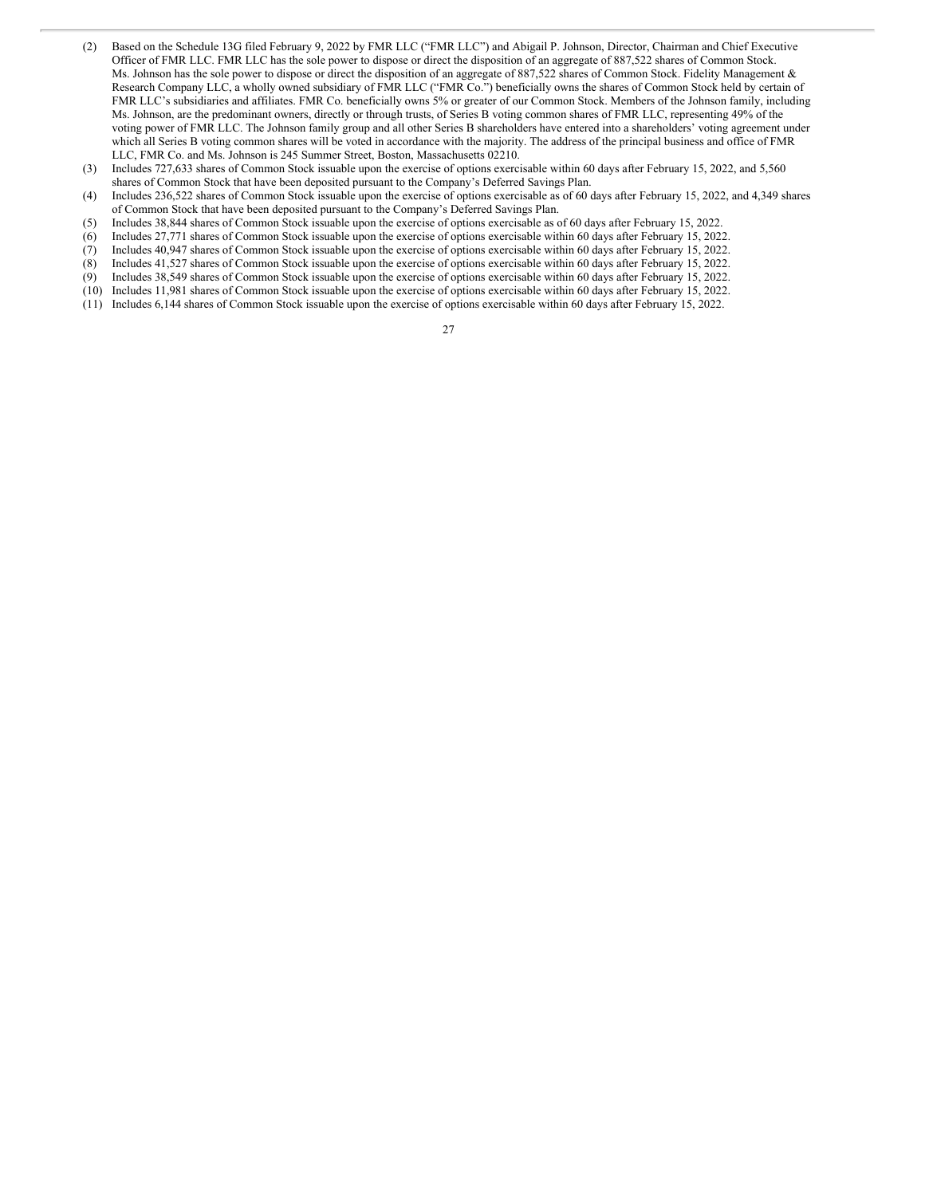(2) Based on the Schedule 13G filed February 9, 2022 by FMR LLC ("FMR LLC") and Abigail P. Johnson, Director, Chairman and Chief Executive Officer of FMR LLC. FMR LLC has the sole power to dispose or direct the disposition of an aggregate of 887,522 shares of Common Stock. Ms. Johnson has the sole power to dispose or direct the disposition of an aggregate of 887,522 shares of Common Stock. Fidelity Management & Research Company LLC, a wholly owned subsidiary of FMR LLC ("FMR Co.") beneficially owns the shares of Common Stock held by certain of FMR LLC's subsidiaries and affiliates. FMR Co. beneficially owns 5% or greater of our Common Stock. Members of the Johnson family, including Ms. Johnson, are the predominant owners, directly or through trusts, of Series B voting common shares of FMR LLC, representing 49% of the voting power of FMR LLC. The Johnson family group and all other Series B shareholders have entered into a shareholders' voting agreement under which all Series B voting common shares will be voted in accordance with the majority. The address of the principal business and office of FMR LLC, FMR Co. and Ms. Johnson is 245 Summer Street, Boston, Massachusetts 02210.

(3) Includes 727,633 shares of Common Stock issuable upon the exercise of options exercisable within 60 days after February 15, 2022, and 5,560 shares of Common Stock that have been deposited pursuant to the Company's Deferred Savings Plan.

(4) Includes 236,522 shares of Common Stock issuable upon the exercise of options exercisable as of 60 days after February 15, 2022, and 4,349 shares of Common Stock that have been deposited pursuant to the Company's Deferred Savings Plan.

(5) Includes 38,844 shares of Common Stock issuable upon the exercise of options exercisable as of 60 days after February 15, 2022.

(6) Includes 27,771 shares of Common Stock issuable upon the exercise of options exercisable within 60 days after February 15, 2022.

(7) Includes 40,947 shares of Common Stock issuable upon the exercise of options exercisable within 60 days after February 15, 2022.

(8) Includes 41,527 shares of Common Stock issuable upon the exercise of options exercisable within 60 days after February 15, 2022.

(9) Includes 38,549 shares of Common Stock issuable upon the exercise of options exercisable within 60 days after February 15, 2022.

(10) Includes 11,981 shares of Common Stock issuable upon the exercise of options exercisable within 60 days after February 15, 2022.

(11) Includes 6,144 shares of Common Stock issuable upon the exercise of options exercisable within 60 days after February 15, 2022.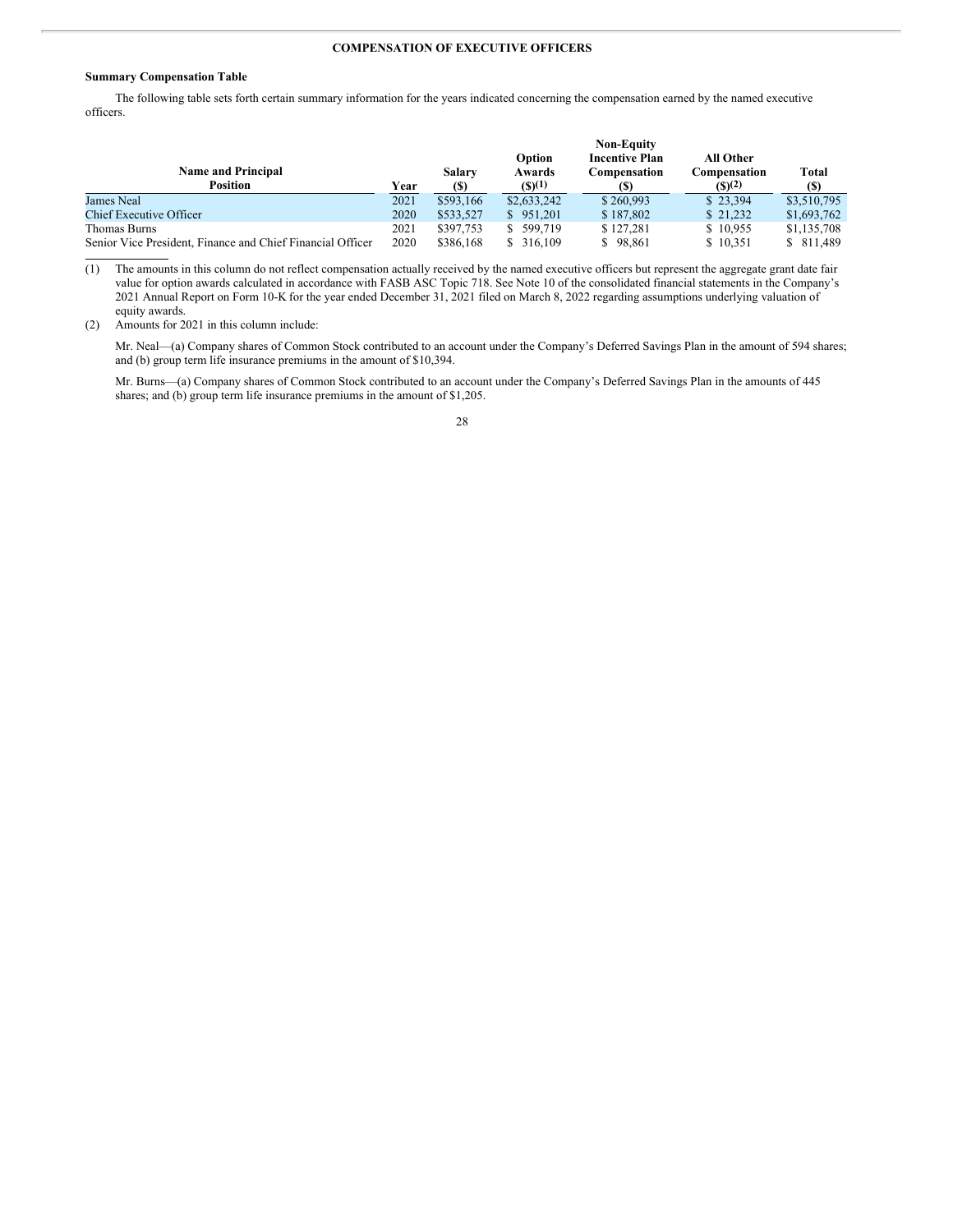## COMPENSATION OF EXECUTIVE OFFICERS

**Summary Compensation Table**

The following table sets forth certain summary information for the years indicated concerning the compensation earned by the named executive officers.

| Name and Principal Position | Year | Salary ($) | Option Awards ($)(1) | Non-Equity Incentive Plan Compensation ($) | All Other Compensation ($)(2) | Total ($) |
|---|---|---|---|---|---|---|
| James Neal | 2021 | $593,166 | $2,633,242 | $ 260,993 | $ 23,394 | $3,510,795 |
| Chief Executive Officer | 2020 | $533,527 | $ 951,201 | $ 187,802 | $ 21,232 | $1,693,762 |
| Thomas Burns | 2021 | $397,753 | $ 599,719 | $ 127,281 | $ 10,955 | $1,135,708 |
| Senior Vice President, Finance and Chief Financial Officer | 2020 | $386,168 | $ 316,109 | $ 98,861 | $ 10,351 | $ 811,489 |

(1) The amounts in this column do not reflect compensation actually received by the named executive officers but represent the aggregate grant date fair value for option awards calculated in accordance with FASB ASC Topic 718. See Note 10 of the consolidated financial statements in the Company's 2021 Annual Report on Form 10-K for the year ended December 31, 2021 filed on March 8, 2022 regarding assumptions underlying valuation of equity awards.

(2) Amounts for 2021 in this column include:

Mr. Neal—(a) Company shares of Common Stock contributed to an account under the Company's Deferred Savings Plan in the amount of 594 shares; and (b) group term life insurance premiums in the amount of $10,394.

Mr. Burns—(a) Company shares of Common Stock contributed to an account under the Company's Deferred Savings Plan in the amounts of 445 shares; and (b) group term life insurance premiums in the amount of $1,205.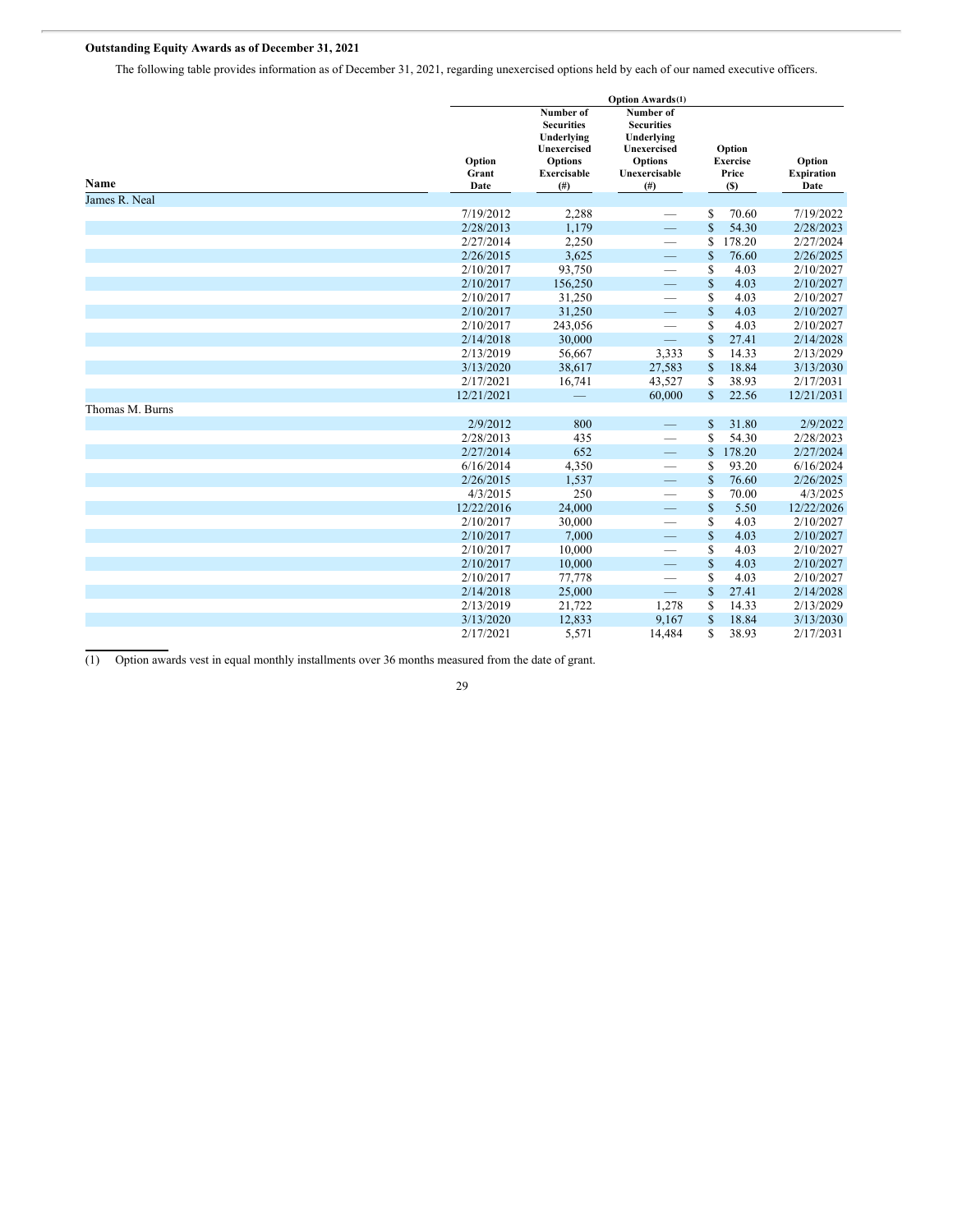**Outstanding Equity Awards as of December 31, 2021**

The following table provides information as of December 31, 2021, regarding unexercised options held by each of our named executive officers.

| | Option Awards(1) | | | | |
|---|---|---|---|---|---|
| Name | Option Grant Date | Number of Securities Underlying Unexercised Options Exercisable (#) | Number of Securities Underlying Unexercised Options Unexercisable (#) | Option Exercise Price ($) | Option Expiration Date |
| James R. Neal | | | | | |
| | 7/19/2012 | 2,288 | — | $ 70.60 | 7/19/2022 |
| | 2/28/2013 | 1,179 | — | $ 54.30 | 2/28/2023 |
| | 2/27/2014 | 2,250 | — | $ 178.20 | 2/27/2024 |
| | 2/26/2015 | 3,625 | — | $ 76.60 | 2/26/2025 |
| | 2/10/2017 | 93,750 | — | $ 4.03 | 2/10/2027 |
| | 2/10/2017 | 156,250 | — | $ 4.03 | 2/10/2027 |
| | 2/10/2017 | 31,250 | — | $ 4.03 | 2/10/2027 |
| | 2/10/2017 | 31,250 | — | $ 4.03 | 2/10/2027 |
| | 2/10/2017 | 243,056 | — | $ 4.03 | 2/10/2027 |
| | 2/14/2018 | 30,000 | — | $ 27.41 | 2/14/2028 |
| | 2/13/2019 | 56,667 | 3,333 | $ 14.33 | 2/13/2029 |
| | 3/13/2020 | 38,617 | 27,583 | $ 18.84 | 3/13/2030 |
| | 2/17/2021 | 16,741 | 43,527 | $ 38.93 | 2/17/2031 |
| | 12/21/2021 | — | 60,000 | $ 22.56 | 12/21/2031 |
| Thomas M. Burns | | | | | |
| | 2/9/2012 | 800 | — | $ 31.80 | 2/9/2022 |
| | 2/28/2013 | 435 | — | $ 54.30 | 2/28/2023 |
| | 2/27/2014 | 652 | — | $ 178.20 | 2/27/2024 |
| | 6/16/2014 | 4,350 | — | $ 93.20 | 6/16/2024 |
| | 2/26/2015 | 1,537 | — | $ 76.60 | 2/26/2025 |
| | 4/3/2015 | 250 | — | $ 70.00 | 4/3/2025 |
| | 12/22/2016 | 24,000 | — | $ 5.50 | 12/22/2026 |
| | 2/10/2017 | 30,000 | — | $ 4.03 | 2/10/2027 |
| | 2/10/2017 | 7,000 | — | $ 4.03 | 2/10/2027 |
| | 2/10/2017 | 10,000 | — | $ 4.03 | 2/10/2027 |
| | 2/10/2017 | 10,000 | — | $ 4.03 | 2/10/2027 |
| | 2/10/2017 | 77,778 | — | $ 4.03 | 2/10/2027 |
| | 2/14/2018 | 25,000 | — | $ 27.41 | 2/14/2028 |
| | 2/13/2019 | 21,722 | 1,278 | $ 14.33 | 2/13/2029 |
| | 3/13/2020 | 12,833 | 9,167 | $ 18.84 | 3/13/2030 |
| | 2/17/2021 | 5,571 | 14,484 | $ 38.93 | 2/17/2031 |

(1) Option awards vest in equal monthly installments over 36 months measured from the date of grant.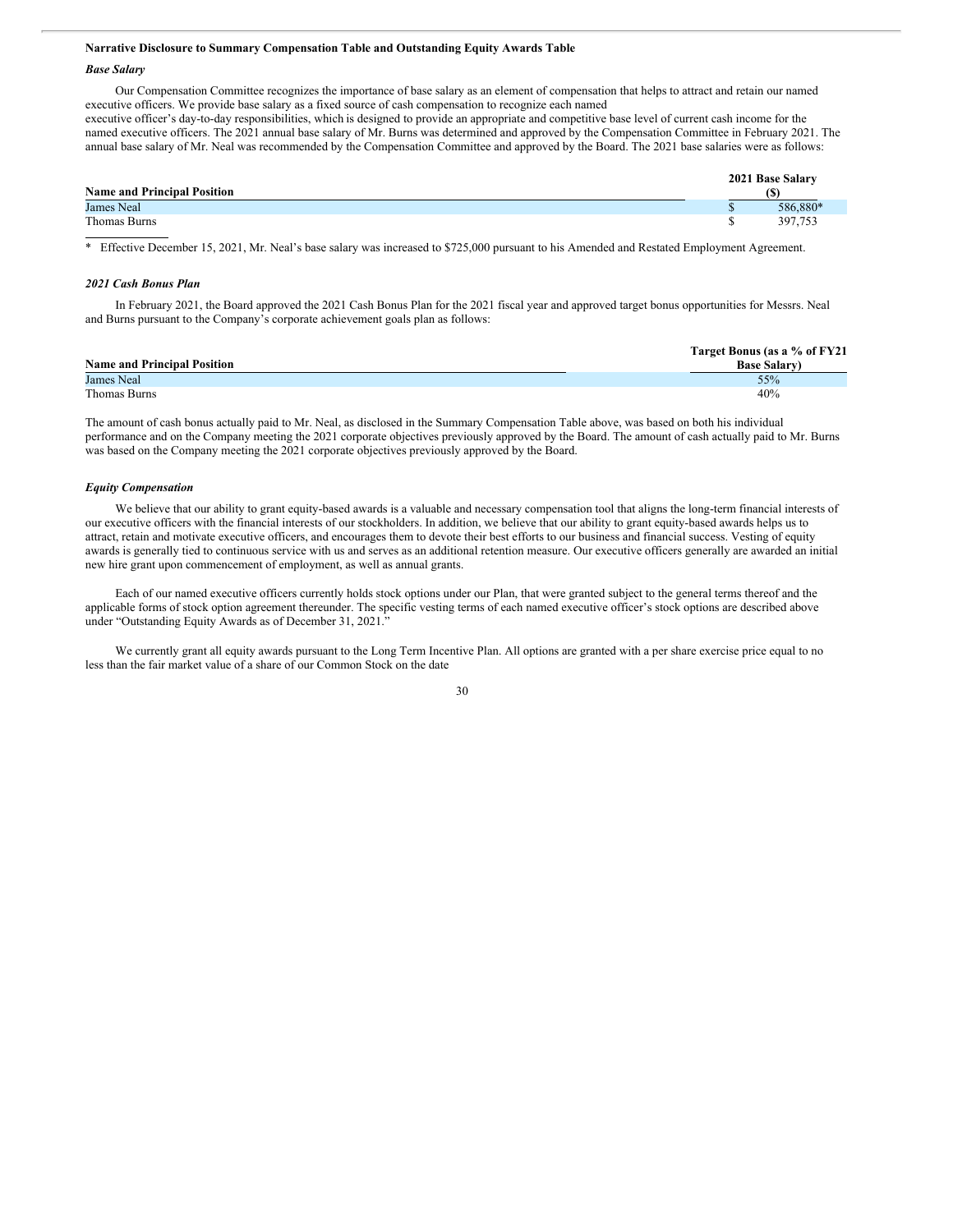### Narrative Disclosure to Summary Compensation Table and Outstanding Equity Awards Table

#### *Base Salary*

Our Compensation Committee recognizes the importance of base salary as an element of compensation that helps to attract and retain our named executive officers. We provide base salary as a fixed source of cash compensation to recognize each named executive officer's day-to-day responsibilities, which is designed to provide an appropriate and competitive base level of current cash income for the named executive officers. The 2021 annual base salary of Mr. Burns was determined and approved by the Compensation Committee in February 2021. The annual base salary of Mr. Neal was recommended by the Compensation Committee and approved by the Board. The 2021 base salaries were as follows:

| Name and Principal Position | 2021 Base Salary ($) |
|---|---|
| James Neal | $ 586,880* |
| Thomas Burns | $ 397,753 |

\* Effective December 15, 2021, Mr. Neal's base salary was increased to $725,000 pursuant to his Amended and Restated Employment Agreement.

#### *2021 Cash Bonus Plan*

In February 2021, the Board approved the 2021 Cash Bonus Plan for the 2021 fiscal year and approved target bonus opportunities for Messrs. Neal and Burns pursuant to the Company's corporate achievement goals plan as follows:

| Name and Principal Position | Target Bonus (as a % of FY21 Base Salary) |
|---|---|
| James Neal | 55% |
| Thomas Burns | 40% |

The amount of cash bonus actually paid to Mr. Neal, as disclosed in the Summary Compensation Table above, was based on both his individual performance and on the Company meeting the 2021 corporate objectives previously approved by the Board. The amount of cash actually paid to Mr. Burns was based on the Company meeting the 2021 corporate objectives previously approved by the Board.

#### *Equity Compensation*

We believe that our ability to grant equity-based awards is a valuable and necessary compensation tool that aligns the long-term financial interests of our executive officers with the financial interests of our stockholders. In addition, we believe that our ability to grant equity-based awards helps us to attract, retain and motivate executive officers, and encourages them to devote their best efforts to our business and financial success. Vesting of equity awards is generally tied to continuous service with us and serves as an additional retention measure. Our executive officers generally are awarded an initial new hire grant upon commencement of employment, as well as annual grants.

Each of our named executive officers currently holds stock options under our Plan, that were granted subject to the general terms thereof and the applicable forms of stock option agreement thereunder. The specific vesting terms of each named executive officer's stock options are described above under "Outstanding Equity Awards as of December 31, 2021."

We currently grant all equity awards pursuant to the Long Term Incentive Plan. All options are granted with a per share exercise price equal to no less than the fair market value of a share of our Common Stock on the date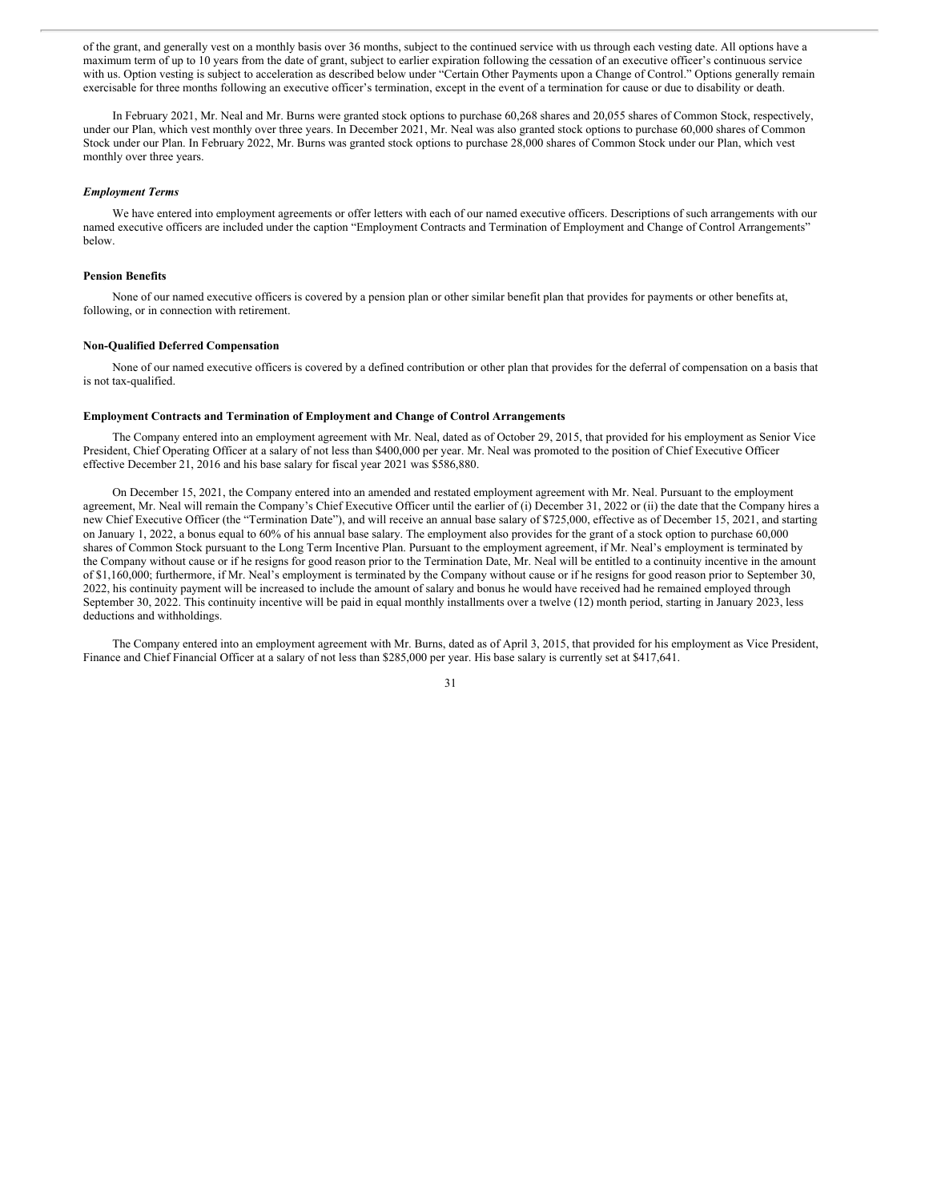of the grant, and generally vest on a monthly basis over 36 months, subject to the continued service with us through each vesting date. All options have a maximum term of up to 10 years from the date of grant, subject to earlier expiration following the cessation of an executive officer's continuous service with us. Option vesting is subject to acceleration as described below under "Certain Other Payments upon a Change of Control." Options generally remain exercisable for three months following an executive officer's termination, except in the event of a termination for cause or due to disability or death.

In February 2021, Mr. Neal and Mr. Burns were granted stock options to purchase 60,268 shares and 20,055 shares of Common Stock, respectively, under our Plan, which vest monthly over three years. In December 2021, Mr. Neal was also granted stock options to purchase 60,000 shares of Common Stock under our Plan. In February 2022, Mr. Burns was granted stock options to purchase 28,000 shares of Common Stock under our Plan, which vest monthly over three years.

### *Employment Terms*

We have entered into employment agreements or offer letters with each of our named executive officers. Descriptions of such arrangements with our named executive officers are included under the caption "Employment Contracts and Termination of Employment and Change of Control Arrangements" below.

### **Pension Benefits**

None of our named executive officers is covered by a pension plan or other similar benefit plan that provides for payments or other benefits at, following, or in connection with retirement.

### **Non-Qualified Deferred Compensation**

None of our named executive officers is covered by a defined contribution or other plan that provides for the deferral of compensation on a basis that is not tax-qualified.

### **Employment Contracts and Termination of Employment and Change of Control Arrangements**

The Company entered into an employment agreement with Mr. Neal, dated as of October 29, 2015, that provided for his employment as Senior Vice President, Chief Operating Officer at a salary of not less than $400,000 per year. Mr. Neal was promoted to the position of Chief Executive Officer effective December 21, 2016 and his base salary for fiscal year 2021 was $586,880.

On December 15, 2021, the Company entered into an amended and restated employment agreement with Mr. Neal. Pursuant to the employment agreement, Mr. Neal will remain the Company's Chief Executive Officer until the earlier of (i) December 31, 2022 or (ii) the date that the Company hires a new Chief Executive Officer (the "Termination Date"), and will receive an annual base salary of $725,000, effective as of December 15, 2021, and starting on January 1, 2022, a bonus equal to 60% of his annual base salary. The employment also provides for the grant of a stock option to purchase 60,000 shares of Common Stock pursuant to the Long Term Incentive Plan. Pursuant to the employment agreement, if Mr. Neal's employment is terminated by the Company without cause or if he resigns for good reason prior to the Termination Date, Mr. Neal will be entitled to a continuity incentive in the amount of $1,160,000; furthermore, if Mr. Neal's employment is terminated by the Company without cause or if he resigns for good reason prior to September 30, 2022, his continuity payment will be increased to include the amount of salary and bonus he would have received had he remained employed through September 30, 2022. This continuity incentive will be paid in equal monthly installments over a twelve (12) month period, starting in January 2023, less deductions and withholdings.

The Company entered into an employment agreement with Mr. Burns, dated as of April 3, 2015, that provided for his employment as Vice President, Finance and Chief Financial Officer at a salary of not less than $285,000 per year. His base salary is currently set at $417,641.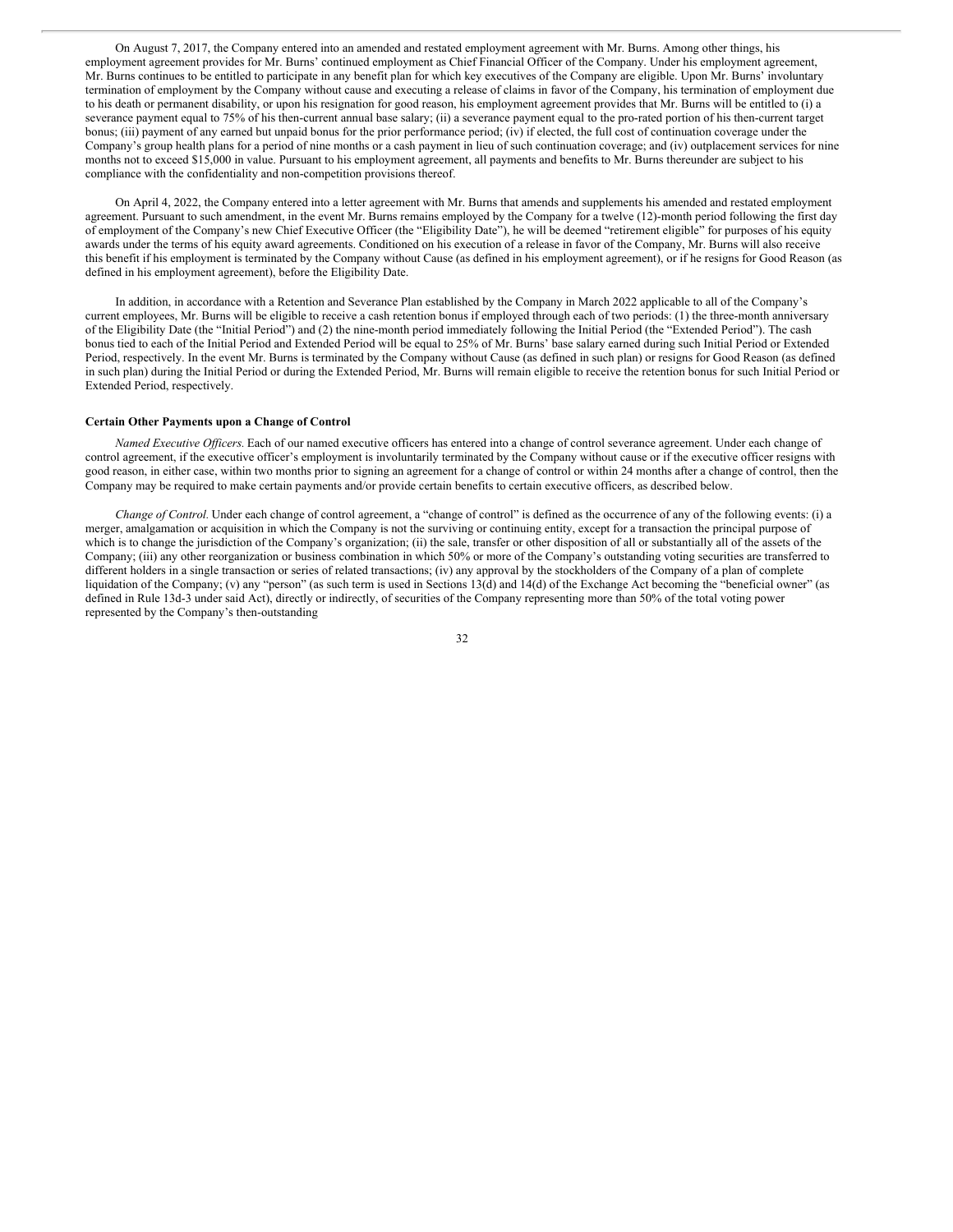On August 7, 2017, the Company entered into an amended and restated employment agreement with Mr. Burns. Among other things, his employment agreement provides for Mr. Burns' continued employment as Chief Financial Officer of the Company. Under his employment agreement, Mr. Burns continues to be entitled to participate in any benefit plan for which key executives of the Company are eligible. Upon Mr. Burns' involuntary termination of employment by the Company without cause and executing a release of claims in favor of the Company, his termination of employment due to his death or permanent disability, or upon his resignation for good reason, his employment agreement provides that Mr. Burns will be entitled to (i) a severance payment equal to 75% of his then-current annual base salary; (ii) a severance payment equal to the pro-rated portion of his then-current target bonus; (iii) payment of any earned but unpaid bonus for the prior performance period; (iv) if elected, the full cost of continuation coverage under the Company's group health plans for a period of nine months or a cash payment in lieu of such continuation coverage; and (iv) outplacement services for nine months not to exceed $15,000 in value. Pursuant to his employment agreement, all payments and benefits to Mr. Burns thereunder are subject to his compliance with the confidentiality and non-competition provisions thereof.

On April 4, 2022, the Company entered into a letter agreement with Mr. Burns that amends and supplements his amended and restated employment agreement. Pursuant to such amendment, in the event Mr. Burns remains employed by the Company for a twelve (12)-month period following the first day of employment of the Company's new Chief Executive Officer (the "Eligibility Date"), he will be deemed "retirement eligible" for purposes of his equity awards under the terms of his equity award agreements. Conditioned on his execution of a release in favor of the Company, Mr. Burns will also receive this benefit if his employment is terminated by the Company without Cause (as defined in his employment agreement), or if he resigns for Good Reason (as defined in his employment agreement), before the Eligibility Date.

In addition, in accordance with a Retention and Severance Plan established by the Company in March 2022 applicable to all of the Company's current employees, Mr. Burns will be eligible to receive a cash retention bonus if employed through each of two periods: (1) the three-month anniversary of the Eligibility Date (the "Initial Period") and (2) the nine-month period immediately following the Initial Period (the "Extended Period"). The cash bonus tied to each of the Initial Period and Extended Period will be equal to 25% of Mr. Burns' base salary earned during such Initial Period or Extended Period, respectively. In the event Mr. Burns is terminated by the Company without Cause (as defined in such plan) or resigns for Good Reason (as defined in such plan) during the Initial Period or during the Extended Period, Mr. Burns will remain eligible to receive the retention bonus for such Initial Period or Extended Period, respectively.

**Certain Other Payments upon a Change of Control**

*Named Executive Officers.* Each of our named executive officers has entered into a change of control severance agreement. Under each change of control agreement, if the executive officer's employment is involuntarily terminated by the Company without cause or if the executive officer resigns with good reason, in either case, within two months prior to signing an agreement for a change of control or within 24 months after a change of control, then the Company may be required to make certain payments and/or provide certain benefits to certain executive officers, as described below.

*Change of Control.* Under each change of control agreement, a "change of control" is defined as the occurrence of any of the following events: (i) a merger, amalgamation or acquisition in which the Company is not the surviving or continuing entity, except for a transaction the principal purpose of which is to change the jurisdiction of the Company's organization; (ii) the sale, transfer or other disposition of all or substantially all of the assets of the Company; (iii) any other reorganization or business combination in which 50% or more of the Company's outstanding voting securities are transferred to different holders in a single transaction or series of related transactions; (iv) any approval by the stockholders of the Company of a plan of complete liquidation of the Company; (v) any "person" (as such term is used in Sections 13(d) and 14(d) of the Exchange Act becoming the "beneficial owner" (as defined in Rule 13d-3 under said Act), directly or indirectly, of securities of the Company representing more than 50% of the total voting power represented by the Company's then-outstanding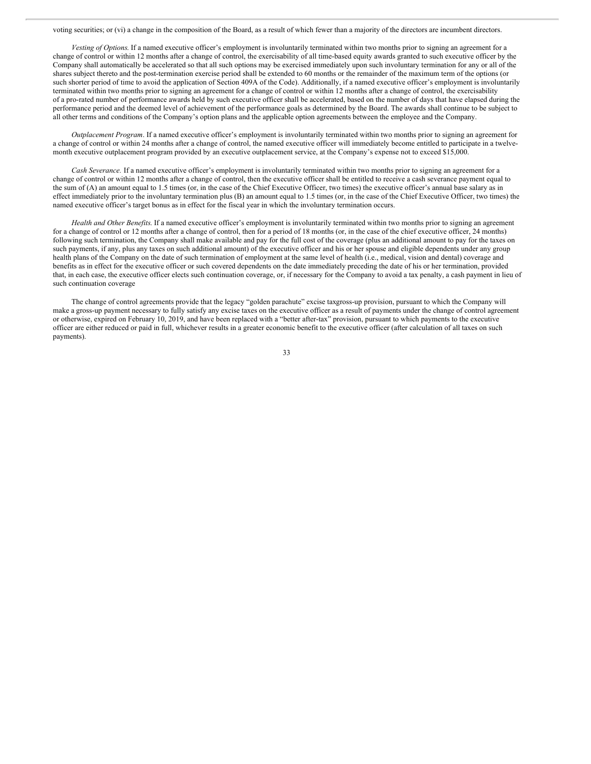voting securities; or (vi) a change in the composition of the Board, as a result of which fewer than a majority of the directors are incumbent directors.

*Vesting of Options.* If a named executive officer's employment is involuntarily terminated within two months prior to signing an agreement for a change of control or within 12 months after a change of control, the exercisability of all time-based equity awards granted to such executive officer by the Company shall automatically be accelerated so that all such options may be exercised immediately upon such involuntary termination for any or all of the shares subject thereto and the post-termination exercise period shall be extended to 60 months or the remainder of the maximum term of the options (or such shorter period of time to avoid the application of Section 409A of the Code). Additionally, if a named executive officer's employment is involuntarily terminated within two months prior to signing an agreement for a change of control or within 12 months after a change of control, the exercisability of a pro-rated number of performance awards held by such executive officer shall be accelerated, based on the number of days that have elapsed during the performance period and the deemed level of achievement of the performance goals as determined by the Board. The awards shall continue to be subject to all other terms and conditions of the Company's option plans and the applicable option agreements between the employee and the Company.

*Outplacement Program*. If a named executive officer's employment is involuntarily terminated within two months prior to signing an agreement for a change of control or within 24 months after a change of control, the named executive officer will immediately become entitled to participate in a twelve-month executive outplacement program provided by an executive outplacement service, at the Company's expense not to exceed $15,000.

*Cash Severance.* If a named executive officer's employment is involuntarily terminated within two months prior to signing an agreement for a change of control or within 12 months after a change of control, then the executive officer shall be entitled to receive a cash severance payment equal to the sum of (A) an amount equal to 1.5 times (or, in the case of the Chief Executive Officer, two times) the executive officer's annual base salary as in effect immediately prior to the involuntary termination plus (B) an amount equal to 1.5 times (or, in the case of the Chief Executive Officer, two times) the named executive officer's target bonus as in effect for the fiscal year in which the involuntary termination occurs.

*Health and Other Benefits.* If a named executive officer's employment is involuntarily terminated within two months prior to signing an agreement for a change of control or 12 months after a change of control, then for a period of 18 months (or, in the case of the chief executive officer, 24 months) following such termination, the Company shall make available and pay for the full cost of the coverage (plus an additional amount to pay for the taxes on such payments, if any, plus any taxes on such additional amount) of the executive officer and his or her spouse and eligible dependents under any group health plans of the Company on the date of such termination of employment at the same level of health (i.e., medical, vision and dental) coverage and benefits as in effect for the executive officer or such covered dependents on the date immediately preceding the date of his or her termination, provided that, in each case, the executive officer elects such continuation coverage, or, if necessary for the Company to avoid a tax penalty, a cash payment in lieu of such continuation coverage

The change of control agreements provide that the legacy "golden parachute" excise taxgross-up provision, pursuant to which the Company will make a gross-up payment necessary to fully satisfy any excise taxes on the executive officer as a result of payments under the change of control agreement or otherwise, expired on February 10, 2019, and have been replaced with a "better after-tax" provision, pursuant to which payments to the executive officer are either reduced or paid in full, whichever results in a greater economic benefit to the executive officer (after calculation of all taxes on such payments).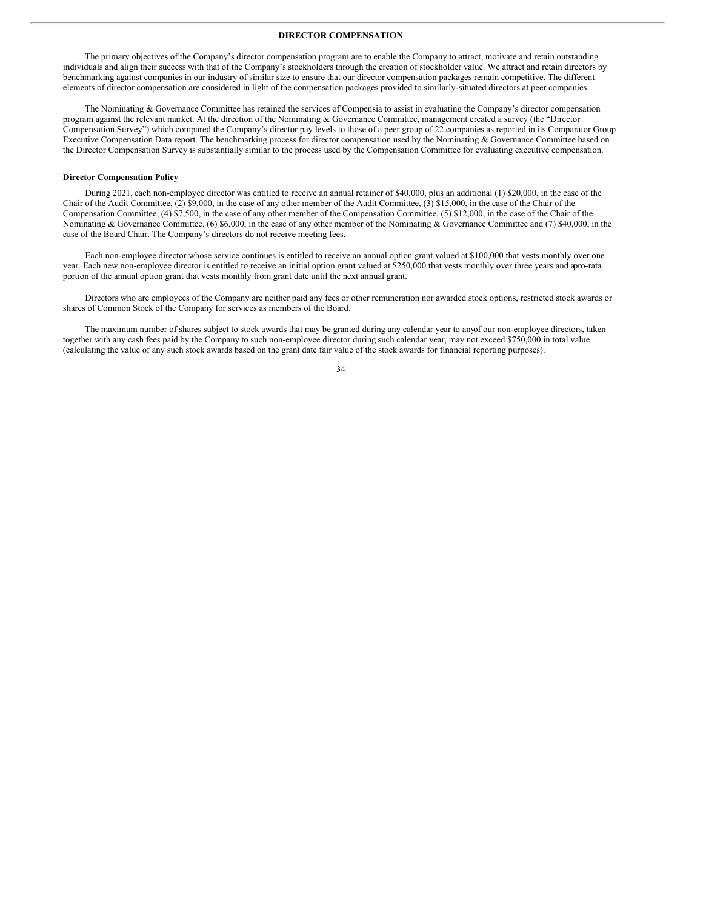## DIRECTOR COMPENSATION

The primary objectives of the Company's director compensation program are to enable the Company to attract, motivate and retain outstanding individuals and align their success with that of the Company's stockholders through the creation of stockholder value. We attract and retain directors by benchmarking against companies in our industry of similar size to ensure that our director compensation packages remain competitive. The different elements of director compensation are considered in light of the compensation packages provided to similarly-situated directors at peer companies.

The Nominating & Governance Committee has retained the services of Compensia to assist in evaluating the Company's director compensation program against the relevant market. At the direction of the Nominating & Governance Committee, management created a survey (the "Director Compensation Survey") which compared the Company's director pay levels to those of a peer group of 22 companies as reported in its Comparator Group Executive Compensation Data report. The benchmarking process for director compensation used by the Nominating & Governance Committee based on the Director Compensation Survey is substantially similar to the process used by the Compensation Committee for evaluating executive compensation.

**Director Compensation Policy**

During 2021, each non-employee director was entitled to receive an annual retainer of $40,000, plus an additional (1) $20,000, in the case of the Chair of the Audit Committee, (2) $9,000, in the case of any other member of the Audit Committee, (3) $15,000, in the case of the Chair of the Compensation Committee, (4) $7,500, in the case of any other member of the Compensation Committee, (5) $12,000, in the case of the Chair of the Nominating & Governance Committee, (6) $6,000, in the case of any other member of the Nominating & Governance Committee and (7) $40,000, in the case of the Board Chair. The Company's directors do not receive meeting fees.

Each non-employee director whose service continues is entitled to receive an annual option grant valued at $100,000 that vests monthly over one year. Each new non-employee director is entitled to receive an initial option grant valued at $250,000 that vests monthly over three years and a pro-rata portion of the annual option grant that vests monthly from grant date until the next annual grant.

Directors who are employees of the Company are neither paid any fees or other remuneration nor awarded stock options, restricted stock awards or shares of Common Stock of the Company for services as members of the Board.

The maximum number of shares subject to stock awards that may be granted during any calendar year to any of our non-employee directors, taken together with any cash fees paid by the Company to such non-employee director during such calendar year, may not exceed $750,000 in total value (calculating the value of any such stock awards based on the grant date fair value of the stock awards for financial reporting purposes).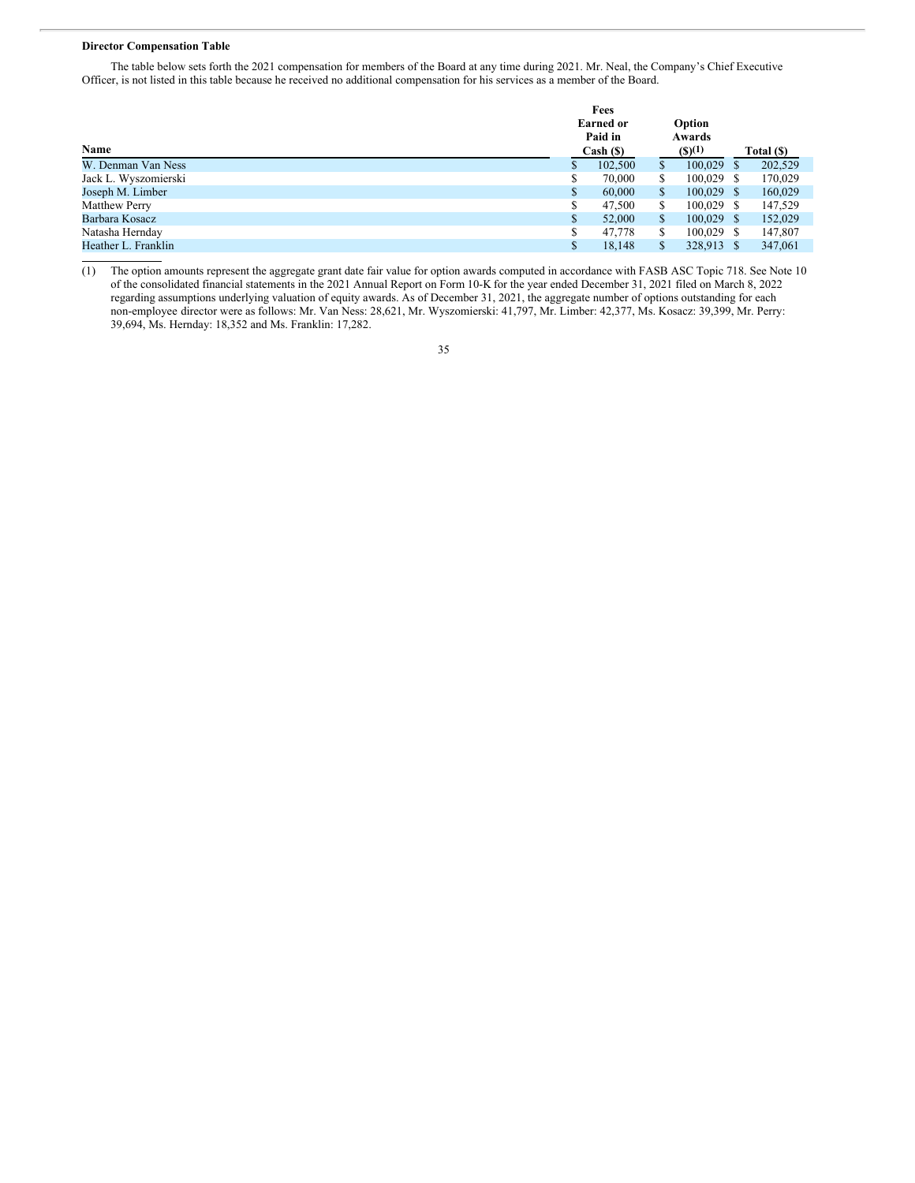**Director Compensation Table**

The table below sets forth the 2021 compensation for members of the Board at any time during 2021. Mr. Neal, the Company's Chief Executive Officer, is not listed in this table because he received no additional compensation for his services as a member of the Board.

| Name | Fees Earned or Paid in Cash ($) | Option Awards ($)(1) | Total ($) |
|---|---|---|---|
| W. Denman Van Ness | $ 102,500 | $ 100,029 | $ 202,529 |
| Jack L. Wyszomierski | $ 70,000 | $ 100,029 | $ 170,029 |
| Joseph M. Limber | $ 60,000 | $ 100,029 | $ 160,029 |
| Matthew Perry | $ 47,500 | $ 100,029 | $ 147,529 |
| Barbara Kosacz | $ 52,000 | $ 100,029 | $ 152,029 |
| Natasha Hernday | $ 47,778 | $ 100,029 | $ 147,807 |
| Heather L. Franklin | $ 18,148 | $ 328,913 | $ 347,061 |

(1) The option amounts represent the aggregate grant date fair value for option awards computed in accordance with FASB ASC Topic 718. See Note 10 of the consolidated financial statements in the 2021 Annual Report on Form 10-K for the year ended December 31, 2021 filed on March 8, 2022 regarding assumptions underlying valuation of equity awards. As of December 31, 2021, the aggregate number of options outstanding for each non-employee director were as follows: Mr. Van Ness: 28,621, Mr. Wyszomierski: 41,797, Mr. Limber: 42,377, Ms. Kosacz: 39,399, Mr. Perry: 39,694, Ms. Hernday: 18,352 and Ms. Franklin: 17,282.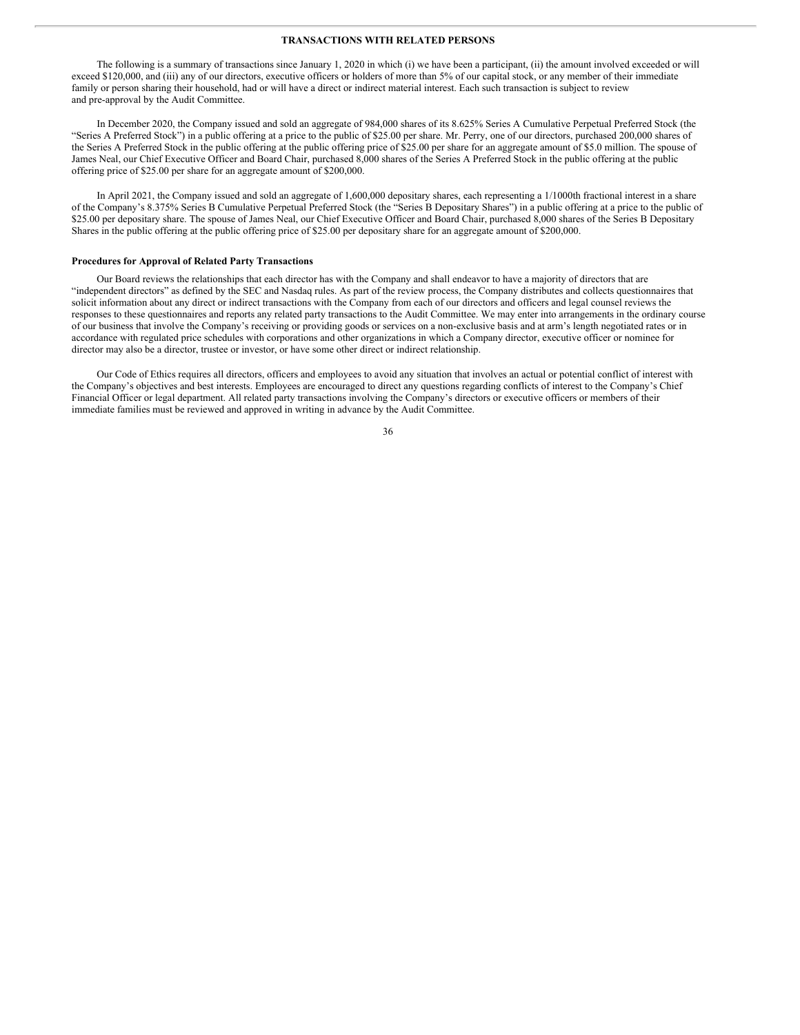## TRANSACTIONS WITH RELATED PERSONS

The following is a summary of transactions since January 1, 2020 in which (i) we have been a participant, (ii) the amount involved exceeded or will exceed $120,000, and (iii) any of our directors, executive officers or holders of more than 5% of our capital stock, or any member of their immediate family or person sharing their household, had or will have a direct or indirect material interest. Each such transaction is subject to review and pre-approval by the Audit Committee.

In December 2020, the Company issued and sold an aggregate of 984,000 shares of its 8.625% Series A Cumulative Perpetual Preferred Stock (the "Series A Preferred Stock") in a public offering at a price to the public of $25.00 per share. Mr. Perry, one of our directors, purchased 200,000 shares of the Series A Preferred Stock in the public offering at the public offering price of $25.00 per share for an aggregate amount of $5.0 million. The spouse of James Neal, our Chief Executive Officer and Board Chair, purchased 8,000 shares of the Series A Preferred Stock in the public offering at the public offering price of $25.00 per share for an aggregate amount of $200,000.

In April 2021, the Company issued and sold an aggregate of 1,600,000 depositary shares, each representing a 1/1000th fractional interest in a share of the Company's 8.375% Series B Cumulative Perpetual Preferred Stock (the "Series B Depositary Shares") in a public offering at a price to the public of $25.00 per depositary share. The spouse of James Neal, our Chief Executive Officer and Board Chair, purchased 8,000 shares of the Series B Depositary Shares in the public offering at the public offering price of $25.00 per depositary share for an aggregate amount of $200,000.

### Procedures for Approval of Related Party Transactions

Our Board reviews the relationships that each director has with the Company and shall endeavor to have a majority of directors that are "independent directors" as defined by the SEC and Nasdaq rules. As part of the review process, the Company distributes and collects questionnaires that solicit information about any direct or indirect transactions with the Company from each of our directors and officers and legal counsel reviews the responses to these questionnaires and reports any related party transactions to the Audit Committee. We may enter into arrangements in the ordinary course of our business that involve the Company's receiving or providing goods or services on a non-exclusive basis and at arm's length negotiated rates or in accordance with regulated price schedules with corporations and other organizations in which a Company director, executive officer or nominee for director may also be a director, trustee or investor, or have some other direct or indirect relationship.

Our Code of Ethics requires all directors, officers and employees to avoid any situation that involves an actual or potential conflict of interest with the Company's objectives and best interests. Employees are encouraged to direct any questions regarding conflicts of interest to the Company's Chief Financial Officer or legal department. All related party transactions involving the Company's directors or executive officers or members of their immediate families must be reviewed and approved in writing in advance by the Audit Committee.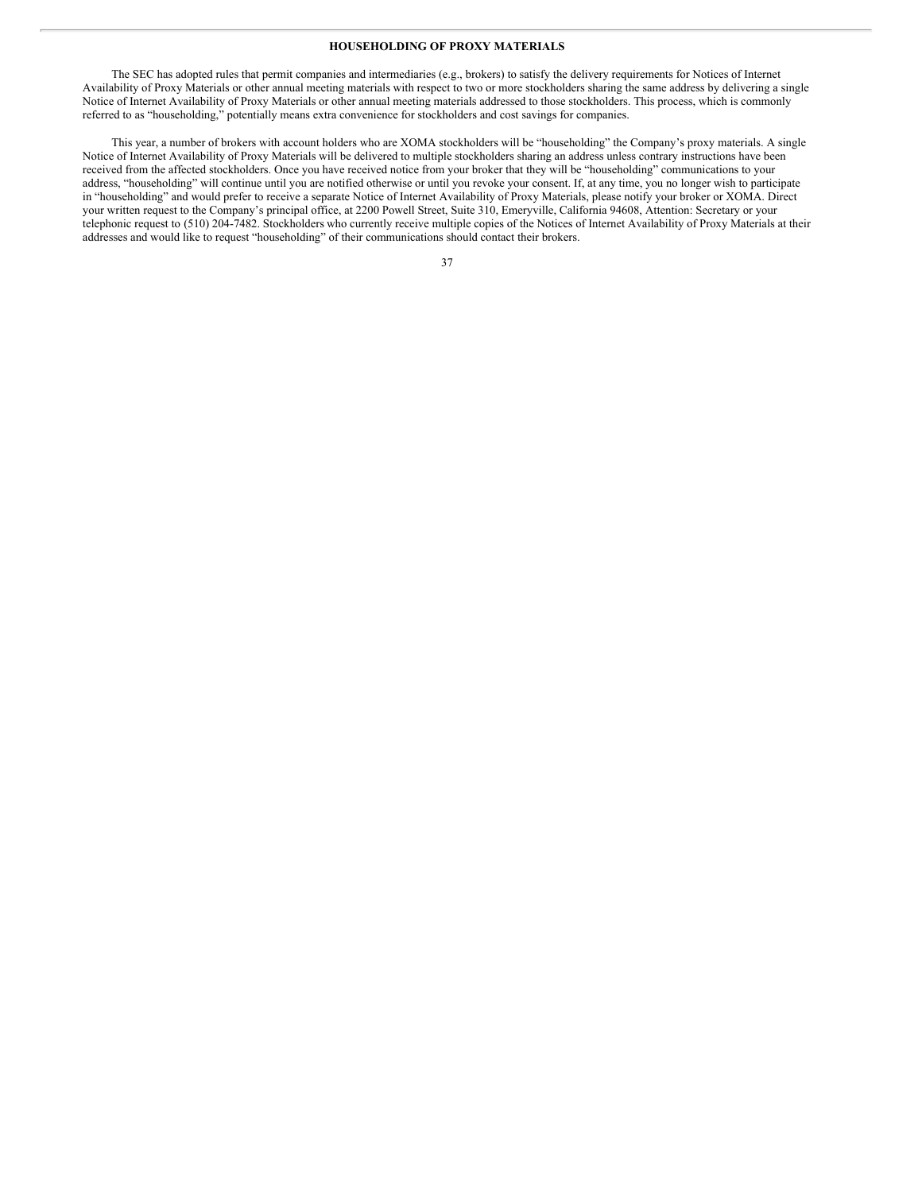## HOUSEHOLDING OF PROXY MATERIALS

The SEC has adopted rules that permit companies and intermediaries (e.g., brokers) to satisfy the delivery requirements for Notices of Internet Availability of Proxy Materials or other annual meeting materials with respect to two or more stockholders sharing the same address by delivering a single Notice of Internet Availability of Proxy Materials or other annual meeting materials addressed to those stockholders. This process, which is commonly referred to as "householding," potentially means extra convenience for stockholders and cost savings for companies.

This year, a number of brokers with account holders who are XOMA stockholders will be "householding" the Company's proxy materials. A single Notice of Internet Availability of Proxy Materials will be delivered to multiple stockholders sharing an address unless contrary instructions have been received from the affected stockholders. Once you have received notice from your broker that they will be "householding" communications to your address, "householding" will continue until you are notified otherwise or until you revoke your consent. If, at any time, you no longer wish to participate in "householding" and would prefer to receive a separate Notice of Internet Availability of Proxy Materials, please notify your broker or XOMA. Direct your written request to the Company's principal office, at 2200 Powell Street, Suite 310, Emeryville, California 94608, Attention: Secretary or your telephonic request to (510) 204-7482. Stockholders who currently receive multiple copies of the Notices of Internet Availability of Proxy Materials at their addresses and would like to request "householding" of their communications should contact their brokers.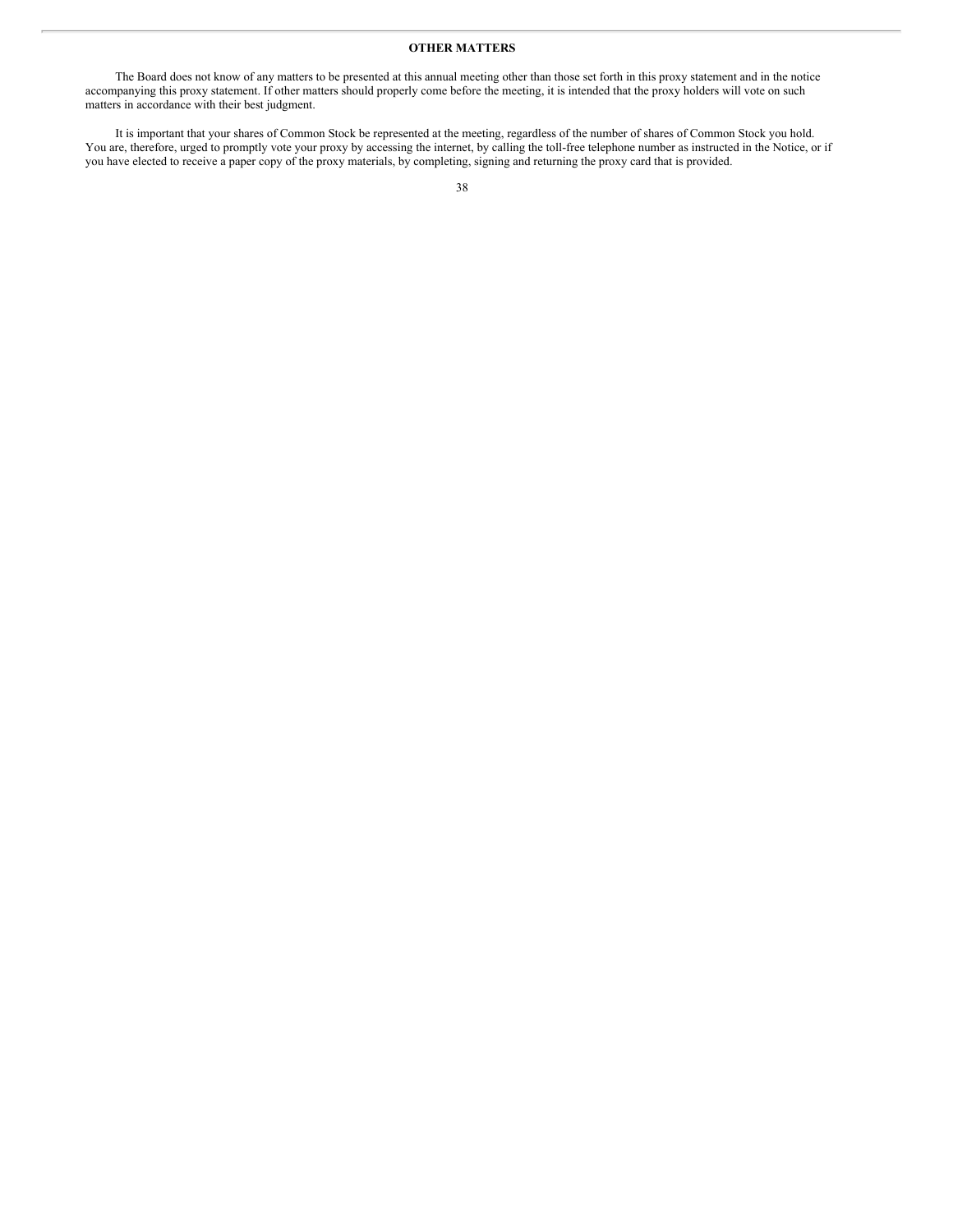## OTHER MATTERS

The Board does not know of any matters to be presented at this annual meeting other than those set forth in this proxy statement and in the notice accompanying this proxy statement. If other matters should properly come before the meeting, it is intended that the proxy holders will vote on such matters in accordance with their best judgment.

It is important that your shares of Common Stock be represented at the meeting, regardless of the number of shares of Common Stock you hold. You are, therefore, urged to promptly vote your proxy by accessing the internet, by calling the toll-free telephone number as instructed in the Notice, or if you have elected to receive a paper copy of the proxy materials, by completing, signing and returning the proxy card that is provided.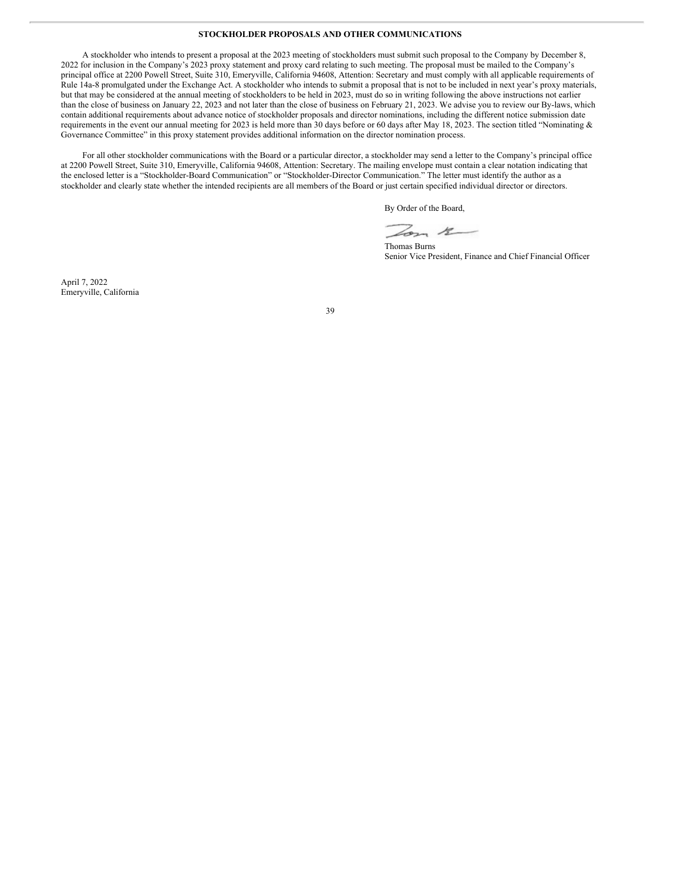## STOCKHOLDER PROPOSALS AND OTHER COMMUNICATIONS

A stockholder who intends to present a proposal at the 2023 meeting of stockholders must submit such proposal to the Company by December 8, 2022 for inclusion in the Company's 2023 proxy statement and proxy card relating to such meeting. The proposal must be mailed to the Company's principal office at 2200 Powell Street, Suite 310, Emeryville, California 94608, Attention: Secretary and must comply with all applicable requirements of Rule 14a-8 promulgated under the Exchange Act. A stockholder who intends to submit a proposal that is not to be included in next year's proxy materials, but that may be considered at the annual meeting of stockholders to be held in 2023, must do so in writing following the above instructions not earlier than the close of business on January 22, 2023 and not later than the close of business on February 21, 2023. We advise you to review our By-laws, which contain additional requirements about advance notice of stockholder proposals and director nominations, including the different notice submission date requirements in the event our annual meeting for 2023 is held more than 30 days before or 60 days after May 18, 2023. The section titled "Nominating & Governance Committee" in this proxy statement provides additional information on the director nomination process.

For all other stockholder communications with the Board or a particular director, a stockholder may send a letter to the Company's principal office at 2200 Powell Street, Suite 310, Emeryville, California 94608, Attention: Secretary. The mailing envelope must contain a clear notation indicating that the enclosed letter is a "Stockholder-Board Communication" or "Stockholder-Director Communication." The letter must identify the author as a stockholder and clearly state whether the intended recipients are all members of the Board or just certain specified individual director or directors.

By Order of the Board,

Thomas Burns
Senior Vice President, Finance and Chief Financial Officer

April 7, 2022
Emeryville, California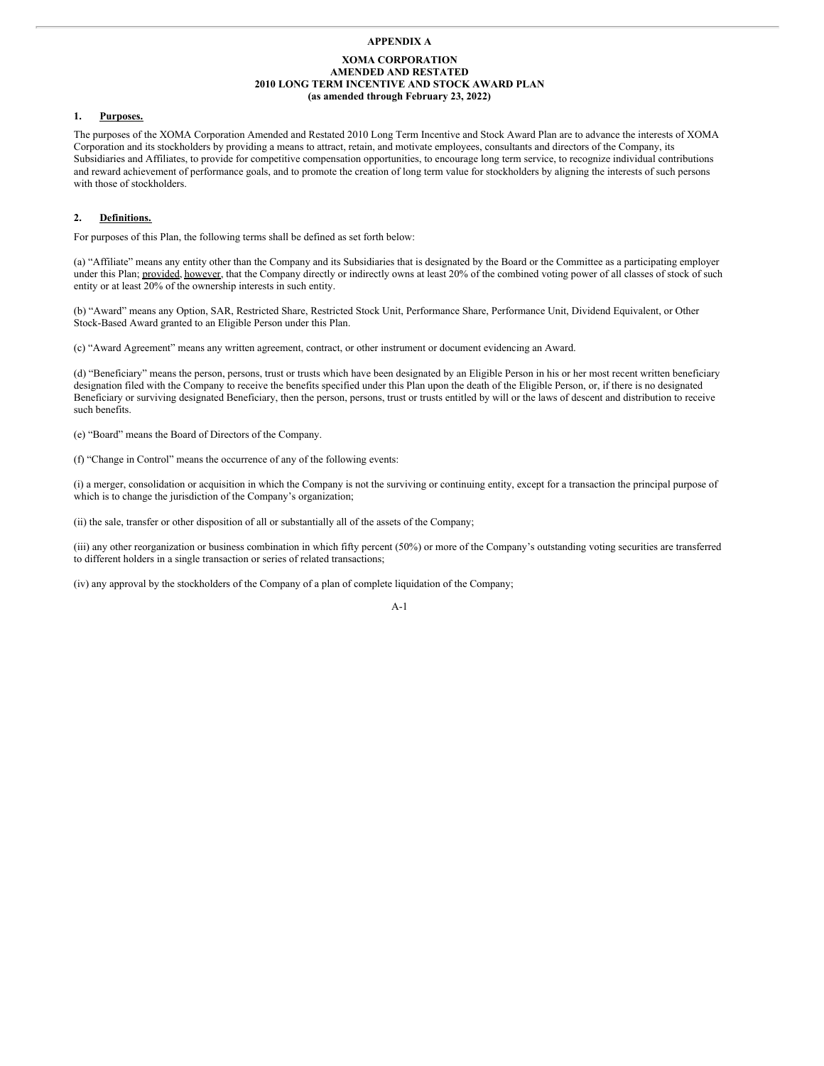**APPENDIX A**

**XOMA CORPORATION**
**AMENDED AND RESTATED**
**2010 LONG TERM INCENTIVE AND STOCK AWARD PLAN**
**(as amended through February 23, 2022)**

## 1. Purposes.

The purposes of the XOMA Corporation Amended and Restated 2010 Long Term Incentive and Stock Award Plan are to advance the interests of XOMA Corporation and its stockholders by providing a means to attract, retain, and motivate employees, consultants and directors of the Company, its Subsidiaries and Affiliates, to provide for competitive compensation opportunities, to encourage long term service, to recognize individual contributions and reward achievement of performance goals, and to promote the creation of long term value for stockholders by aligning the interests of such persons with those of stockholders.

## 2. Definitions.

For purposes of this Plan, the following terms shall be defined as set forth below:

(a) "Affiliate" means any entity other than the Company and its Subsidiaries that is designated by the Board or the Committee as a participating employer under this Plan; provided, however, that the Company directly or indirectly owns at least 20% of the combined voting power of all classes of stock of such entity or at least 20% of the ownership interests in such entity.

(b) "Award" means any Option, SAR, Restricted Share, Restricted Stock Unit, Performance Share, Performance Unit, Dividend Equivalent, or Other Stock-Based Award granted to an Eligible Person under this Plan.

(c) "Award Agreement" means any written agreement, contract, or other instrument or document evidencing an Award.

(d) "Beneficiary" means the person, persons, trust or trusts which have been designated by an Eligible Person in his or her most recent written beneficiary designation filed with the Company to receive the benefits specified under this Plan upon the death of the Eligible Person, or, if there is no designated Beneficiary or surviving designated Beneficiary, then the person, persons, trust or trusts entitled by will or the laws of descent and distribution to receive such benefits.

(e) "Board" means the Board of Directors of the Company.

(f) "Change in Control" means the occurrence of any of the following events:

(i) a merger, consolidation or acquisition in which the Company is not the surviving or continuing entity, except for a transaction the principal purpose of which is to change the jurisdiction of the Company's organization;

(ii) the sale, transfer or other disposition of all or substantially all of the assets of the Company;

(iii) any other reorganization or business combination in which fifty percent (50%) or more of the Company's outstanding voting securities are transferred to different holders in a single transaction or series of related transactions;

(iv) any approval by the stockholders of the Company of a plan of complete liquidation of the Company;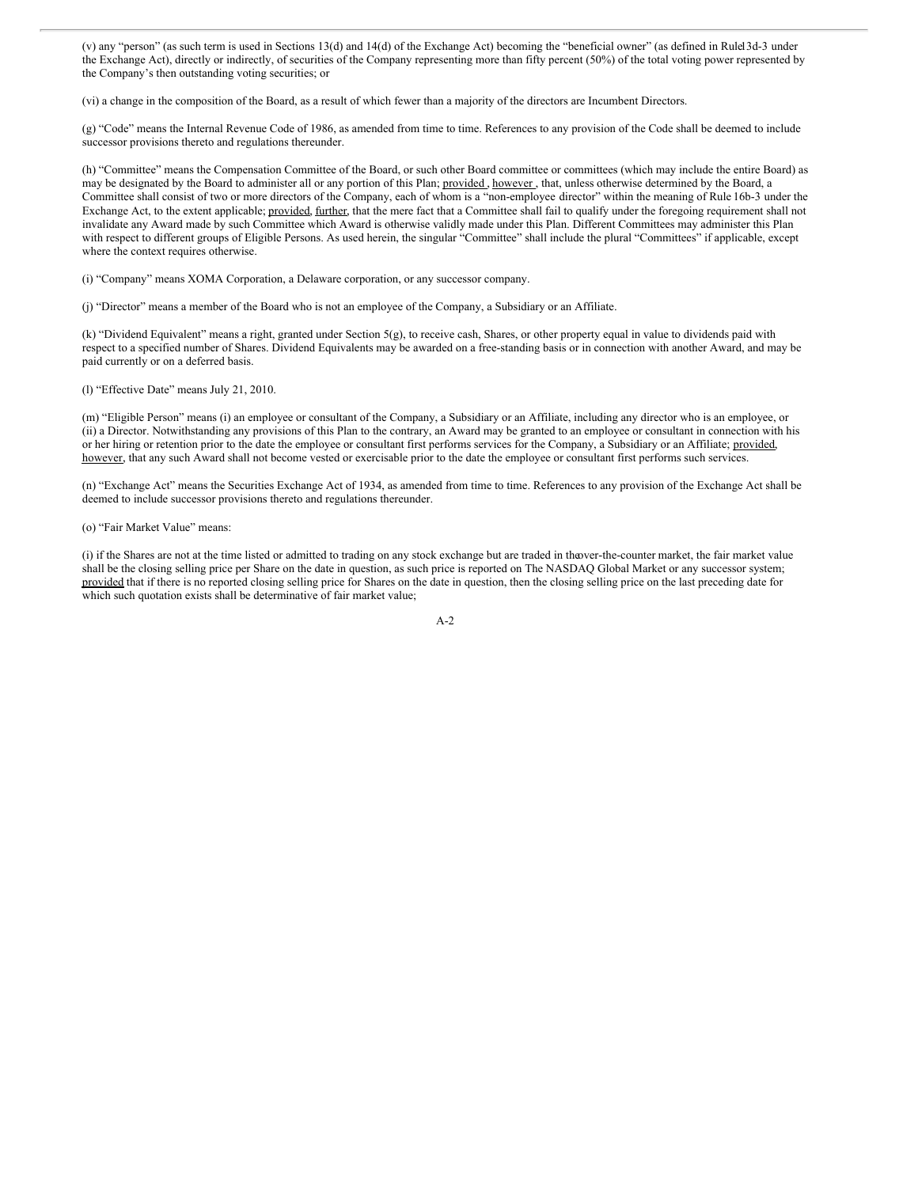(v) any "person" (as such term is used in Sections 13(d) and 14(d) of the Exchange Act) becoming the "beneficial owner" (as defined in Rule 13d-3 under the Exchange Act), directly or indirectly, of securities of the Company representing more than fifty percent (50%) of the total voting power represented by the Company's then outstanding voting securities; or

(vi) a change in the composition of the Board, as a result of which fewer than a majority of the directors are Incumbent Directors.

(g) "Code" means the Internal Revenue Code of 1986, as amended from time to time. References to any provision of the Code shall be deemed to include successor provisions thereto and regulations thereunder.

(h) "Committee" means the Compensation Committee of the Board, or such other Board committee or committees (which may include the entire Board) as may be designated by the Board to administer all or any portion of this Plan; provided, however, that, unless otherwise determined by the Board, a Committee shall consist of two or more directors of the Company, each of whom is a "non-employee director" within the meaning of Rule 16b-3 under the Exchange Act, to the extent applicable; provided, further, that the mere fact that a Committee shall fail to qualify under the foregoing requirement shall not invalidate any Award made by such Committee which Award is otherwise validly made under this Plan. Different Committees may administer this Plan with respect to different groups of Eligible Persons. As used herein, the singular "Committee" shall include the plural "Committees" if applicable, except where the context requires otherwise.

(i) "Company" means XOMA Corporation, a Delaware corporation, or any successor company.

(j) "Director" means a member of the Board who is not an employee of the Company, a Subsidiary or an Affiliate.

(k) "Dividend Equivalent" means a right, granted under Section 5(g), to receive cash, Shares, or other property equal in value to dividends paid with respect to a specified number of Shares. Dividend Equivalents may be awarded on a free-standing basis or in connection with another Award, and may be paid currently or on a deferred basis.

(l) "Effective Date" means July 21, 2010.

(m) "Eligible Person" means (i) an employee or consultant of the Company, a Subsidiary or an Affiliate, including any director who is an employee, or (ii) a Director. Notwithstanding any provisions of this Plan to the contrary, an Award may be granted to an employee or consultant in connection with his or her hiring or retention prior to the date the employee or consultant first performs services for the Company, a Subsidiary or an Affiliate; provided, however, that any such Award shall not become vested or exercisable prior to the date the employee or consultant first performs such services.

(n) "Exchange Act" means the Securities Exchange Act of 1934, as amended from time to time. References to any provision of the Exchange Act shall be deemed to include successor provisions thereto and regulations thereunder.

(o) "Fair Market Value" means:

(i) if the Shares are not at the time listed or admitted to trading on any stock exchange but are traded in the over-the-counter market, the fair market value shall be the closing selling price per Share on the date in question, as such price is reported on The NASDAQ Global Market or any successor system; provided that if there is no reported closing selling price for Shares on the date in question, then the closing selling price on the last preceding date for which such quotation exists shall be determinative of fair market value;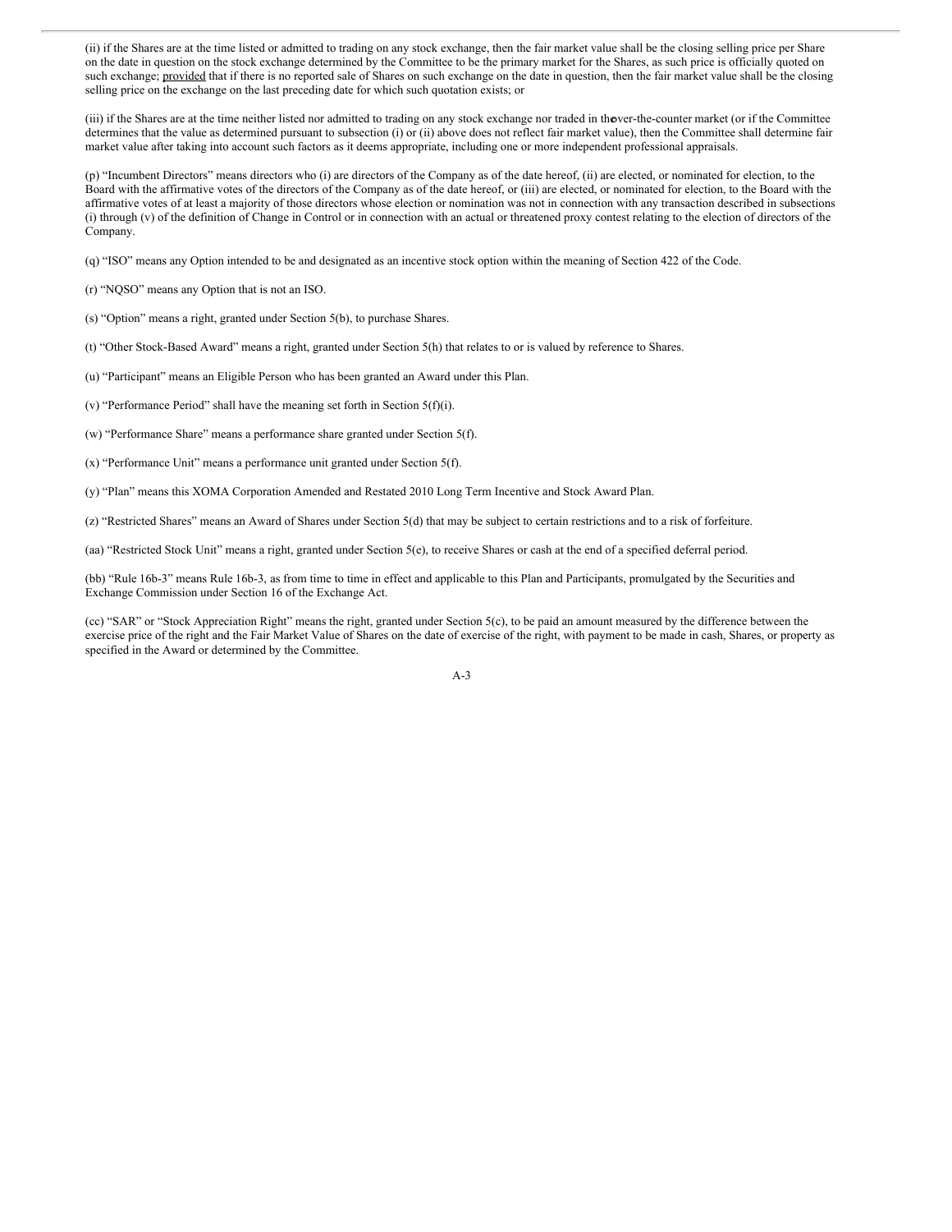(ii) if the Shares are at the time listed or admitted to trading on any stock exchange, then the fair market value shall be the closing selling price per Share on the date in question on the stock exchange determined by the Committee to be the primary market for the Shares, as such price is officially quoted on such exchange; provided that if there is no reported sale of Shares on such exchange on the date in question, then the fair market value shall be the closing selling price on the exchange on the last preceding date for which such quotation exists; or

(iii) if the Shares are at the time neither listed nor admitted to trading on any stock exchange nor traded in the over-the-counter market (or if the Committee determines that the value as determined pursuant to subsection (i) or (ii) above does not reflect fair market value), then the Committee shall determine fair market value after taking into account such factors as it deems appropriate, including one or more independent professional appraisals.

(p) "Incumbent Directors" means directors who (i) are directors of the Company as of the date hereof, (ii) are elected, or nominated for election, to the Board with the affirmative votes of the directors of the Company as of the date hereof, or (iii) are elected, or nominated for election, to the Board with the affirmative votes of at least a majority of those directors whose election or nomination was not in connection with any transaction described in subsections (i) through (v) of the definition of Change in Control or in connection with an actual or threatened proxy contest relating to the election of directors of the Company.

(q) "ISO" means any Option intended to be and designated as an incentive stock option within the meaning of Section 422 of the Code.

(r) "NQSO" means any Option that is not an ISO.

(s) "Option" means a right, granted under Section 5(b), to purchase Shares.

(t) "Other Stock-Based Award" means a right, granted under Section 5(h) that relates to or is valued by reference to Shares.

(u) "Participant" means an Eligible Person who has been granted an Award under this Plan.

(v) "Performance Period" shall have the meaning set forth in Section 5(f)(i).

(w) "Performance Share" means a performance share granted under Section 5(f).

(x) "Performance Unit" means a performance unit granted under Section 5(f).

(y) "Plan" means this XOMA Corporation Amended and Restated 2010 Long Term Incentive and Stock Award Plan.

(z) "Restricted Shares" means an Award of Shares under Section 5(d) that may be subject to certain restrictions and to a risk of forfeiture.

(aa) "Restricted Stock Unit" means a right, granted under Section 5(e), to receive Shares or cash at the end of a specified deferral period.

(bb) "Rule 16b-3" means Rule 16b-3, as from time to time in effect and applicable to this Plan and Participants, promulgated by the Securities and Exchange Commission under Section 16 of the Exchange Act.

(cc) "SAR" or "Stock Appreciation Right" means the right, granted under Section 5(c), to be paid an amount measured by the difference between the exercise price of the right and the Fair Market Value of Shares on the date of exercise of the right, with payment to be made in cash, Shares, or property as specified in the Award or determined by the Committee.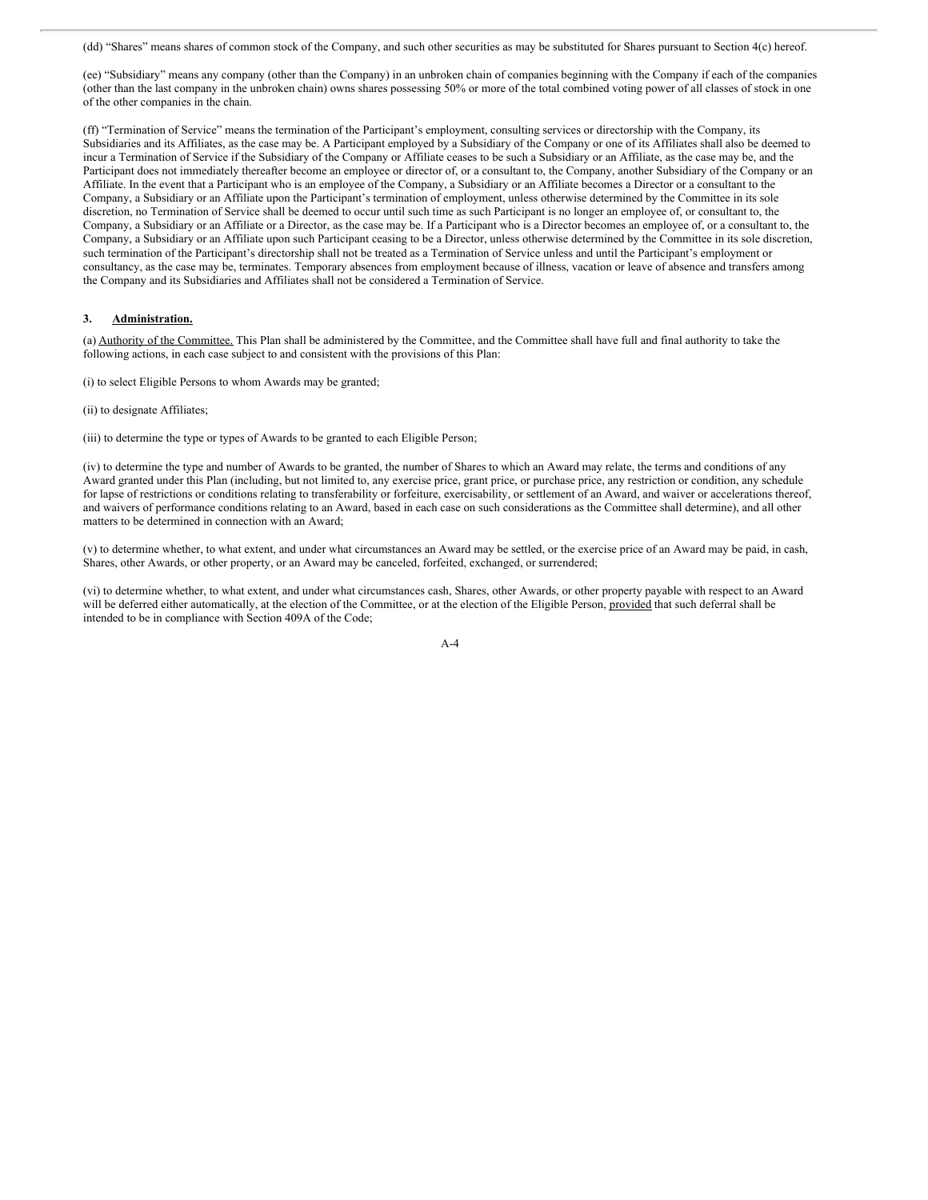(dd) "Shares" means shares of common stock of the Company, and such other securities as may be substituted for Shares pursuant to Section 4(c) hereof.

(ee) "Subsidiary" means any company (other than the Company) in an unbroken chain of companies beginning with the Company if each of the companies (other than the last company in the unbroken chain) owns shares possessing 50% or more of the total combined voting power of all classes of stock in one of the other companies in the chain.

(ff) "Termination of Service" means the termination of the Participant's employment, consulting services or directorship with the Company, its Subsidiaries and its Affiliates, as the case may be. A Participant employed by a Subsidiary of the Company or one of its Affiliates shall also be deemed to incur a Termination of Service if the Subsidiary of the Company or Affiliate ceases to be such a Subsidiary or an Affiliate, as the case may be, and the Participant does not immediately thereafter become an employee or director of, or a consultant to, the Company, another Subsidiary of the Company or an Affiliate. In the event that a Participant who is an employee of the Company, a Subsidiary or an Affiliate becomes a Director or a consultant to the Company, a Subsidiary or an Affiliate upon the Participant's termination of employment, unless otherwise determined by the Committee in its sole discretion, no Termination of Service shall be deemed to occur until such time as such Participant is no longer an employee of, or consultant to, the Company, a Subsidiary or an Affiliate or a Director, as the case may be. If a Participant who is a Director becomes an employee of, or a consultant to, the Company, a Subsidiary or an Affiliate upon such Participant ceasing to be a Director, unless otherwise determined by the Committee in its sole discretion, such termination of the Participant's directorship shall not be treated as a Termination of Service unless and until the Participant's employment or consultancy, as the case may be, terminates. Temporary absences from employment because of illness, vacation or leave of absence and transfers among the Company and its Subsidiaries and Affiliates shall not be considered a Termination of Service.

**3. Administration.**

(a) Authority of the Committee. This Plan shall be administered by the Committee, and the Committee shall have full and final authority to take the following actions, in each case subject to and consistent with the provisions of this Plan:

(i) to select Eligible Persons to whom Awards may be granted;

(ii) to designate Affiliates;

(iii) to determine the type or types of Awards to be granted to each Eligible Person;

(iv) to determine the type and number of Awards to be granted, the number of Shares to which an Award may relate, the terms and conditions of any Award granted under this Plan (including, but not limited to, any exercise price, grant price, or purchase price, any restriction or condition, any schedule for lapse of restrictions or conditions relating to transferability or forfeiture, exercisability, or settlement of an Award, and waiver or accelerations thereof, and waivers of performance conditions relating to an Award, based in each case on such considerations as the Committee shall determine), and all other matters to be determined in connection with an Award;

(v) to determine whether, to what extent, and under what circumstances an Award may be settled, or the exercise price of an Award may be paid, in cash, Shares, other Awards, or other property, or an Award may be canceled, forfeited, exchanged, or surrendered;

(vi) to determine whether, to what extent, and under what circumstances cash, Shares, other Awards, or other property payable with respect to an Award will be deferred either automatically, at the election of the Committee, or at the election of the Eligible Person, provided that such deferral shall be intended to be in compliance with Section 409A of the Code;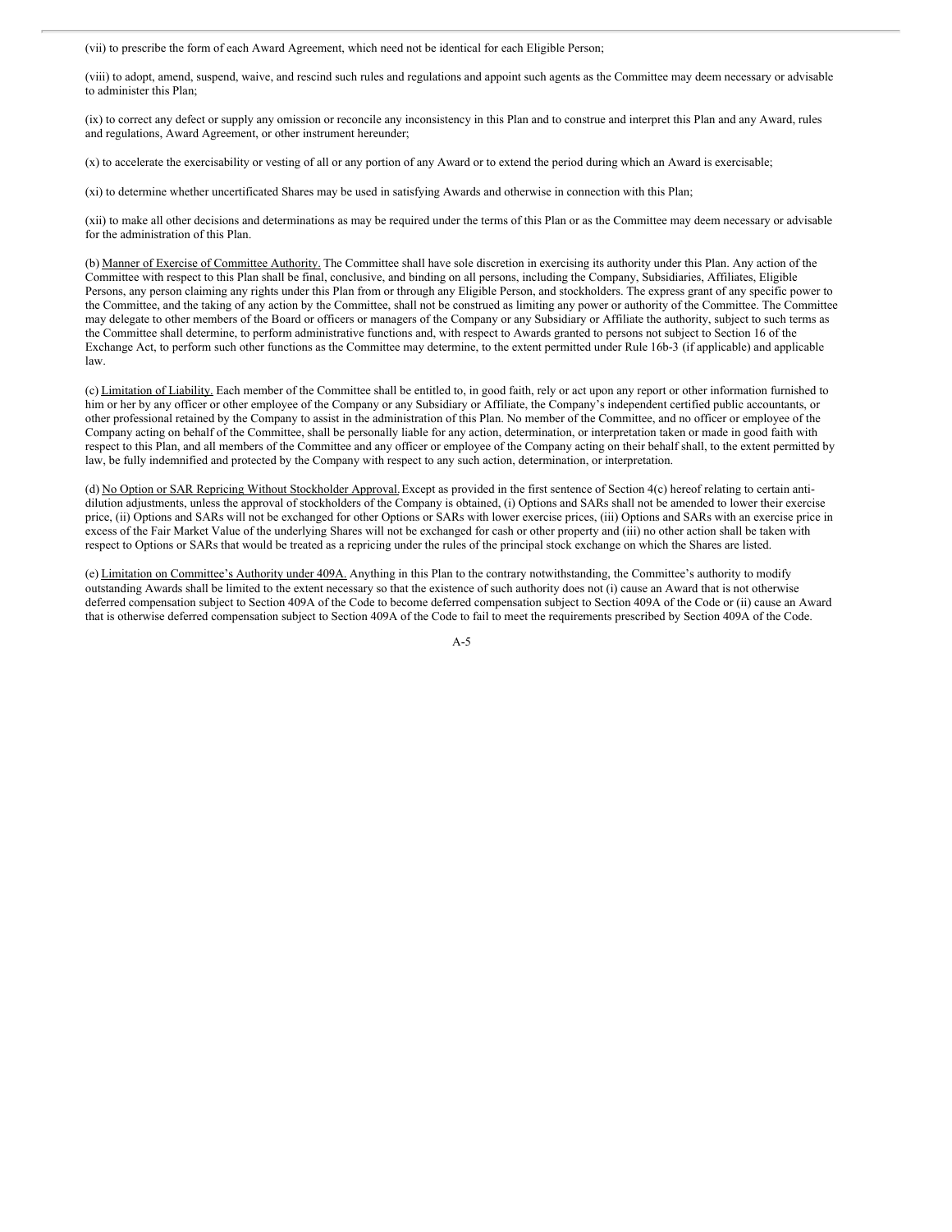(vii) to prescribe the form of each Award Agreement, which need not be identical for each Eligible Person;

(viii) to adopt, amend, suspend, waive, and rescind such rules and regulations and appoint such agents as the Committee may deem necessary or advisable to administer this Plan;

(ix) to correct any defect or supply any omission or reconcile any inconsistency in this Plan and to construe and interpret this Plan and any Award, rules and regulations, Award Agreement, or other instrument hereunder;

(x) to accelerate the exercisability or vesting of all or any portion of any Award or to extend the period during which an Award is exercisable;

(xi) to determine whether uncertificated Shares may be used in satisfying Awards and otherwise in connection with this Plan;

(xii) to make all other decisions and determinations as may be required under the terms of this Plan or as the Committee may deem necessary or advisable for the administration of this Plan.

(b) Manner of Exercise of Committee Authority. The Committee shall have sole discretion in exercising its authority under this Plan. Any action of the Committee with respect to this Plan shall be final, conclusive, and binding on all persons, including the Company, Subsidiaries, Affiliates, Eligible Persons, any person claiming any rights under this Plan from or through any Eligible Person, and stockholders. The express grant of any specific power to the Committee, and the taking of any action by the Committee, shall not be construed as limiting any power or authority of the Committee. The Committee may delegate to other members of the Board or officers or managers of the Company or any Subsidiary or Affiliate the authority, subject to such terms as the Committee shall determine, to perform administrative functions and, with respect to Awards granted to persons not subject to Section 16 of the Exchange Act, to perform such other functions as the Committee may determine, to the extent permitted under Rule 16b-3 (if applicable) and applicable law.

(c) Limitation of Liability. Each member of the Committee shall be entitled to, in good faith, rely or act upon any report or other information furnished to him or her by any officer or other employee of the Company or any Subsidiary or Affiliate, the Company's independent certified public accountants, or other professional retained by the Company to assist in the administration of this Plan. No member of the Committee, and no officer or employee of the Company acting on behalf of the Committee, shall be personally liable for any action, determination, or interpretation taken or made in good faith with respect to this Plan, and all members of the Committee and any officer or employee of the Company acting on their behalf shall, to the extent permitted by law, be fully indemnified and protected by the Company with respect to any such action, determination, or interpretation.

(d) No Option or SAR Repricing Without Stockholder Approval. Except as provided in the first sentence of Section 4(c) hereof relating to certain anti-dilution adjustments, unless the approval of stockholders of the Company is obtained, (i) Options and SARs shall not be amended to lower their exercise price, (ii) Options and SARs will not be exchanged for other Options or SARs with lower exercise prices, (iii) Options and SARs with an exercise price in excess of the Fair Market Value of the underlying Shares will not be exchanged for cash or other property and (iii) no other action shall be taken with respect to Options or SARs that would be treated as a repricing under the rules of the principal stock exchange on which the Shares are listed.

(e) Limitation on Committee's Authority under 409A. Anything in this Plan to the contrary notwithstanding, the Committee's authority to modify outstanding Awards shall be limited to the extent necessary so that the existence of such authority does not (i) cause an Award that is not otherwise deferred compensation subject to Section 409A of the Code to become deferred compensation subject to Section 409A of the Code or (ii) cause an Award that is otherwise deferred compensation subject to Section 409A of the Code to fail to meet the requirements prescribed by Section 409A of the Code.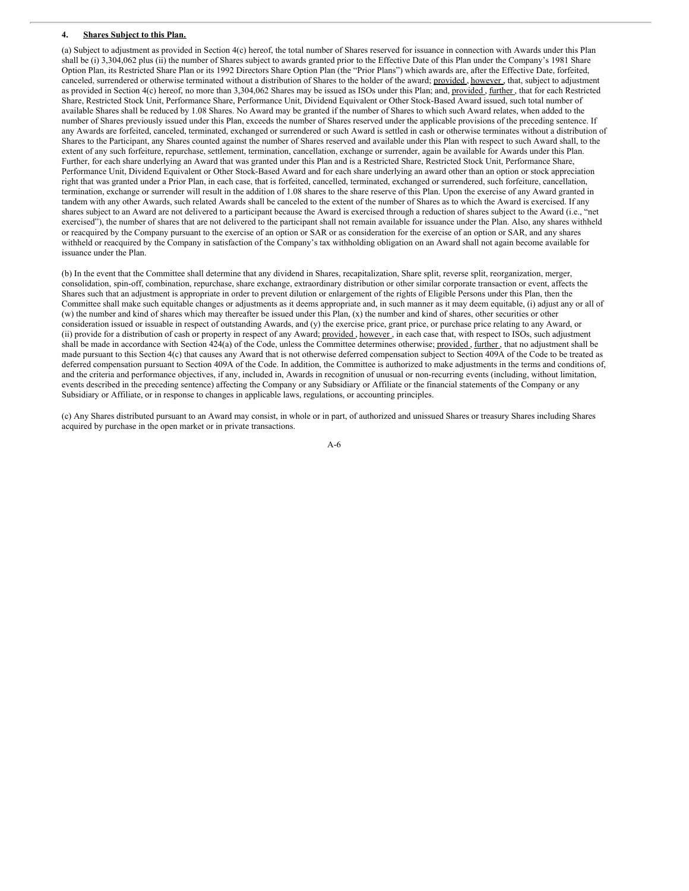**4. Shares Subject to this Plan.**

(a) Subject to adjustment as provided in Section 4(c) hereof, the total number of Shares reserved for issuance in connection with Awards under this Plan shall be (i) 3,304,062 plus (ii) the number of Shares subject to awards granted prior to the Effective Date of this Plan under the Company's 1981 Share Option Plan, its Restricted Share Plan or its 1992 Directors Share Option Plan (the "Prior Plans") which awards are, after the Effective Date, forfeited, canceled, surrendered or otherwise terminated without a distribution of Shares to the holder of the award; provided , however , that, subject to adjustment as provided in Section 4(c) hereof, no more than 3,304,062 Shares may be issued as ISOs under this Plan; and, provided , further , that for each Restricted Share, Restricted Stock Unit, Performance Share, Performance Unit, Dividend Equivalent or Other Stock-Based Award issued, such total number of available Shares shall be reduced by 1.08 Shares. No Award may be granted if the number of Shares to which such Award relates, when added to the number of Shares previously issued under this Plan, exceeds the number of Shares reserved under the applicable provisions of the preceding sentence. If any Awards are forfeited, canceled, terminated, exchanged or surrendered or such Award is settled in cash or otherwise terminates without a distribution of Shares to the Participant, any Shares counted against the number of Shares reserved and available under this Plan with respect to such Award shall, to the extent of any such forfeiture, repurchase, settlement, termination, cancellation, exchange or surrender, again be available for Awards under this Plan. Further, for each share underlying an Award that was granted under this Plan and is a Restricted Share, Restricted Stock Unit, Performance Share, Performance Unit, Dividend Equivalent or Other Stock-Based Award and for each share underlying an award other than an option or stock appreciation right that was granted under a Prior Plan, in each case, that is forfeited, cancelled, terminated, exchanged or surrendered, such forfeiture, cancellation, termination, exchange or surrender will result in the addition of 1.08 shares to the share reserve of this Plan. Upon the exercise of any Award granted in tandem with any other Awards, such related Awards shall be canceled to the extent of the number of Shares as to which the Award is exercised. If any shares subject to an Award are not delivered to a participant because the Award is exercised through a reduction of shares subject to the Award (i.e., "net exercised"), the number of shares that are not delivered to the participant shall not remain available for issuance under the Plan. Also, any shares withheld or reacquired by the Company pursuant to the exercise of an option or SAR or as consideration for the exercise of an option or SAR, and any shares withheld or reacquired by the Company in satisfaction of the Company's tax withholding obligation on an Award shall not again become available for issuance under the Plan.

(b) In the event that the Committee shall determine that any dividend in Shares, recapitalization, Share split, reverse split, reorganization, merger, consolidation, spin-off, combination, repurchase, share exchange, extraordinary distribution or other similar corporate transaction or event, affects the Shares such that an adjustment is appropriate in order to prevent dilution or enlargement of the rights of Eligible Persons under this Plan, then the Committee shall make such equitable changes or adjustments as it deems appropriate and, in such manner as it may deem equitable, (i) adjust any or all of (w) the number and kind of shares which may thereafter be issued under this Plan, (x) the number and kind of shares, other securities or other consideration issued or issuable in respect of outstanding Awards, and (y) the exercise price, grant price, or purchase price relating to any Award, or (ii) provide for a distribution of cash or property in respect of any Award; provided , however , in each case that, with respect to ISOs, such adjustment shall be made in accordance with Section 424(a) of the Code, unless the Committee determines otherwise; provided , further , that no adjustment shall be made pursuant to this Section 4(c) that causes any Award that is not otherwise deferred compensation subject to Section 409A of the Code to be treated as deferred compensation pursuant to Section 409A of the Code. In addition, the Committee is authorized to make adjustments in the terms and conditions of, and the criteria and performance objectives, if any, included in, Awards in recognition of unusual or non-recurring events (including, without limitation, events described in the preceding sentence) affecting the Company or any Subsidiary or Affiliate or the financial statements of the Company or any Subsidiary or Affiliate, or in response to changes in applicable laws, regulations, or accounting principles.

(c) Any Shares distributed pursuant to an Award may consist, in whole or in part, of authorized and unissued Shares or treasury Shares including Shares acquired by purchase in the open market or in private transactions.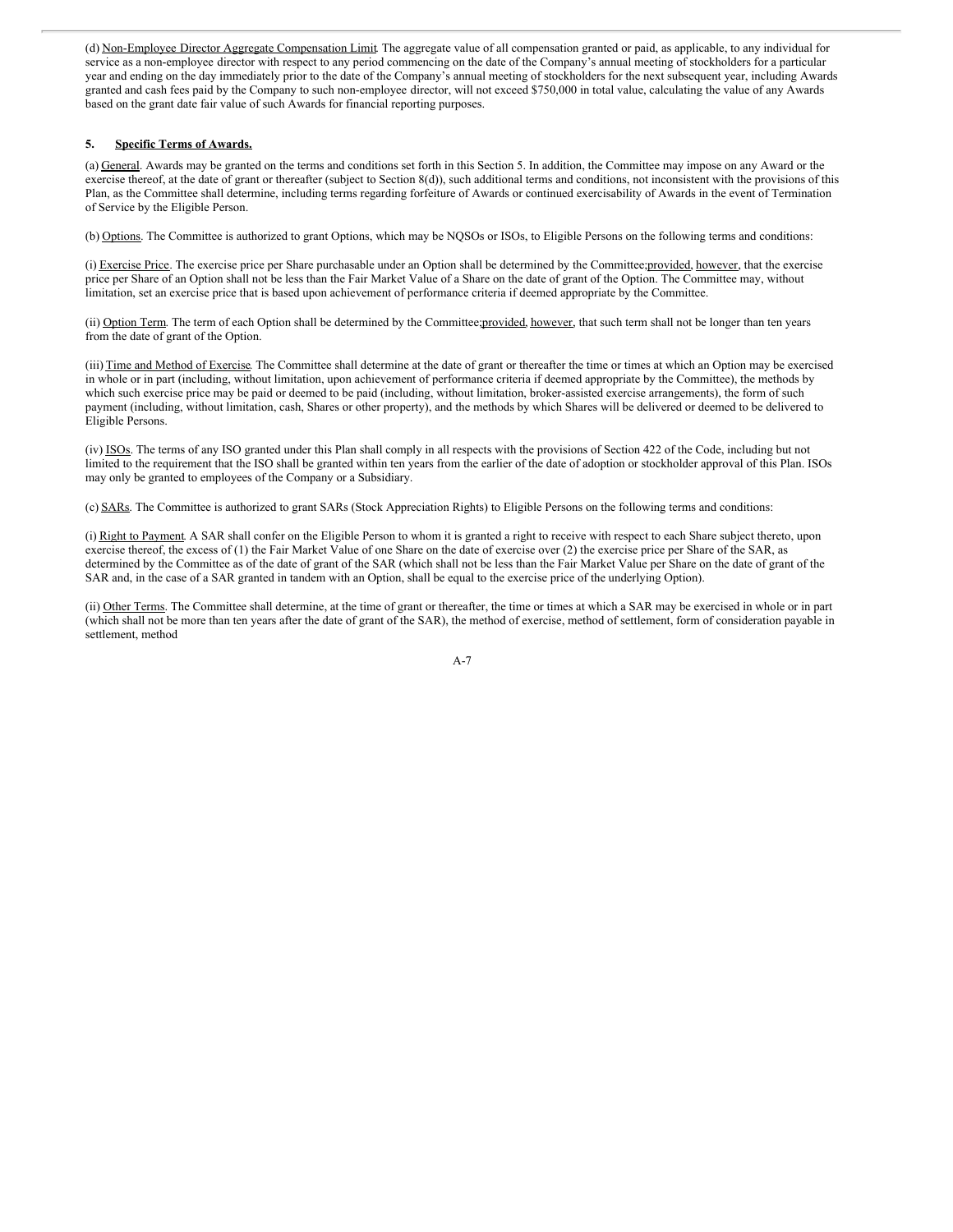(d) Non-Employee Director Aggregate Compensation Limit. The aggregate value of all compensation granted or paid, as applicable, to any individual for service as a non-employee director with respect to any period commencing on the date of the Company's annual meeting of stockholders for a particular year and ending on the day immediately prior to the date of the Company's annual meeting of stockholders for the next subsequent year, including Awards granted and cash fees paid by the Company to such non-employee director, will not exceed $750,000 in total value, calculating the value of any Awards based on the grant date fair value of such Awards for financial reporting purposes.

**5. Specific Terms of Awards.**

(a) General. Awards may be granted on the terms and conditions set forth in this Section 5. In addition, the Committee may impose on any Award or the exercise thereof, at the date of grant or thereafter (subject to Section 8(d)), such additional terms and conditions, not inconsistent with the provisions of this Plan, as the Committee shall determine, including terms regarding forfeiture of Awards or continued exercisability of Awards in the event of Termination of Service by the Eligible Person.

(b) Options. The Committee is authorized to grant Options, which may be NQSOs or ISOs, to Eligible Persons on the following terms and conditions:

(i) Exercise Price. The exercise price per Share purchasable under an Option shall be determined by the Committee; provided, however, that the exercise price per Share of an Option shall not be less than the Fair Market Value of a Share on the date of grant of the Option. The Committee may, without limitation, set an exercise price that is based upon achievement of performance criteria if deemed appropriate by the Committee.

(ii) Option Term. The term of each Option shall be determined by the Committee; provided, however, that such term shall not be longer than ten years from the date of grant of the Option.

(iii) Time and Method of Exercise. The Committee shall determine at the date of grant or thereafter the time or times at which an Option may be exercised in whole or in part (including, without limitation, upon achievement of performance criteria if deemed appropriate by the Committee), the methods by which such exercise price may be paid or deemed to be paid (including, without limitation, broker-assisted exercise arrangements), the form of such payment (including, without limitation, cash, Shares or other property), and the methods by which Shares will be delivered or deemed to be delivered to Eligible Persons.

(iv) ISOs. The terms of any ISO granted under this Plan shall comply in all respects with the provisions of Section 422 of the Code, including but not limited to the requirement that the ISO shall be granted within ten years from the earlier of the date of adoption or stockholder approval of this Plan. ISOs may only be granted to employees of the Company or a Subsidiary.

(c) SARs. The Committee is authorized to grant SARs (Stock Appreciation Rights) to Eligible Persons on the following terms and conditions:

(i) Right to Payment. A SAR shall confer on the Eligible Person to whom it is granted a right to receive with respect to each Share subject thereto, upon exercise thereof, the excess of (1) the Fair Market Value of one Share on the date of exercise over (2) the exercise price per Share of the SAR, as determined by the Committee as of the date of grant of the SAR (which shall not be less than the Fair Market Value per Share on the date of grant of the SAR and, in the case of a SAR granted in tandem with an Option, shall be equal to the exercise price of the underlying Option).

(ii) Other Terms. The Committee shall determine, at the time of grant or thereafter, the time or times at which a SAR may be exercised in whole or in part (which shall not be more than ten years after the date of grant of the SAR), the method of exercise, method of settlement, form of consideration payable in settlement, method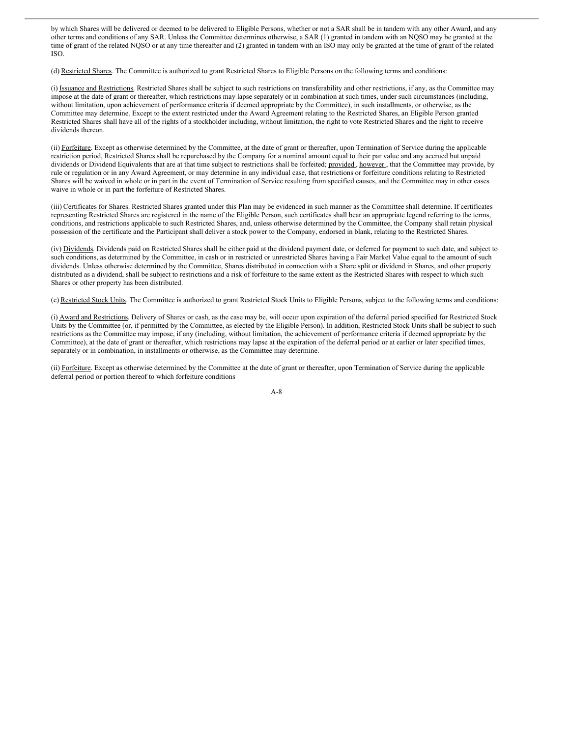by which Shares will be delivered or deemed to be delivered to Eligible Persons, whether or not a SAR shall be in tandem with any other Award, and any other terms and conditions of any SAR. Unless the Committee determines otherwise, a SAR (1) granted in tandem with an NQSO may be granted at the time of grant of the related NQSO or at any time thereafter and (2) granted in tandem with an ISO may only be granted at the time of grant of the related ISO.

(d) Restricted Shares. The Committee is authorized to grant Restricted Shares to Eligible Persons on the following terms and conditions:

(i) Issuance and Restrictions. Restricted Shares shall be subject to such restrictions on transferability and other restrictions, if any, as the Committee may impose at the date of grant or thereafter, which restrictions may lapse separately or in combination at such times, under such circumstances (including, without limitation, upon achievement of performance criteria if deemed appropriate by the Committee), in such installments, or otherwise, as the Committee may determine. Except to the extent restricted under the Award Agreement relating to the Restricted Shares, an Eligible Person granted Restricted Shares shall have all of the rights of a stockholder including, without limitation, the right to vote Restricted Shares and the right to receive dividends thereon.

(ii) Forfeiture. Except as otherwise determined by the Committee, at the date of grant or thereafter, upon Termination of Service during the applicable restriction period, Restricted Shares shall be repurchased by the Company for a nominal amount equal to their par value and any accrued but unpaid dividends or Dividend Equivalents that are at that time subject to restrictions shall be forfeited; provided , however , that the Committee may provide, by rule or regulation or in any Award Agreement, or may determine in any individual case, that restrictions or forfeiture conditions relating to Restricted Shares will be waived in whole or in part in the event of Termination of Service resulting from specified causes, and the Committee may in other cases waive in whole or in part the forfeiture of Restricted Shares.

(iii) Certificates for Shares. Restricted Shares granted under this Plan may be evidenced in such manner as the Committee shall determine. If certificates representing Restricted Shares are registered in the name of the Eligible Person, such certificates shall bear an appropriate legend referring to the terms, conditions, and restrictions applicable to such Restricted Shares, and, unless otherwise determined by the Committee, the Company shall retain physical possession of the certificate and the Participant shall deliver a stock power to the Company, endorsed in blank, relating to the Restricted Shares.

(iv) Dividends. Dividends paid on Restricted Shares shall be either paid at the dividend payment date, or deferred for payment to such date, and subject to such conditions, as determined by the Committee, in cash or in restricted or unrestricted Shares having a Fair Market Value equal to the amount of such dividends. Unless otherwise determined by the Committee, Shares distributed in connection with a Share split or dividend in Shares, and other property distributed as a dividend, shall be subject to restrictions and a risk of forfeiture to the same extent as the Restricted Shares with respect to which such Shares or other property has been distributed.

(e) Restricted Stock Units. The Committee is authorized to grant Restricted Stock Units to Eligible Persons, subject to the following terms and conditions:

(i) Award and Restrictions. Delivery of Shares or cash, as the case may be, will occur upon expiration of the deferral period specified for Restricted Stock Units by the Committee (or, if permitted by the Committee, as elected by the Eligible Person). In addition, Restricted Stock Units shall be subject to such restrictions as the Committee may impose, if any (including, without limitation, the achievement of performance criteria if deemed appropriate by the Committee), at the date of grant or thereafter, which restrictions may lapse at the expiration of the deferral period or at earlier or later specified times, separately or in combination, in installments or otherwise, as the Committee may determine.

(ii) Forfeiture. Except as otherwise determined by the Committee at the date of grant or thereafter, upon Termination of Service during the applicable deferral period or portion thereof to which forfeiture conditions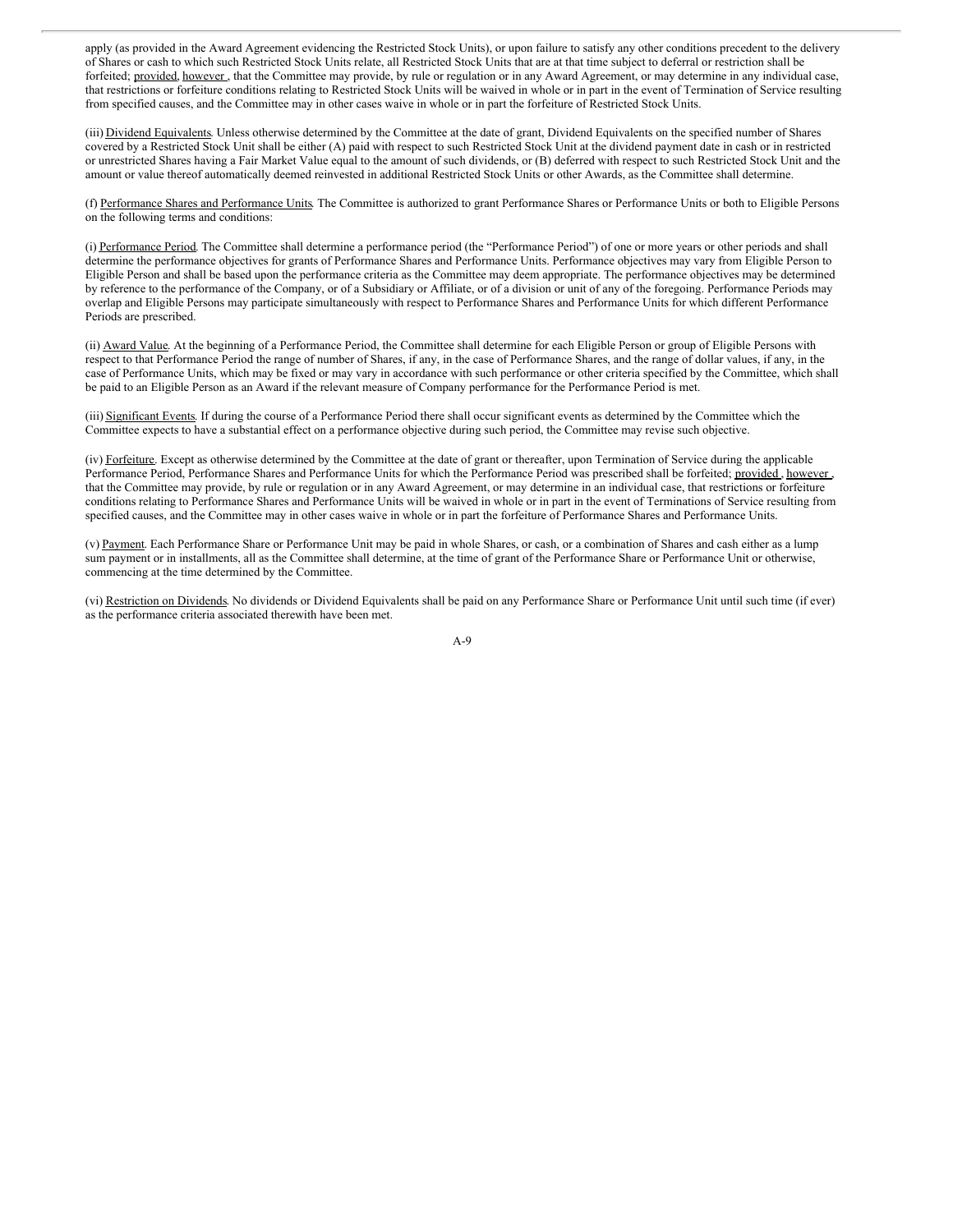apply (as provided in the Award Agreement evidencing the Restricted Stock Units), or upon failure to satisfy any other conditions precedent to the delivery of Shares or cash to which such Restricted Stock Units relate, all Restricted Stock Units that are at that time subject to deferral or restriction shall be forfeited; provided, however , that the Committee may provide, by rule or regulation or in any Award Agreement, or may determine in any individual case, that restrictions or forfeiture conditions relating to Restricted Stock Units will be waived in whole or in part in the event of Termination of Service resulting from specified causes, and the Committee may in other cases waive in whole or in part the forfeiture of Restricted Stock Units.

(iii) Dividend Equivalents. Unless otherwise determined by the Committee at the date of grant, Dividend Equivalents on the specified number of Shares covered by a Restricted Stock Unit shall be either (A) paid with respect to such Restricted Stock Unit at the dividend payment date in cash or in restricted or unrestricted Shares having a Fair Market Value equal to the amount of such dividends, or (B) deferred with respect to such Restricted Stock Unit and the amount or value thereof automatically deemed reinvested in additional Restricted Stock Units or other Awards, as the Committee shall determine.

(f) Performance Shares and Performance Units. The Committee is authorized to grant Performance Shares or Performance Units or both to Eligible Persons on the following terms and conditions:

(i) Performance Period. The Committee shall determine a performance period (the "Performance Period") of one or more years or other periods and shall determine the performance objectives for grants of Performance Shares and Performance Units. Performance objectives may vary from Eligible Person to Eligible Person and shall be based upon the performance criteria as the Committee may deem appropriate. The performance objectives may be determined by reference to the performance of the Company, or of a Subsidiary or Affiliate, or of a division or unit of any of the foregoing. Performance Periods may overlap and Eligible Persons may participate simultaneously with respect to Performance Shares and Performance Units for which different Performance Periods are prescribed.

(ii) Award Value. At the beginning of a Performance Period, the Committee shall determine for each Eligible Person or group of Eligible Persons with respect to that Performance Period the range of number of Shares, if any, in the case of Performance Shares, and the range of dollar values, if any, in the case of Performance Units, which may be fixed or may vary in accordance with such performance or other criteria specified by the Committee, which shall be paid to an Eligible Person as an Award if the relevant measure of Company performance for the Performance Period is met.

(iii) Significant Events. If during the course of a Performance Period there shall occur significant events as determined by the Committee which the Committee expects to have a substantial effect on a performance objective during such period, the Committee may revise such objective.

(iv) Forfeiture. Except as otherwise determined by the Committee at the date of grant or thereafter, upon Termination of Service during the applicable Performance Period, Performance Shares and Performance Units for which the Performance Period was prescribed shall be forfeited; provided , however , that the Committee may provide, by rule or regulation or in any Award Agreement, or may determine in an individual case, that restrictions or forfeiture conditions relating to Performance Shares and Performance Units will be waived in whole or in part in the event of Terminations of Service resulting from specified causes, and the Committee may in other cases waive in whole or in part the forfeiture of Performance Shares and Performance Units.

(v) Payment. Each Performance Share or Performance Unit may be paid in whole Shares, or cash, or a combination of Shares and cash either as a lump sum payment or in installments, all as the Committee shall determine, at the time of grant of the Performance Share or Performance Unit or otherwise, commencing at the time determined by the Committee.

(vi) Restriction on Dividends. No dividends or Dividend Equivalents shall be paid on any Performance Share or Performance Unit until such time (if ever) as the performance criteria associated therewith have been met.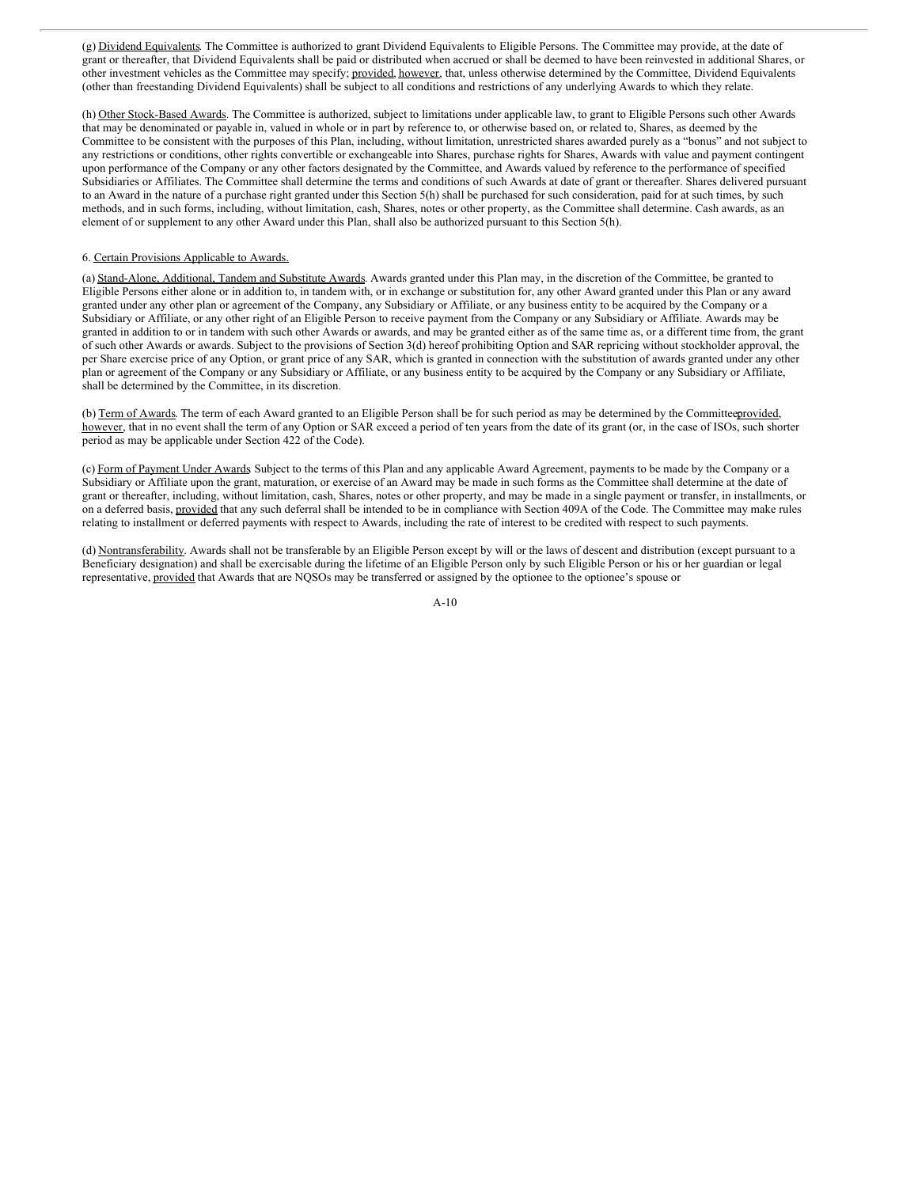(g) Dividend Equivalents. The Committee is authorized to grant Dividend Equivalents to Eligible Persons. The Committee may provide, at the date of grant or thereafter, that Dividend Equivalents shall be paid or distributed when accrued or shall be deemed to have been reinvested in additional Shares, or other investment vehicles as the Committee may specify; provided, however, that, unless otherwise determined by the Committee, Dividend Equivalents (other than freestanding Dividend Equivalents) shall be subject to all conditions and restrictions of any underlying Awards to which they relate.

(h) Other Stock-Based Awards. The Committee is authorized, subject to limitations under applicable law, to grant to Eligible Persons such other Awards that may be denominated or payable in, valued in whole or in part by reference to, or otherwise based on, or related to, Shares, as deemed by the Committee to be consistent with the purposes of this Plan, including, without limitation, unrestricted shares awarded purely as a "bonus" and not subject to any restrictions or conditions, other rights convertible or exchangeable into Shares, purchase rights for Shares, Awards with value and payment contingent upon performance of the Company or any other factors designated by the Committee, and Awards valued by reference to the performance of specified Subsidiaries or Affiliates. The Committee shall determine the terms and conditions of such Awards at date of grant or thereafter. Shares delivered pursuant to an Award in the nature of a purchase right granted under this Section 5(h) shall be purchased for such consideration, paid for at such times, by such methods, and in such forms, including, without limitation, cash, Shares, notes or other property, as the Committee shall determine. Cash awards, as an element of or supplement to any other Award under this Plan, shall also be authorized pursuant to this Section 5(h).

6. Certain Provisions Applicable to Awards.

(a) Stand-Alone, Additional, Tandem and Substitute Awards. Awards granted under this Plan may, in the discretion of the Committee, be granted to Eligible Persons either alone or in addition to, in tandem with, or in exchange or substitution for, any other Award granted under this Plan or any award granted under any other plan or agreement of the Company, any Subsidiary or Affiliate, or any business entity to be acquired by the Company or a Subsidiary or Affiliate, or any other right of an Eligible Person to receive payment from the Company or any Subsidiary or Affiliate. Awards may be granted in addition to or in tandem with such other Awards or awards, and may be granted either as of the same time as, or a different time from, the grant of such other Awards or awards. Subject to the provisions of Section 3(d) hereof prohibiting Option and SAR repricing without stockholder approval, the per Share exercise price of any Option, or grant price of any SAR, which is granted in connection with the substitution of awards granted under any other plan or agreement of the Company or any Subsidiary or Affiliate, or any business entity to be acquired by the Company or any Subsidiary or Affiliate, shall be determined by the Committee, in its discretion.

(b) Term of Awards. The term of each Award granted to an Eligible Person shall be for such period as may be determined by the Committee; provided, however, that in no event shall the term of any Option or SAR exceed a period of ten years from the date of its grant (or, in the case of ISOs, such shorter period as may be applicable under Section 422 of the Code).

(c) Form of Payment Under Awards. Subject to the terms of this Plan and any applicable Award Agreement, payments to be made by the Company or a Subsidiary or Affiliate upon the grant, maturation, or exercise of an Award may be made in such forms as the Committee shall determine at the date of grant or thereafter, including, without limitation, cash, Shares, notes or other property, and may be made in a single payment or transfer, in installments, or on a deferred basis, provided that any such deferral shall be intended to be in compliance with Section 409A of the Code. The Committee may make rules relating to installment or deferred payments with respect to Awards, including the rate of interest to be credited with respect to such payments.

(d) Nontransferability. Awards shall not be transferable by an Eligible Person except by will or the laws of descent and distribution (except pursuant to a Beneficiary designation) and shall be exercisable during the lifetime of an Eligible Person only by such Eligible Person or his or her guardian or legal representative, provided that Awards that are NQSOs may be transferred or assigned by the optionee to the optionee's spouse or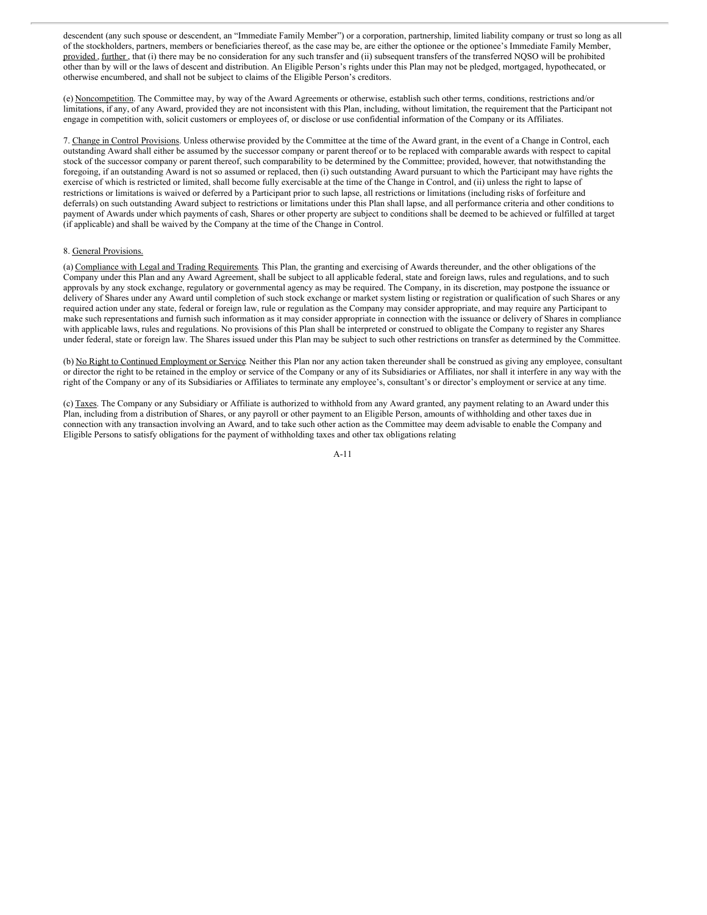descendent (any such spouse or descendent, an "Immediate Family Member") or a corporation, partnership, limited liability company or trust so long as all of the stockholders, partners, members or beneficiaries thereof, as the case may be, are either the optionee or the optionee's Immediate Family Member, provided, further, that (i) there may be no consideration for any such transfer and (ii) subsequent transfers of the transferred NQSO will be prohibited other than by will or the laws of descent and distribution. An Eligible Person's rights under this Plan may not be pledged, mortgaged, hypothecated, or otherwise encumbered, and shall not be subject to claims of the Eligible Person's creditors.

(e) Noncompetition. The Committee may, by way of the Award Agreements or otherwise, establish such other terms, conditions, restrictions and/or limitations, if any, of any Award, provided they are not inconsistent with this Plan, including, without limitation, the requirement that the Participant not engage in competition with, solicit customers or employees of, or disclose or use confidential information of the Company or its Affiliates.

7. Change in Control Provisions. Unless otherwise provided by the Committee at the time of the Award grant, in the event of a Change in Control, each outstanding Award shall either be assumed by the successor company or parent thereof or to be replaced with comparable awards with respect to capital stock of the successor company or parent thereof, such comparability to be determined by the Committee; provided, however, that notwithstanding the foregoing, if an outstanding Award is not so assumed or replaced, then (i) such outstanding Award pursuant to which the Participant may have rights the exercise of which is restricted or limited, shall become fully exercisable at the time of the Change in Control, and (ii) unless the right to lapse of restrictions or limitations is waived or deferred by a Participant prior to such lapse, all restrictions or limitations (including risks of forfeiture and deferrals) on such outstanding Award subject to restrictions or limitations under this Plan shall lapse, and all performance criteria and other conditions to payment of Awards under which payments of cash, Shares or other property are subject to conditions shall be deemed to be achieved or fulfilled at target (if applicable) and shall be waived by the Company at the time of the Change in Control.

8. General Provisions.

(a) Compliance with Legal and Trading Requirements. This Plan, the granting and exercising of Awards thereunder, and the other obligations of the Company under this Plan and any Award Agreement, shall be subject to all applicable federal, state and foreign laws, rules and regulations, and to such approvals by any stock exchange, regulatory or governmental agency as may be required. The Company, in its discretion, may postpone the issuance or delivery of Shares under any Award until completion of such stock exchange or market system listing or registration or qualification of such Shares or any required action under any state, federal or foreign law, rule or regulation as the Company may consider appropriate, and may require any Participant to make such representations and furnish such information as it may consider appropriate in connection with the issuance or delivery of Shares in compliance with applicable laws, rules and regulations. No provisions of this Plan shall be interpreted or construed to obligate the Company to register any Shares under federal, state or foreign law. The Shares issued under this Plan may be subject to such other restrictions on transfer as determined by the Committee.

(b) No Right to Continued Employment or Service. Neither this Plan nor any action taken thereunder shall be construed as giving any employee, consultant or director the right to be retained in the employ or service of the Company or any of its Subsidiaries or Affiliates, nor shall it interfere in any way with the right of the Company or any of its Subsidiaries or Affiliates to terminate any employee's, consultant's or director's employment or service at any time.

(c) Taxes. The Company or any Subsidiary or Affiliate is authorized to withhold from any Award granted, any payment relating to an Award under this Plan, including from a distribution of Shares, or any payroll or other payment to an Eligible Person, amounts of withholding and other taxes due in connection with any transaction involving an Award, and to take such other action as the Committee may deem advisable to enable the Company and Eligible Persons to satisfy obligations for the payment of withholding taxes and other tax obligations relating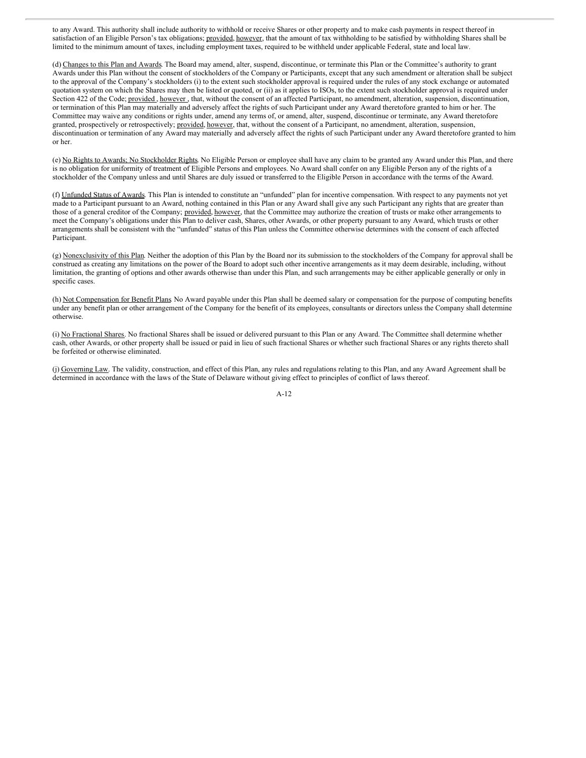to any Award. This authority shall include authority to withhold or receive Shares or other property and to make cash payments in respect thereof in satisfaction of an Eligible Person's tax obligations; provided, however, that the amount of tax withholding to be satisfied by withholding Shares shall be limited to the minimum amount of taxes, including employment taxes, required to be withheld under applicable Federal, state and local law.

(d) Changes to this Plan and Awards. The Board may amend, alter, suspend, discontinue, or terminate this Plan or the Committee's authority to grant Awards under this Plan without the consent of stockholders of the Company or Participants, except that any such amendment or alteration shall be subject to the approval of the Company's stockholders (i) to the extent such stockholder approval is required under the rules of any stock exchange or automated quotation system on which the Shares may then be listed or quoted, or (ii) as it applies to ISOs, to the extent such stockholder approval is required under Section 422 of the Code; provided , however , that, without the consent of an affected Participant, no amendment, alteration, suspension, discontinuation, or termination of this Plan may materially and adversely affect the rights of such Participant under any Award theretofore granted to him or her. The Committee may waive any conditions or rights under, amend any terms of, or amend, alter, suspend, discontinue or terminate, any Award theretofore granted, prospectively or retrospectively; provided, however, that, without the consent of a Participant, no amendment, alteration, suspension, discontinuation or termination of any Award may materially and adversely affect the rights of such Participant under any Award theretofore granted to him or her.

(e) No Rights to Awards; No Stockholder Rights. No Eligible Person or employee shall have any claim to be granted any Award under this Plan, and there is no obligation for uniformity of treatment of Eligible Persons and employees. No Award shall confer on any Eligible Person any of the rights of a stockholder of the Company unless and until Shares are duly issued or transferred to the Eligible Person in accordance with the terms of the Award.

(f) Unfunded Status of Awards. This Plan is intended to constitute an "unfunded" plan for incentive compensation. With respect to any payments not yet made to a Participant pursuant to an Award, nothing contained in this Plan or any Award shall give any such Participant any rights that are greater than those of a general creditor of the Company; provided, however, that the Committee may authorize the creation of trusts or make other arrangements to meet the Company's obligations under this Plan to deliver cash, Shares, other Awards, or other property pursuant to any Award, which trusts or other arrangements shall be consistent with the "unfunded" status of this Plan unless the Committee otherwise determines with the consent of each affected Participant.

(g) Nonexclusivity of this Plan. Neither the adoption of this Plan by the Board nor its submission to the stockholders of the Company for approval shall be construed as creating any limitations on the power of the Board to adopt such other incentive arrangements as it may deem desirable, including, without limitation, the granting of options and other awards otherwise than under this Plan, and such arrangements may be either applicable generally or only in specific cases.

(h) Not Compensation for Benefit Plans. No Award payable under this Plan shall be deemed salary or compensation for the purpose of computing benefits under any benefit plan or other arrangement of the Company for the benefit of its employees, consultants or directors unless the Company shall determine otherwise.

(i) No Fractional Shares. No fractional Shares shall be issued or delivered pursuant to this Plan or any Award. The Committee shall determine whether cash, other Awards, or other property shall be issued or paid in lieu of such fractional Shares or whether such fractional Shares or any rights thereto shall be forfeited or otherwise eliminated.

(j) Governing Law. The validity, construction, and effect of this Plan, any rules and regulations relating to this Plan, and any Award Agreement shall be determined in accordance with the laws of the State of Delaware without giving effect to principles of conflict of laws thereof.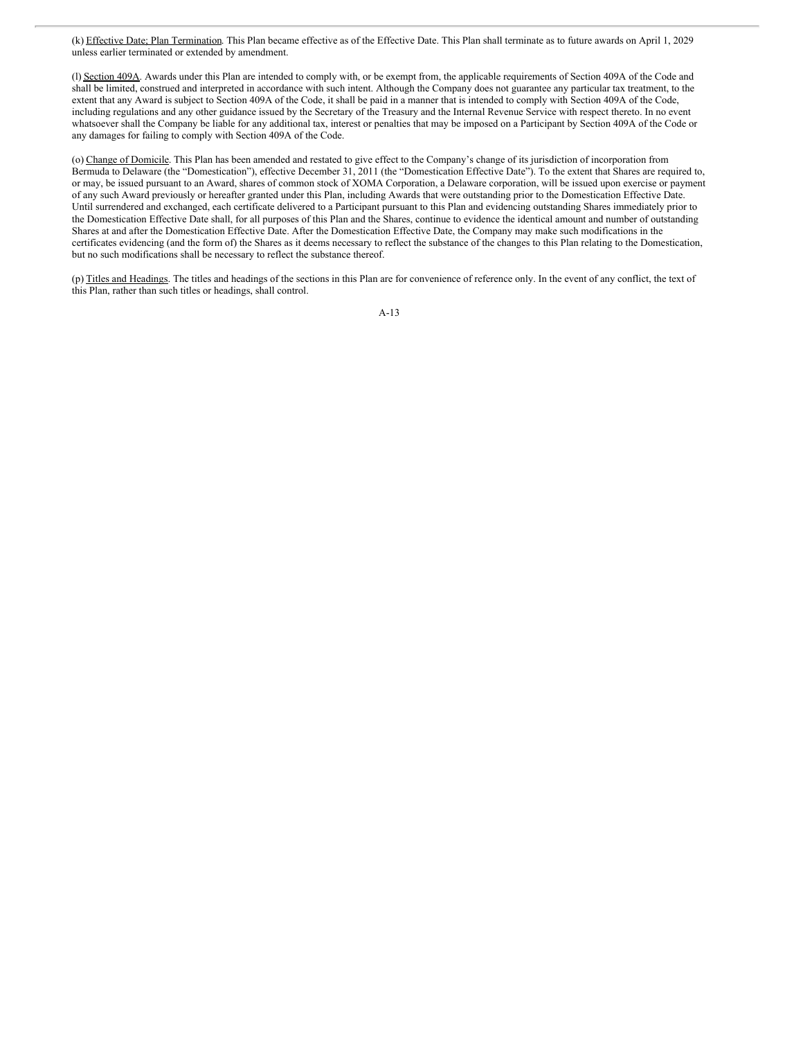(k) Effective Date; Plan Termination. This Plan became effective as of the Effective Date. This Plan shall terminate as to future awards on April 1, 2029 unless earlier terminated or extended by amendment.

(l) Section 409A. Awards under this Plan are intended to comply with, or be exempt from, the applicable requirements of Section 409A of the Code and shall be limited, construed and interpreted in accordance with such intent. Although the Company does not guarantee any particular tax treatment, to the extent that any Award is subject to Section 409A of the Code, it shall be paid in a manner that is intended to comply with Section 409A of the Code, including regulations and any other guidance issued by the Secretary of the Treasury and the Internal Revenue Service with respect thereto. In no event whatsoever shall the Company be liable for any additional tax, interest or penalties that may be imposed on a Participant by Section 409A of the Code or any damages for failing to comply with Section 409A of the Code.

(o) Change of Domicile. This Plan has been amended and restated to give effect to the Company's change of its jurisdiction of incorporation from Bermuda to Delaware (the "Domestication"), effective December 31, 2011 (the "Domestication Effective Date"). To the extent that Shares are required to, or may, be issued pursuant to an Award, shares of common stock of XOMA Corporation, a Delaware corporation, will be issued upon exercise or payment of any such Award previously or hereafter granted under this Plan, including Awards that were outstanding prior to the Domestication Effective Date. Until surrendered and exchanged, each certificate delivered to a Participant pursuant to this Plan and evidencing outstanding Shares immediately prior to the Domestication Effective Date shall, for all purposes of this Plan and the Shares, continue to evidence the identical amount and number of outstanding Shares at and after the Domestication Effective Date. After the Domestication Effective Date, the Company may make such modifications in the certificates evidencing (and the form of) the Shares as it deems necessary to reflect the substance of the changes to this Plan relating to the Domestication, but no such modifications shall be necessary to reflect the substance thereof.

(p) Titles and Headings. The titles and headings of the sections in this Plan are for convenience of reference only. In the event of any conflict, the text of this Plan, rather than such titles or headings, shall control.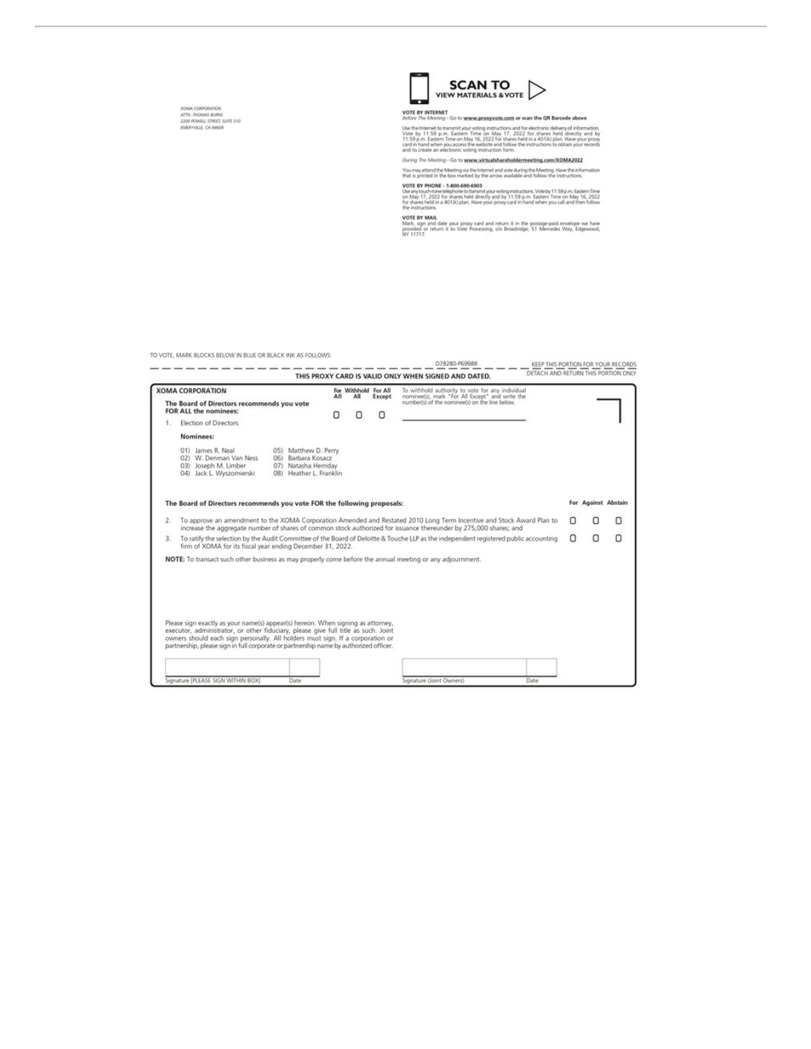XOMA CORPORATION
ATTN: THOMAS BURNS
2200 POWELL STREET, SUITE 310
EMERYVILLE, CA 94608

**SCAN TO VIEW MATERIALS & VOTE**

**VOTE BY INTERNET**
*Before The Meeting* - Go to **www.proxyvote.com** or scan the QR Barcode above

Use the Internet to transmit your voting instructions and for electronic delivery of information. Vote by 11:59 p.m. Eastern Time on May 17, 2022 for shares held directly and by 11:59 p.m. Eastern Time on May 16, 2022 for shares held in a 401(k) plan. Have your proxy card in hand when you access the website and follow the instructions to obtain your records and to create an electronic voting instruction form.

*During The Meeting* - Go to **www.virtualshareholdermeeting.com/XOMA2022**

You may attend the Meeting via the Internet and vote during the Meeting. Have the information that is printed in the box marked by the arrow available and follow the instructions.

**VOTE BY PHONE - 1-800-690-6903**
Use any touch-tone telephone to transmit your voting instructions. Vote by 11:59 p.m. Eastern Time on May 17, 2022 for shares held directly and by 11:59 p.m. Eastern Time on May 16, 2022 for shares held in a 401(k) plan. Have your proxy card in hand when you call and then follow the instructions.

**VOTE BY MAIL**
Mark, sign and date your proxy card and return it in the postage-paid envelope we have provided or return it to Vote Processing, c/o Broadridge, 51 Mercedes Way, Edgewood, NY 11717.

TO VOTE, MARK BLOCKS BELOW IN BLUE OR BLACK INK AS FOLLOWS:

D78280-P69988 — KEEP THIS PORTION FOR YOUR RECORDS

**THIS PROXY CARD IS VALID ONLY WHEN SIGNED AND DATED.** — DETACH AND RETURN THIS PORTION ONLY

**XOMA CORPORATION**

**The Board of Directors recommends you vote FOR ALL the nominees:**

| | For All | Withhold All | For All Except |
|---|---|---|---|
| 1. Election of Directors | ☐ | ☐ | ☐ |

To withhold authority to vote for any individual nominee(s), mark "For All Except" and write the number(s) of the nominee(s) on the line below.

\_\_\_\_\_\_\_\_\_\_\_\_\_\_\_\_\_\_\_\_\_\_\_\_\_\_\_\_

**Nominees:**

01) James R. Neal
02) W. Denman Van Ness
03) Joseph M. Limber
04) Jack L. Wyszomierski
05) Matthew D. Perry
06) Barbara Kosacz
07) Natasha Hernday
08) Heather L. Franklin

**The Board of Directors recommends you vote FOR the following proposals:**

| | For | Against | Abstain |
|---|---|---|---|
| 2. To approve an amendment to the XOMA Corporation Amended and Restated 2010 Long Term Incentive and Stock Award Plan to increase the aggregate number of shares of common stock authorized for issuance thereunder by 275,000 shares; and | ☐ | ☐ | ☐ |
| 3. To ratify the selection by the Audit Committee of the Board of Deloitte & Touche LLP as the independent registered public accounting firm of XOMA for its fiscal year ending December 31, 2022. | ☐ | ☐ | ☐ |

**NOTE:** To transact such other business as may properly come before the annual meeting or any adjournment.

Please sign exactly as your name(s) appear(s) hereon. When signing as attorney, executor, administrator, or other fiduciary, please give full title as such. Joint owners should each sign personally. All holders must sign. If a corporation or partnership, please sign in full corporate or partnership name by authorized officer.

| Signature [PLEASE SIGN WITHIN BOX] | Date | Signature (Joint Owners) | Date |
|---|---|---|---|
| | | | |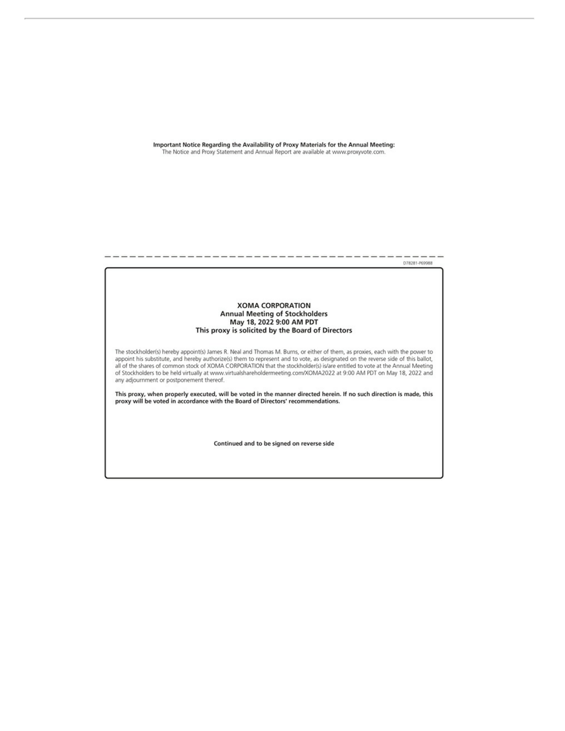**Important Notice Regarding the Availability of Proxy Materials for the Annual Meeting:**
The Notice and Proxy Statement and Annual Report are available at www.proxyvote.com.

D78281-P69988

**XOMA CORPORATION**
**Annual Meeting of Stockholders**
**May 18, 2022 9:00 AM PDT**
**This proxy is solicited by the Board of Directors**

The stockholder(s) hereby appoint(s) James R. Neal and Thomas M. Burns, or either of them, as proxies, each with the power to appoint his substitute, and hereby authorize(s) them to represent and to vote, as designated on the reverse side of this ballot, all of the shares of common stock of XOMA CORPORATION that the stockholder(s) is/are entitled to vote at the Annual Meeting of Stockholders to be held virtually at www.virtualshareholdermeeting.com/XOMA2022 at 9:00 AM PDT on May 18, 2022 and any adjournment or postponement thereof.

**This proxy, when properly executed, will be voted in the manner directed herein. If no such direction is made, this proxy will be voted in accordance with the Board of Directors' recommendations.**

**Continued and to be signed on reverse side**